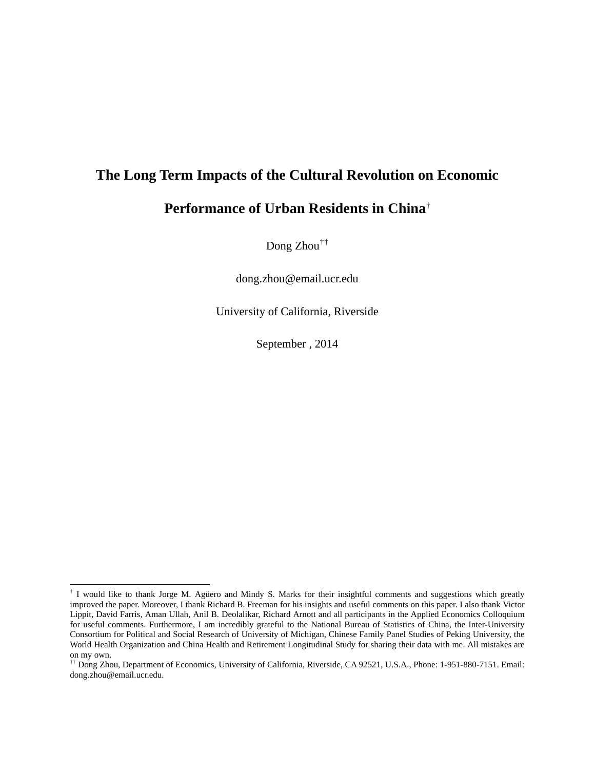# The Long Term Impacts of the Cultural Revolution on Economic Performance of Urban Residents in China[†]

Dong Zhou[††]

dong.zhou@email.ucr.edu

University of California, Riverside

September , 2014

---

[†] I would like to thank Jorge M. Agüero and Mindy S. Marks for their insightful comments and suggestions which greatly improved the paper. Moreover, I thank Richard B. Freeman for his insights and useful comments on this paper. I also thank Victor Lippit, David Farris, Aman Ullah, Anil B. Deolalikar, Richard Arnott and all participants in the Applied Economics Colloquium for useful comments. Furthermore, I am incredibly grateful to the National Bureau of Statistics of China, the Inter-University Consortium for Political and Social Research of University of Michigan, Chinese Family Panel Studies of Peking University, the World Health Organization and China Health and Retirement Longitudinal Study for sharing their data with me. All mistakes are on my own.

[††] Dong Zhou, Department of Economics, University of California, Riverside, CA 92521, U.S.A., Phone: 1-951-880-7151. Email: dong.zhou@email.ucr.edu.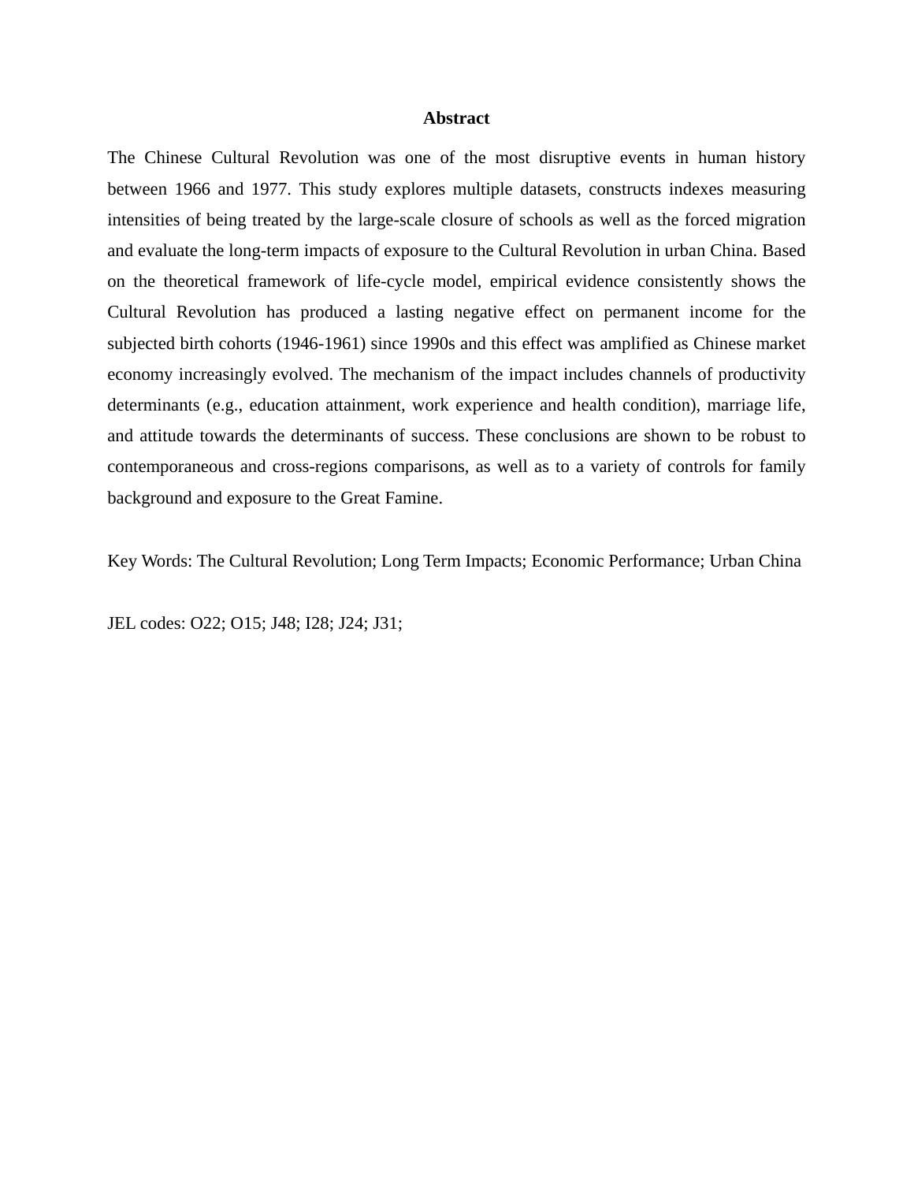## Abstract

The Chinese Cultural Revolution was one of the most disruptive events in human history between 1966 and 1977. This study explores multiple datasets, constructs indexes measuring intensities of being treated by the large-scale closure of schools as well as the forced migration and evaluate the long-term impacts of exposure to the Cultural Revolution in urban China. Based on the theoretical framework of life-cycle model, empirical evidence consistently shows the Cultural Revolution has produced a lasting negative effect on permanent income for the subjected birth cohorts (1946-1961) since 1990s and this effect was amplified as Chinese market economy increasingly evolved. The mechanism of the impact includes channels of productivity determinants (e.g., education attainment, work experience and health condition), marriage life, and attitude towards the determinants of success. These conclusions are shown to be robust to contemporaneous and cross-regions comparisons, as well as to a variety of controls for family background and exposure to the Great Famine.

Key Words: The Cultural Revolution; Long Term Impacts; Economic Performance; Urban China

JEL codes: O22; O15; J48; I28; J24; J31;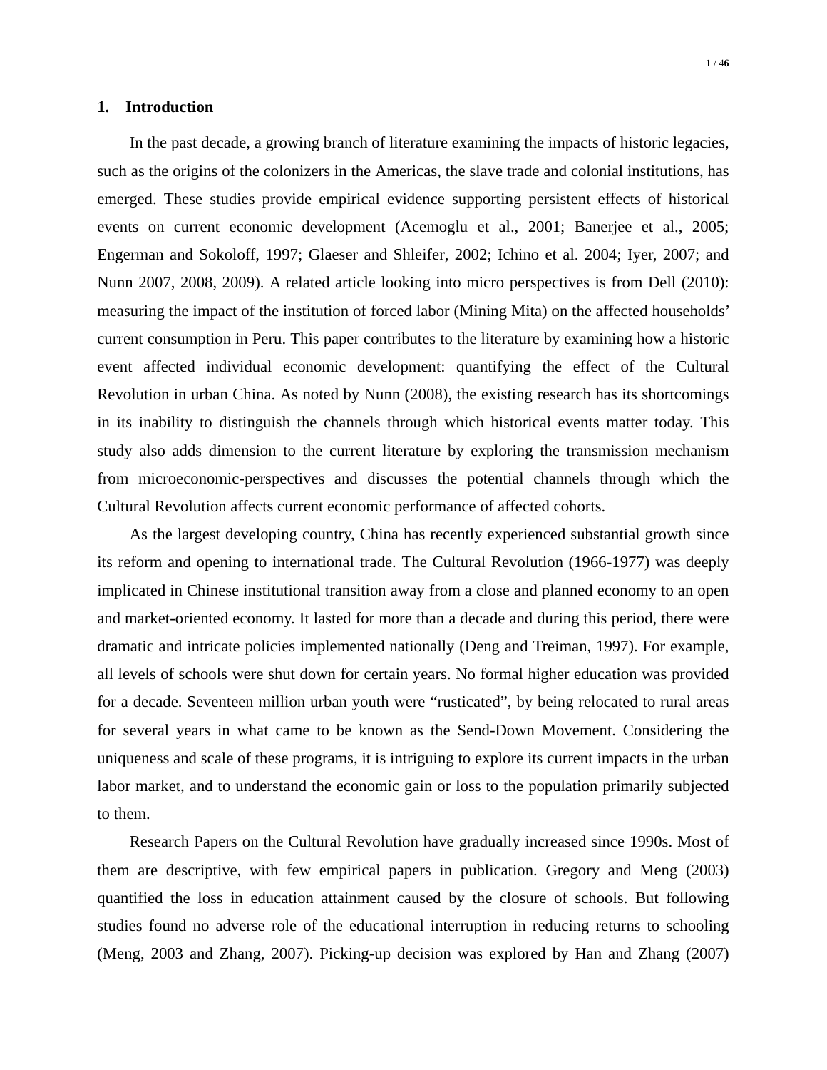## 1. Introduction

In the past decade, a growing branch of literature examining the impacts of historic legacies, such as the origins of the colonizers in the Americas, the slave trade and colonial institutions, has emerged. These studies provide empirical evidence supporting persistent effects of historical events on current economic development (Acemoglu et al., 2001; Banerjee et al., 2005; Engerman and Sokoloff, 1997; Glaeser and Shleifer, 2002; Ichino et al. 2004; Iyer, 2007; and Nunn 2007, 2008, 2009). A related article looking into micro perspectives is from Dell (2010): measuring the impact of the institution of forced labor (Mining Mita) on the affected households' current consumption in Peru. This paper contributes to the literature by examining how a historic event affected individual economic development: quantifying the effect of the Cultural Revolution in urban China. As noted by Nunn (2008), the existing research has its shortcomings in its inability to distinguish the channels through which historical events matter today. This study also adds dimension to the current literature by exploring the transmission mechanism from microeconomic-perspectives and discusses the potential channels through which the Cultural Revolution affects current economic performance of affected cohorts.

As the largest developing country, China has recently experienced substantial growth since its reform and opening to international trade. The Cultural Revolution (1966-1977) was deeply implicated in Chinese institutional transition away from a close and planned economy to an open and market-oriented economy. It lasted for more than a decade and during this period, there were dramatic and intricate policies implemented nationally (Deng and Treiman, 1997). For example, all levels of schools were shut down for certain years. No formal higher education was provided for a decade. Seventeen million urban youth were "rusticated", by being relocated to rural areas for several years in what came to be known as the Send-Down Movement. Considering the uniqueness and scale of these programs, it is intriguing to explore its current impacts in the urban labor market, and to understand the economic gain or loss to the population primarily subjected to them.

Research Papers on the Cultural Revolution have gradually increased since 1990s. Most of them are descriptive, with few empirical papers in publication. Gregory and Meng (2003) quantified the loss in education attainment caused by the closure of schools. But following studies found no adverse role of the educational interruption in reducing returns to schooling (Meng, 2003 and Zhang, 2007). Picking-up decision was explored by Han and Zhang (2007)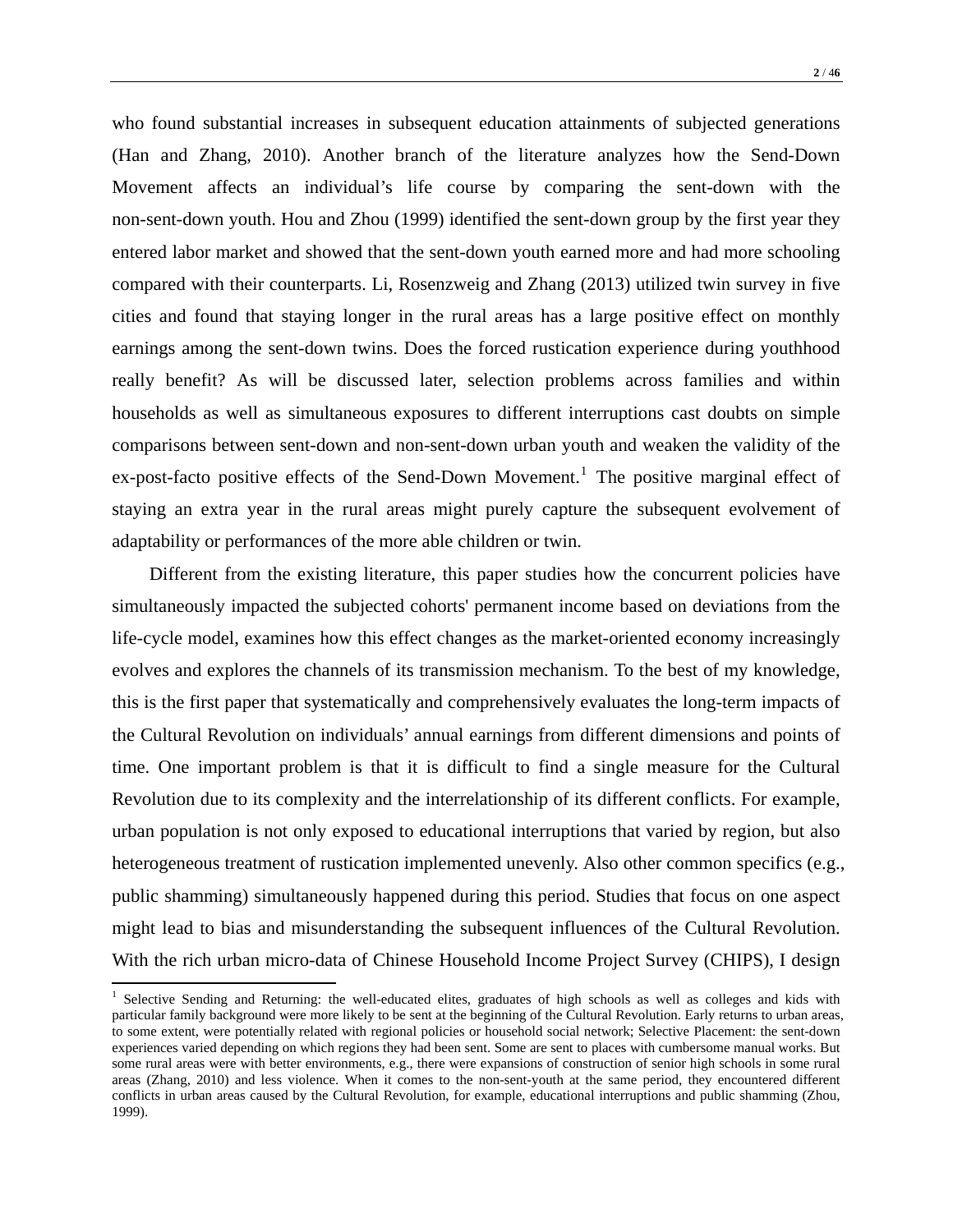who found substantial increases in subsequent education attainments of subjected generations (Han and Zhang, 2010). Another branch of the literature analyzes how the Send-Down Movement affects an individual's life course by comparing the sent-down with the non-sent-down youth. Hou and Zhou (1999) identified the sent-down group by the first year they entered labor market and showed that the sent-down youth earned more and had more schooling compared with their counterparts. Li, Rosenzweig and Zhang (2013) utilized twin survey in five cities and found that staying longer in the rural areas has a large positive effect on monthly earnings among the sent-down twins. Does the forced rustication experience during youthhood really benefit? As will be discussed later, selection problems across families and within households as well as simultaneous exposures to different interruptions cast doubts on simple comparisons between sent-down and non-sent-down urban youth and weaken the validity of the ex-post-facto positive effects of the Send-Down Movement.[1] The positive marginal effect of staying an extra year in the rural areas might purely capture the subsequent evolvement of adaptability or performances of the more able children or twin.

Different from the existing literature, this paper studies how the concurrent policies have simultaneously impacted the subjected cohorts' permanent income based on deviations from the life-cycle model, examines how this effect changes as the market-oriented economy increasingly evolves and explores the channels of its transmission mechanism. To the best of my knowledge, this is the first paper that systematically and comprehensively evaluates the long-term impacts of the Cultural Revolution on individuals' annual earnings from different dimensions and points of time. One important problem is that it is difficult to find a single measure for the Cultural Revolution due to its complexity and the interrelationship of its different conflicts. For example, urban population is not only exposed to educational interruptions that varied by region, but also heterogeneous treatment of rustication implemented unevenly. Also other common specifics (e.g., public shamming) simultaneously happened during this period. Studies that focus on one aspect might lead to bias and misunderstanding the subsequent influences of the Cultural Revolution. With the rich urban micro-data of Chinese Household Income Project Survey (CHIPS), I design

[1] Selective Sending and Returning: the well-educated elites, graduates of high schools as well as colleges and kids with particular family background were more likely to be sent at the beginning of the Cultural Revolution. Early returns to urban areas, to some extent, were potentially related with regional policies or household social network; Selective Placement: the sent-down experiences varied depending on which regions they had been sent. Some are sent to places with cumbersome manual works. But some rural areas were with better environments, e.g., there were expansions of construction of senior high schools in some rural areas (Zhang, 2010) and less violence. When it comes to the non-sent-youth at the same period, they encountered different conflicts in urban areas caused by the Cultural Revolution, for example, educational interruptions and public shamming (Zhou, 1999).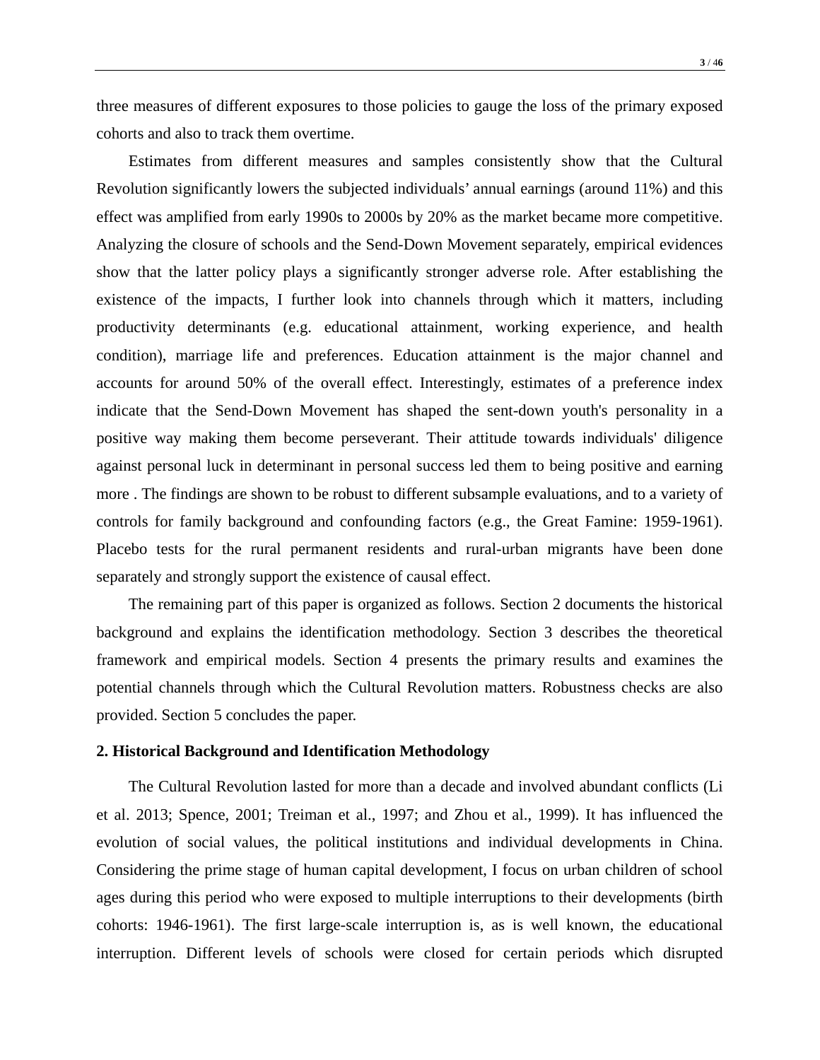three measures of different exposures to those policies to gauge the loss of the primary exposed cohorts and also to track them overtime.

Estimates from different measures and samples consistently show that the Cultural Revolution significantly lowers the subjected individuals' annual earnings (around 11%) and this effect was amplified from early 1990s to 2000s by 20% as the market became more competitive. Analyzing the closure of schools and the Send-Down Movement separately, empirical evidences show that the latter policy plays a significantly stronger adverse role. After establishing the existence of the impacts, I further look into channels through which it matters, including productivity determinants (e.g. educational attainment, working experience, and health condition), marriage life and preferences. Education attainment is the major channel and accounts for around 50% of the overall effect. Interestingly, estimates of a preference index indicate that the Send-Down Movement has shaped the sent-down youth's personality in a positive way making them become perseverant. Their attitude towards individuals' diligence against personal luck in determinant in personal success led them to being positive and earning more . The findings are shown to be robust to different subsample evaluations, and to a variety of controls for family background and confounding factors (e.g., the Great Famine: 1959-1961). Placebo tests for the rural permanent residents and rural-urban migrants have been done separately and strongly support the existence of causal effect.

The remaining part of this paper is organized as follows. Section 2 documents the historical background and explains the identification methodology. Section 3 describes the theoretical framework and empirical models. Section 4 presents the primary results and examines the potential channels through which the Cultural Revolution matters. Robustness checks are also provided. Section 5 concludes the paper.

## 2. Historical Background and Identification Methodology

The Cultural Revolution lasted for more than a decade and involved abundant conflicts (Li et al. 2013; Spence, 2001; Treiman et al., 1997; and Zhou et al., 1999). It has influenced the evolution of social values, the political institutions and individual developments in China. Considering the prime stage of human capital development, I focus on urban children of school ages during this period who were exposed to multiple interruptions to their developments (birth cohorts: 1946-1961). The first large-scale interruption is, as is well known, the educational interruption. Different levels of schools were closed for certain periods which disrupted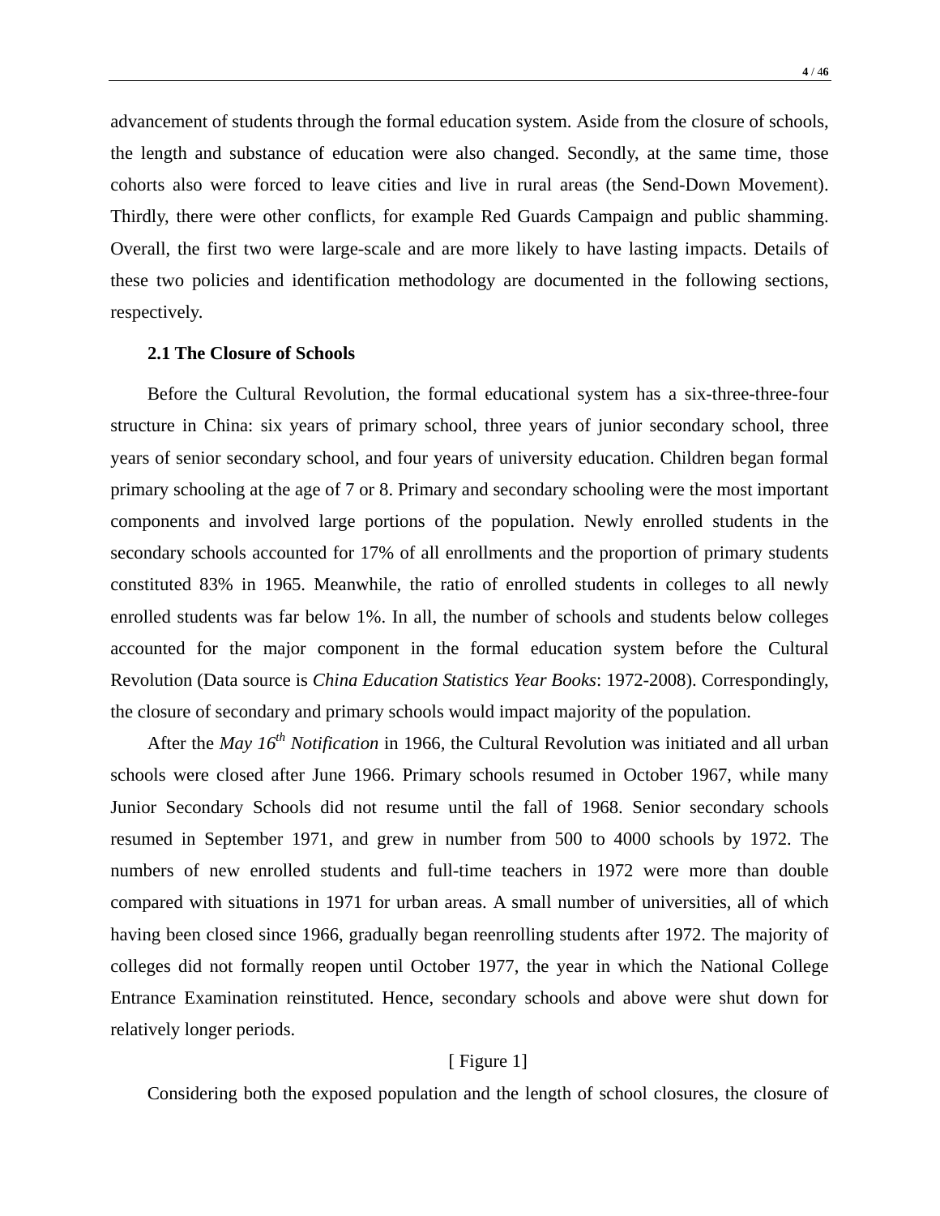advancement of students through the formal education system. Aside from the closure of schools, the length and substance of education were also changed. Secondly, at the same time, those cohorts also were forced to leave cities and live in rural areas (the Send-Down Movement). Thirdly, there were other conflicts, for example Red Guards Campaign and public shamming. Overall, the first two were large-scale and are more likely to have lasting impacts. Details of these two policies and identification methodology are documented in the following sections, respectively.

### 2.1 The Closure of Schools

Before the Cultural Revolution, the formal educational system has a six-three-three-four structure in China: six years of primary school, three years of junior secondary school, three years of senior secondary school, and four years of university education. Children began formal primary schooling at the age of 7 or 8. Primary and secondary schooling were the most important components and involved large portions of the population. Newly enrolled students in the secondary schools accounted for 17% of all enrollments and the proportion of primary students constituted 83% in 1965. Meanwhile, the ratio of enrolled students in colleges to all newly enrolled students was far below 1%. In all, the number of schools and students below colleges accounted for the major component in the formal education system before the Cultural Revolution (Data source is *China Education Statistics Year Books*: 1972-2008). Correspondingly, the closure of secondary and primary schools would impact majority of the population.

After the *May 16th Notification* in 1966, the Cultural Revolution was initiated and all urban schools were closed after June 1966. Primary schools resumed in October 1967, while many Junior Secondary Schools did not resume until the fall of 1968. Senior secondary schools resumed in September 1971, and grew in number from 500 to 4000 schools by 1972. The numbers of new enrolled students and full-time teachers in 1972 were more than double compared with situations in 1971 for urban areas. A small number of universities, all of which having been closed since 1966, gradually began reenrolling students after 1972. The majority of colleges did not formally reopen until October 1977, the year in which the National College Entrance Examination reinstituted. Hence, secondary schools and above were shut down for relatively longer periods.

[ Figure 1]

Considering both the exposed population and the length of school closures, the closure of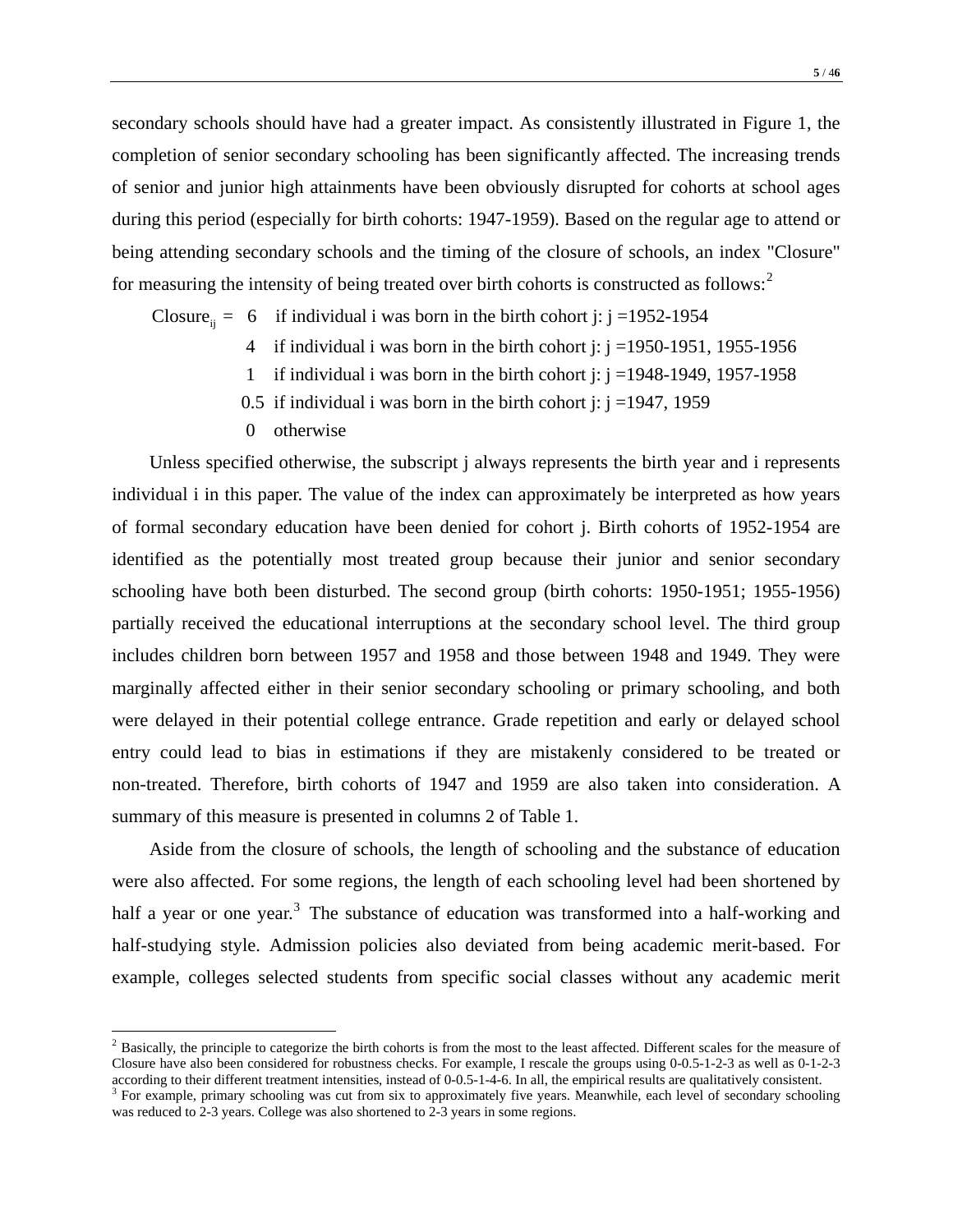secondary schools should have had a greater impact. As consistently illustrated in Figure 1, the completion of senior secondary schooling has been significantly affected. The increasing trends of senior and junior high attainments have been obviously disrupted for cohorts at school ages during this period (especially for birth cohorts: 1947-1959). Based on the regular age to attend or being attending secondary schools and the timing of the closure of schools, an index "Closure" for measuring the intensity of being treated over birth cohorts is constructed as follows:[2]

$$
\text{Closure}_{ij} = \begin{cases} 6 & \text{if individual i was born in the birth cohort j: j =1952-1954} \\ 4 & \text{if individual i was born in the birth cohort j: j =1950-1951, 1955-1956} \\ 1 & \text{if individual i was born in the birth cohort j: j =1948-1949, 1957-1958} \\ 0.5 & \text{if individual i was born in the birth cohort j: j =1947, 1959} \\ 0 & \text{otherwise} \end{cases}
$$

Unless specified otherwise, the subscript j always represents the birth year and i represents individual i in this paper. The value of the index can approximately be interpreted as how years of formal secondary education have been denied for cohort j. Birth cohorts of 1952-1954 are identified as the potentially most treated group because their junior and senior secondary schooling have both been disturbed. The second group (birth cohorts: 1950-1951; 1955-1956) partially received the educational interruptions at the secondary school level. The third group includes children born between 1957 and 1958 and those between 1948 and 1949. They were marginally affected either in their senior secondary schooling or primary schooling, and both were delayed in their potential college entrance. Grade repetition and early or delayed school entry could lead to bias in estimations if they are mistakenly considered to be treated or non-treated. Therefore, birth cohorts of 1947 and 1959 are also taken into consideration. A summary of this measure is presented in columns 2 of Table 1.

Aside from the closure of schools, the length of schooling and the substance of education were also affected. For some regions, the length of each schooling level had been shortened by half a year or one year.[3] The substance of education was transformed into a half-working and half-studying style. Admission policies also deviated from being academic merit-based. For example, colleges selected students from specific social classes without any academic merit

---

[2] Basically, the principle to categorize the birth cohorts is from the most to the least affected. Different scales for the measure of Closure have also been considered for robustness checks. For example, I rescale the groups using 0-0.5-1-2-3 as well as 0-1-2-3 according to their different treatment intensities, instead of 0-0.5-1-4-6. In all, the empirical results are qualitatively consistent.

[3] For example, primary schooling was cut from six to approximately five years. Meanwhile, each level of secondary schooling was reduced to 2-3 years. College was also shortened to 2-3 years in some regions.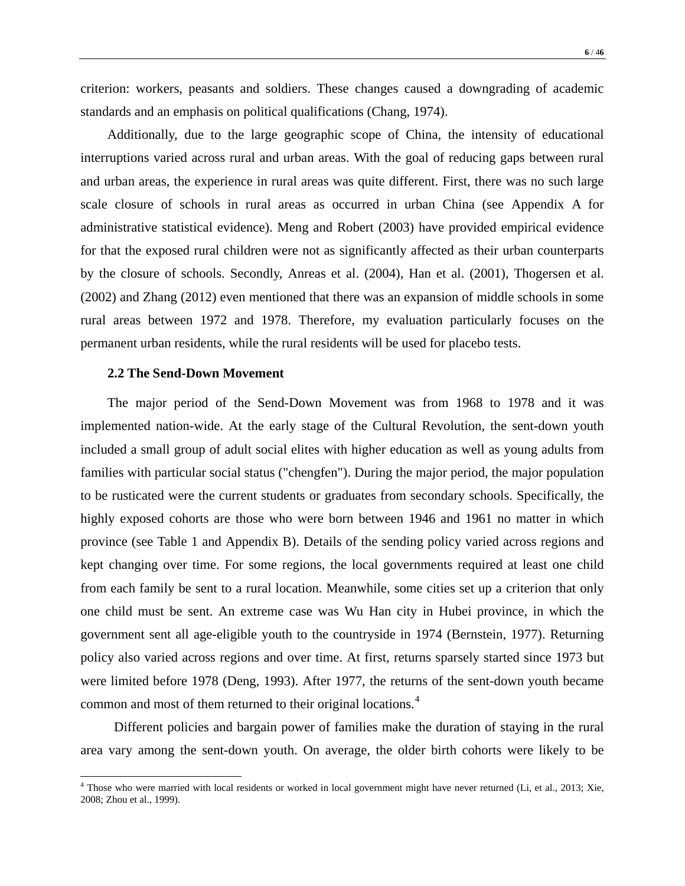criterion: workers, peasants and soldiers. These changes caused a downgrading of academic standards and an emphasis on political qualifications (Chang, 1974).

Additionally, due to the large geographic scope of China, the intensity of educational interruptions varied across rural and urban areas. With the goal of reducing gaps between rural and urban areas, the experience in rural areas was quite different. First, there was no such large scale closure of schools in rural areas as occurred in urban China (see Appendix A for administrative statistical evidence). Meng and Robert (2003) have provided empirical evidence for that the exposed rural children were not as significantly affected as their urban counterparts by the closure of schools. Secondly, Anreas et al. (2004), Han et al. (2001), Thogersen et al. (2002) and Zhang (2012) even mentioned that there was an expansion of middle schools in some rural areas between 1972 and 1978. Therefore, my evaluation particularly focuses on the permanent urban residents, while the rural residents will be used for placebo tests.

### 2.2 The Send-Down Movement

The major period of the Send-Down Movement was from 1968 to 1978 and it was implemented nation-wide. At the early stage of the Cultural Revolution, the sent-down youth included a small group of adult social elites with higher education as well as young adults from families with particular social status ("chengfen"). During the major period, the major population to be rusticated were the current students or graduates from secondary schools. Specifically, the highly exposed cohorts are those who were born between 1946 and 1961 no matter in which province (see Table 1 and Appendix B). Details of the sending policy varied across regions and kept changing over time. For some regions, the local governments required at least one child from each family be sent to a rural location. Meanwhile, some cities set up a criterion that only one child must be sent. An extreme case was Wu Han city in Hubei province, in which the government sent all age-eligible youth to the countryside in 1974 (Bernstein, 1977). Returning policy also varied across regions and over time. At first, returns sparsely started since 1973 but were limited before 1978 (Deng, 1993). After 1977, the returns of the sent-down youth became common and most of them returned to their original locations.[4]

Different policies and bargain power of families make the duration of staying in the rural area vary among the sent-down youth. On average, the older birth cohorts were likely to be

[4] Those who were married with local residents or worked in local government might have never returned (Li, et al., 2013; Xie, 2008; Zhou et al., 1999).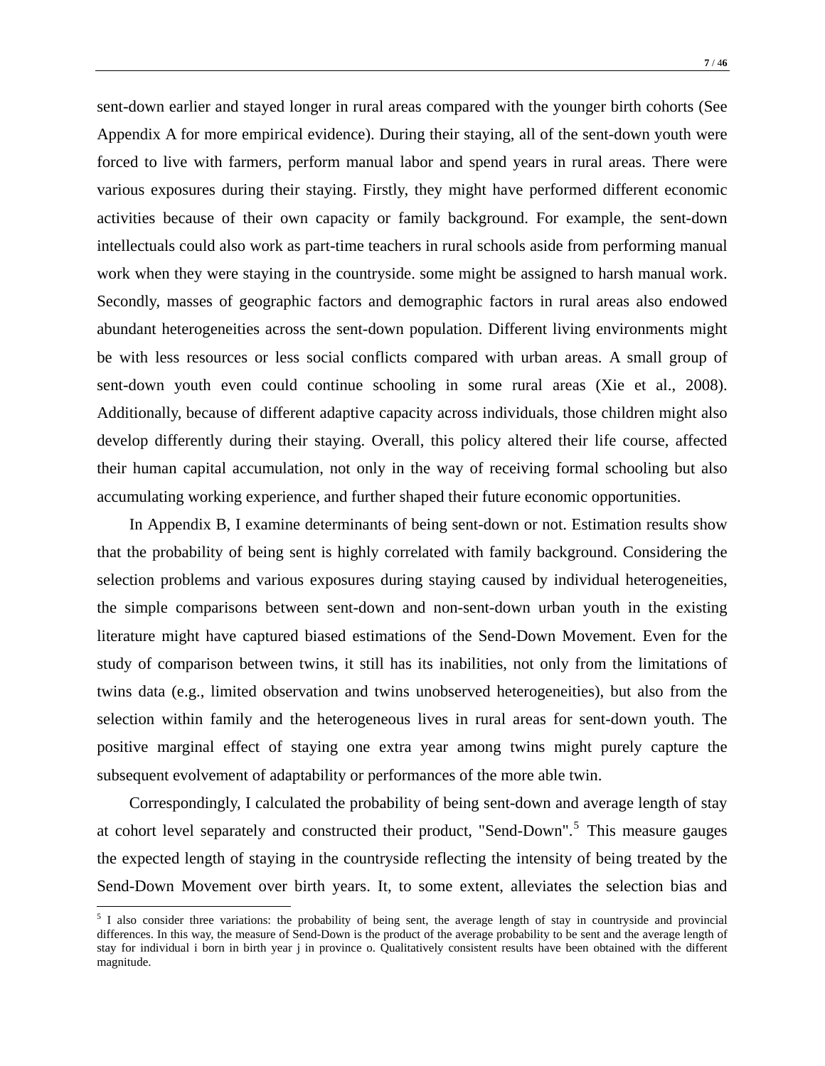sent-down earlier and stayed longer in rural areas compared with the younger birth cohorts (See Appendix A for more empirical evidence). During their staying, all of the sent-down youth were forced to live with farmers, perform manual labor and spend years in rural areas. There were various exposures during their staying. Firstly, they might have performed different economic activities because of their own capacity or family background. For example, the sent-down intellectuals could also work as part-time teachers in rural schools aside from performing manual work when they were staying in the countryside. some might be assigned to harsh manual work. Secondly, masses of geographic factors and demographic factors in rural areas also endowed abundant heterogeneities across the sent-down population. Different living environments might be with less resources or less social conflicts compared with urban areas. A small group of sent-down youth even could continue schooling in some rural areas (Xie et al., 2008). Additionally, because of different adaptive capacity across individuals, those children might also develop differently during their staying. Overall, this policy altered their life course, affected their human capital accumulation, not only in the way of receiving formal schooling but also accumulating working experience, and further shaped their future economic opportunities.

In Appendix B, I examine determinants of being sent-down or not. Estimation results show that the probability of being sent is highly correlated with family background. Considering the selection problems and various exposures during staying caused by individual heterogeneities, the simple comparisons between sent-down and non-sent-down urban youth in the existing literature might have captured biased estimations of the Send-Down Movement. Even for the study of comparison between twins, it still has its inabilities, not only from the limitations of twins data (e.g., limited observation and twins unobserved heterogeneities), but also from the selection within family and the heterogeneous lives in rural areas for sent-down youth. The positive marginal effect of staying one extra year among twins might purely capture the subsequent evolvement of adaptability or performances of the more able twin.

Correspondingly, I calculated the probability of being sent-down and average length of stay at cohort level separately and constructed their product, "Send-Down".[5] This measure gauges the expected length of staying in the countryside reflecting the intensity of being treated by the Send-Down Movement over birth years. It, to some extent, alleviates the selection bias and

[5] I also consider three variations: the probability of being sent, the average length of stay in countryside and provincial differences. In this way, the measure of Send-Down is the product of the average probability to be sent and the average length of stay for individual i born in birth year j in province o. Qualitatively consistent results have been obtained with the different magnitude.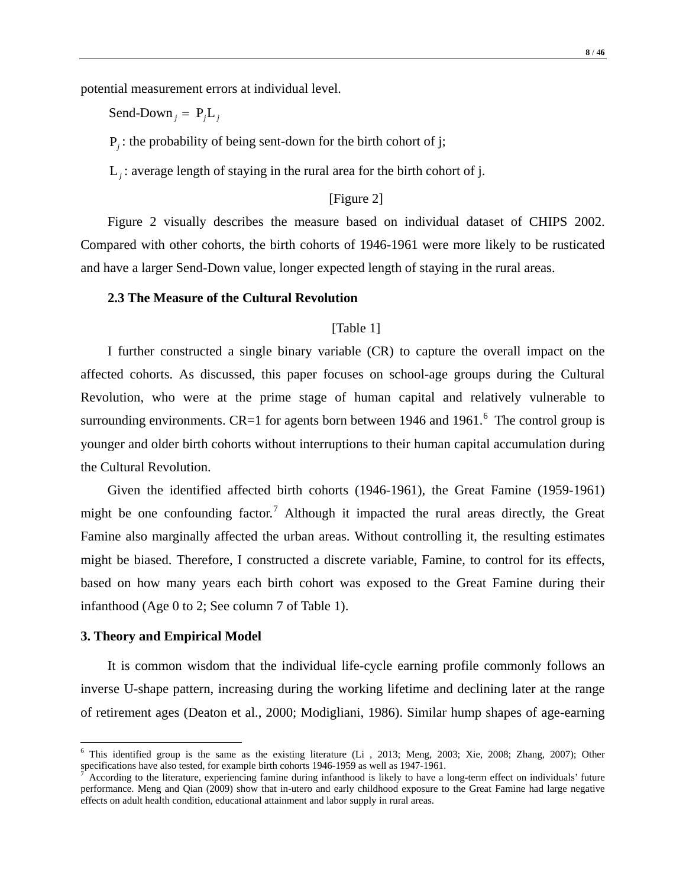potential measurement errors at individual level.

$$\text{Send-Down}_j = P_j L_j$$

$P_j$: the probability of being sent-down for the birth cohort of j;

$L_j$: average length of staying in the rural area for the birth cohort of j.

[Figure 2]

Figure 2 visually describes the measure based on individual dataset of CHIPS 2002. Compared with other cohorts, the birth cohorts of 1946-1961 were more likely to be rusticated and have a larger Send-Down value, longer expected length of staying in the rural areas.

### 2.3 The Measure of the Cultural Revolution

[Table 1]

I further constructed a single binary variable (CR) to capture the overall impact on the affected cohorts. As discussed, this paper focuses on school-age groups during the Cultural Revolution, who were at the prime stage of human capital and relatively vulnerable to surrounding environments. CR=1 for agents born between 1946 and 1961.[6] The control group is younger and older birth cohorts without interruptions to their human capital accumulation during the Cultural Revolution.

Given the identified affected birth cohorts (1946-1961), the Great Famine (1959-1961) might be one confounding factor.[7] Although it impacted the rural areas directly, the Great Famine also marginally affected the urban areas. Without controlling it, the resulting estimates might be biased. Therefore, I constructed a discrete variable, Famine, to control for its effects, based on how many years each birth cohort was exposed to the Great Famine during their infanthood (Age 0 to 2; See column 7 of Table 1).

## 3. Theory and Empirical Model

It is common wisdom that the individual life-cycle earning profile commonly follows an inverse U-shape pattern, increasing during the working lifetime and declining later at the range of retirement ages (Deaton et al., 2000; Modigliani, 1986). Similar hump shapes of age-earning

---

[6] This identified group is the same as the existing literature (Li , 2013; Meng, 2003; Xie, 2008; Zhang, 2007); Other specifications have also tested, for example birth cohorts 1946-1959 as well as 1947-1961.

[7] According to the literature, experiencing famine during infanthood is likely to have a long-term effect on individuals' future performance. Meng and Qian (2009) show that in-utero and early childhood exposure to the Great Famine had large negative effects on adult health condition, educational attainment and labor supply in rural areas.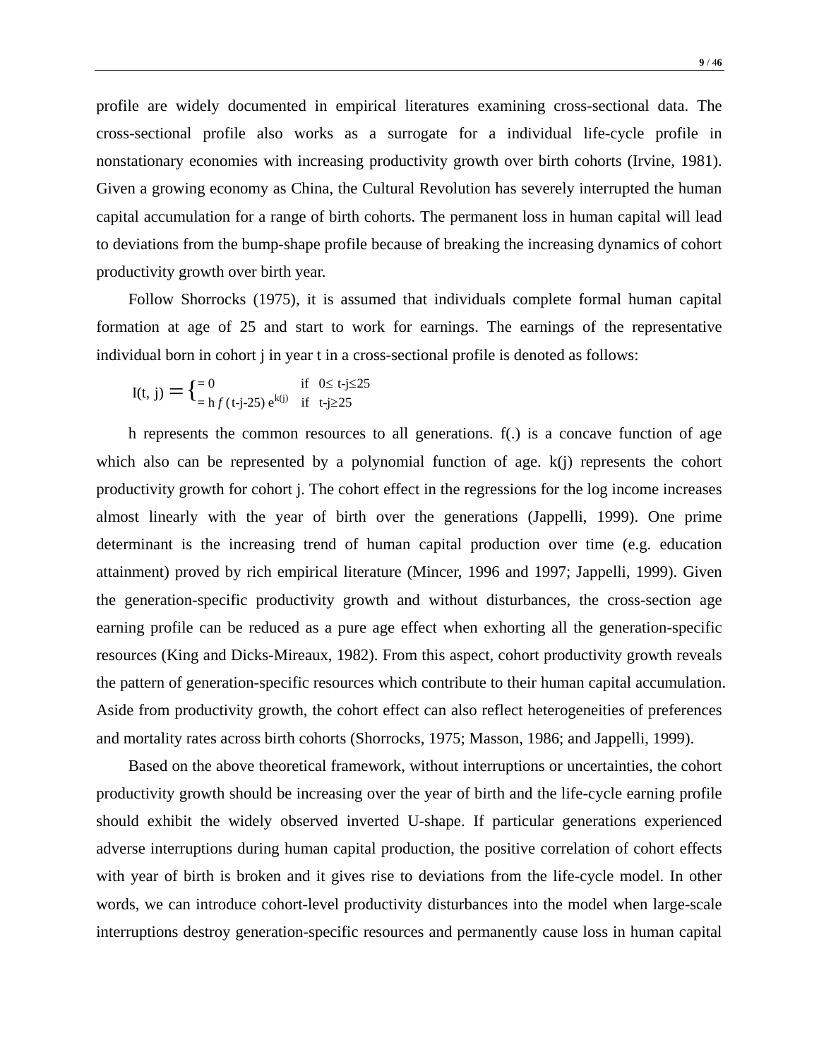profile are widely documented in empirical literatures examining cross-sectional data. The cross-sectional profile also works as a surrogate for a individual life-cycle profile in nonstationary economies with increasing productivity growth over birth cohorts (Irvine, 1981). Given a growing economy as China, the Cultural Revolution has severely interrupted the human capital accumulation for a range of birth cohorts. The permanent loss in human capital will lead to deviations from the bump-shape profile because of breaking the increasing dynamics of cohort productivity growth over birth year.

Follow Shorrocks (1975), it is assumed that individuals complete formal human capital formation at age of 25 and start to work for earnings. The earnings of the representative individual born in cohort j in year t in a cross-sectional profile is denoted as follows:

$$I(t, j) = \begin{cases} = 0 & \text{if } \; 0 \leq t\text{-}j \leq 25 \\ = h\, f\,(t\text{-}j\text{-}25)\, e^{k(j)} & \text{if } \; t\text{-}j \geq 25 \end{cases}$$

h represents the common resources to all generations. f(.) is a concave function of age which also can be represented by a polynomial function of age. k(j) represents the cohort productivity growth for cohort j. The cohort effect in the regressions for the log income increases almost linearly with the year of birth over the generations (Jappelli, 1999). One prime determinant is the increasing trend of human capital production over time (e.g. education attainment) proved by rich empirical literature (Mincer, 1996 and 1997; Jappelli, 1999). Given the generation-specific productivity growth and without disturbances, the cross-section age earning profile can be reduced as a pure age effect when exhorting all the generation-specific resources (King and Dicks-Mireaux, 1982). From this aspect, cohort productivity growth reveals the pattern of generation-specific resources which contribute to their human capital accumulation. Aside from productivity growth, the cohort effect can also reflect heterogeneities of preferences and mortality rates across birth cohorts (Shorrocks, 1975; Masson, 1986; and Jappelli, 1999).

Based on the above theoretical framework, without interruptions or uncertainties, the cohort productivity growth should be increasing over the year of birth and the life-cycle earning profile should exhibit the widely observed inverted U-shape. If particular generations experienced adverse interruptions during human capital production, the positive correlation of cohort effects with year of birth is broken and it gives rise to deviations from the life-cycle model. In other words, we can introduce cohort-level productivity disturbances into the model when large-scale interruptions destroy generation-specific resources and permanently cause loss in human capital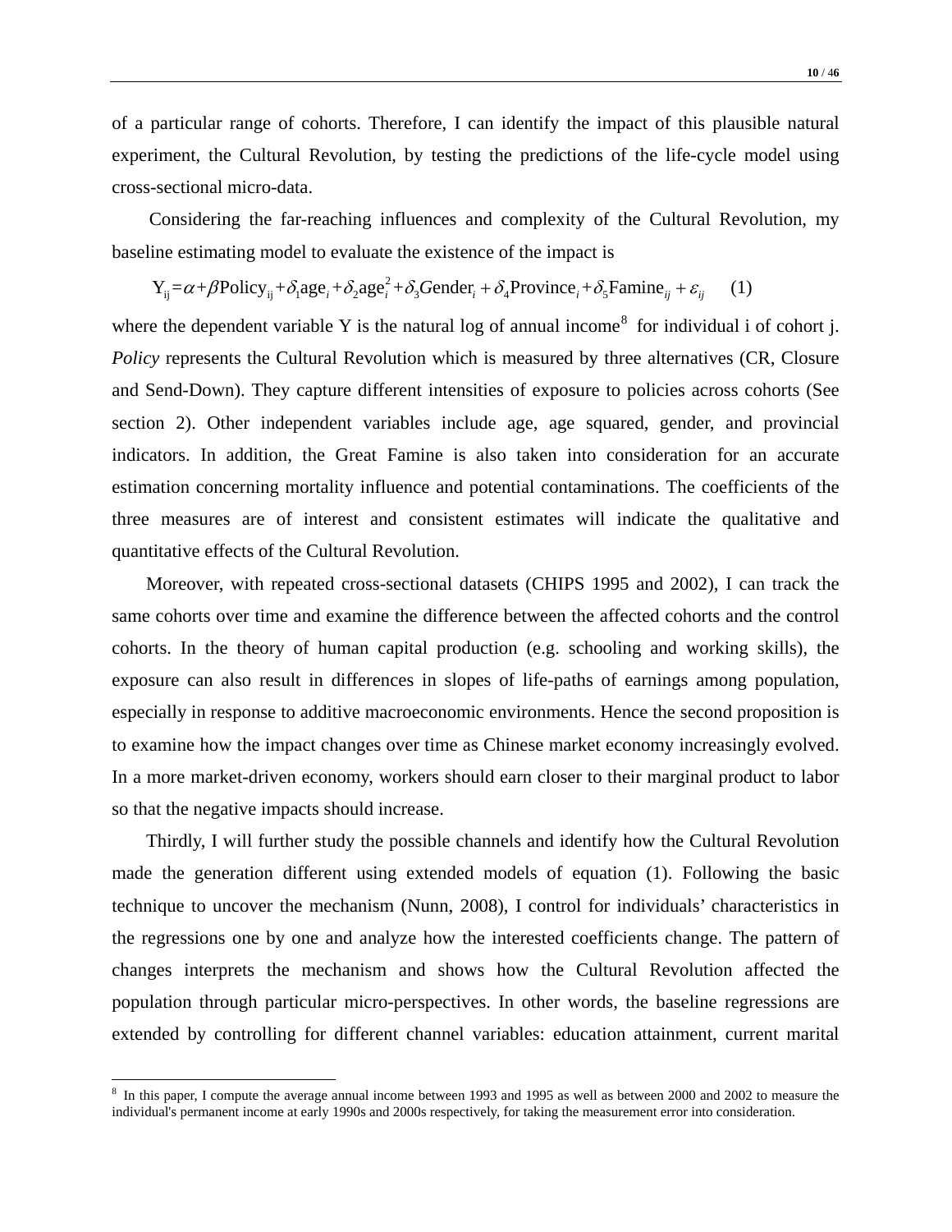of a particular range of cohorts. Therefore, I can identify the impact of this plausible natural experiment, the Cultural Revolution, by testing the predictions of the life-cycle model using cross-sectional micro-data.

Considering the far-reaching influences and complexity of the Cultural Revolution, my baseline estimating model to evaluate the existence of the impact is

$$\text{Y}_{\text{ij}} = \alpha + \beta \text{Policy}_{\text{ij}} + \delta_1 \text{age}_i + \delta_2 \text{age}_i^2 + \delta_3 Gender_i + \delta_4 \text{Province}_i + \delta_5 \text{Famine}_{ij} + \varepsilon_{ij} \quad (1)$$

where the dependent variable Y is the natural log of annual income[8] for individual i of cohort j. *Policy* represents the Cultural Revolution which is measured by three alternatives (CR, Closure and Send-Down). They capture different intensities of exposure to policies across cohorts (See section 2). Other independent variables include age, age squared, gender, and provincial indicators. In addition, the Great Famine is also taken into consideration for an accurate estimation concerning mortality influence and potential contaminations. The coefficients of the three measures are of interest and consistent estimates will indicate the qualitative and quantitative effects of the Cultural Revolution.

Moreover, with repeated cross-sectional datasets (CHIPS 1995 and 2002), I can track the same cohorts over time and examine the difference between the affected cohorts and the control cohorts. In the theory of human capital production (e.g. schooling and working skills), the exposure can also result in differences in slopes of life-paths of earnings among population, especially in response to additive macroeconomic environments. Hence the second proposition is to examine how the impact changes over time as Chinese market economy increasingly evolved. In a more market-driven economy, workers should earn closer to their marginal product to labor so that the negative impacts should increase.

Thirdly, I will further study the possible channels and identify how the Cultural Revolution made the generation different using extended models of equation (1). Following the basic technique to uncover the mechanism (Nunn, 2008), I control for individuals' characteristics in the regressions one by one and analyze how the interested coefficients change. The pattern of changes interprets the mechanism and shows how the Cultural Revolution affected the population through particular micro-perspectives. In other words, the baseline regressions are extended by controlling for different channel variables: education attainment, current marital

---

[8] In this paper, I compute the average annual income between 1993 and 1995 as well as between 2000 and 2002 to measure the individual's permanent income at early 1990s and 2000s respectively, for taking the measurement error into consideration.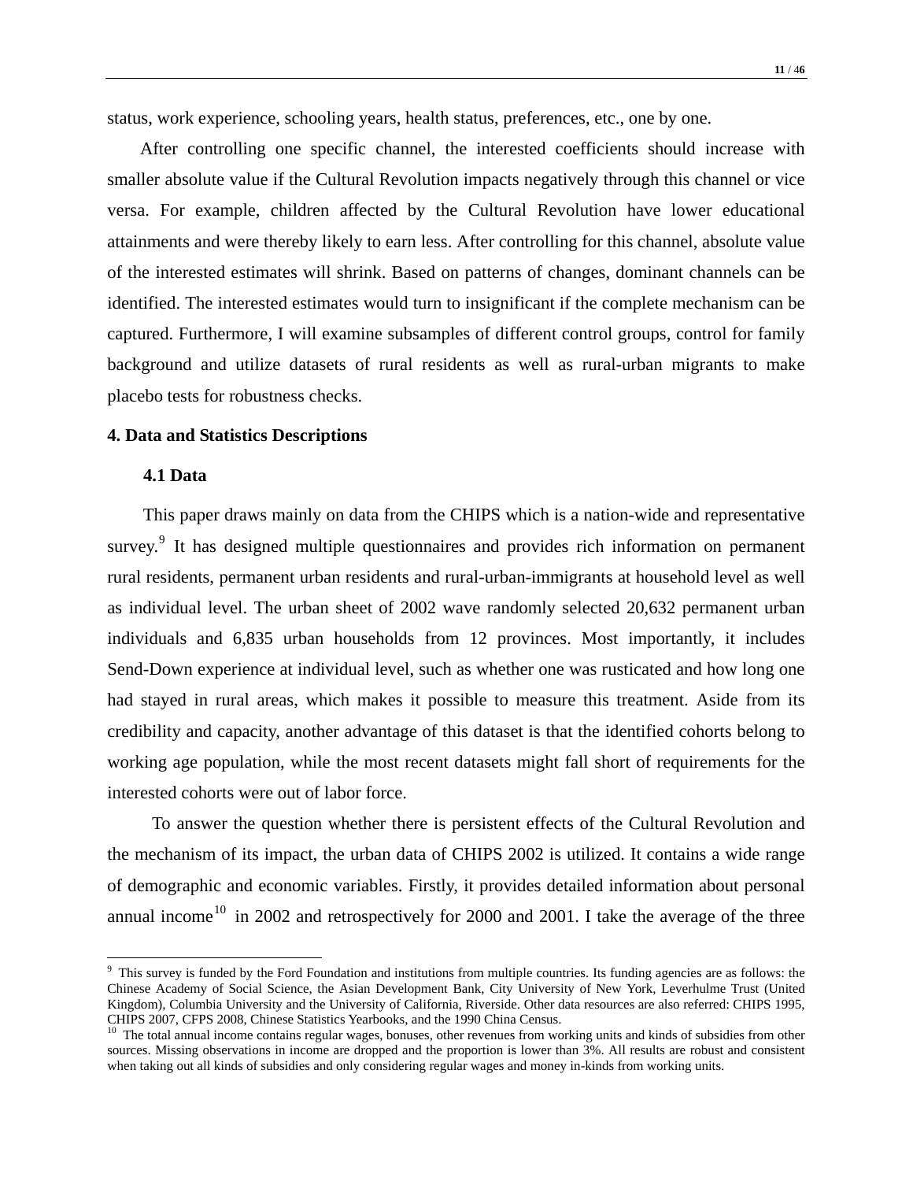status, work experience, schooling years, health status, preferences, etc., one by one.

After controlling one specific channel, the interested coefficients should increase with smaller absolute value if the Cultural Revolution impacts negatively through this channel or vice versa. For example, children affected by the Cultural Revolution have lower educational attainments and were thereby likely to earn less. After controlling for this channel, absolute value of the interested estimates will shrink. Based on patterns of changes, dominant channels can be identified. The interested estimates would turn to insignificant if the complete mechanism can be captured. Furthermore, I will examine subsamples of different control groups, control for family background and utilize datasets of rural residents as well as rural-urban migrants to make placebo tests for robustness checks.

## 4. Data and Statistics Descriptions

### 4.1 Data

This paper draws mainly on data from the CHIPS which is a nation-wide and representative survey.[9] It has designed multiple questionnaires and provides rich information on permanent rural residents, permanent urban residents and rural-urban-immigrants at household level as well as individual level. The urban sheet of 2002 wave randomly selected 20,632 permanent urban individuals and 6,835 urban households from 12 provinces. Most importantly, it includes Send-Down experience at individual level, such as whether one was rusticated and how long one had stayed in rural areas, which makes it possible to measure this treatment. Aside from its credibility and capacity, another advantage of this dataset is that the identified cohorts belong to working age population, while the most recent datasets might fall short of requirements for the interested cohorts were out of labor force.

To answer the question whether there is persistent effects of the Cultural Revolution and the mechanism of its impact, the urban data of CHIPS 2002 is utilized. It contains a wide range of demographic and economic variables. Firstly, it provides detailed information about personal annual income[10] in 2002 and retrospectively for 2000 and 2001. I take the average of the three

---

[9] This survey is funded by the Ford Foundation and institutions from multiple countries. Its funding agencies are as follows: the Chinese Academy of Social Science, the Asian Development Bank, City University of New York, Leverhulme Trust (United Kingdom), Columbia University and the University of California, Riverside. Other data resources are also referred: CHIPS 1995, CHIPS 2007, CFPS 2008, Chinese Statistics Yearbooks, and the 1990 China Census.

[10] The total annual income contains regular wages, bonuses, other revenues from working units and kinds of subsidies from other sources. Missing observations in income are dropped and the proportion is lower than 3%. All results are robust and consistent when taking out all kinds of subsidies and only considering regular wages and money in-kinds from working units.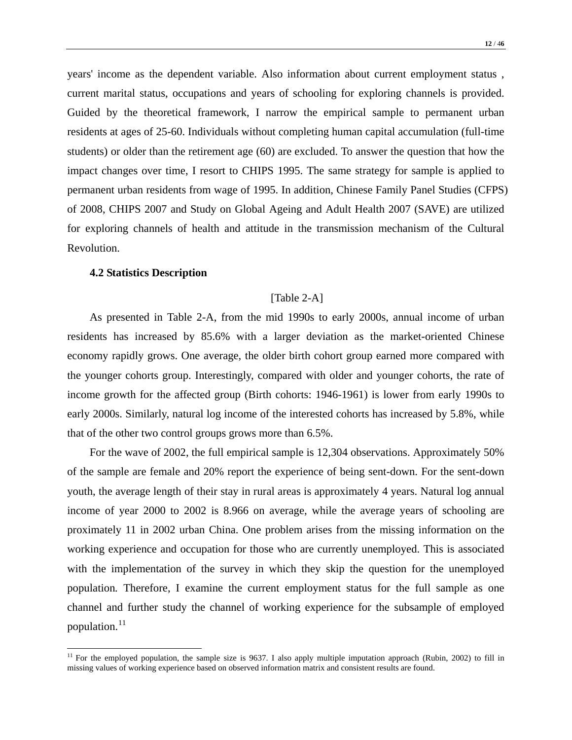years' income as the dependent variable. Also information about current employment status , current marital status, occupations and years of schooling for exploring channels is provided. Guided by the theoretical framework, I narrow the empirical sample to permanent urban residents at ages of 25-60. Individuals without completing human capital accumulation (full-time students) or older than the retirement age (60) are excluded. To answer the question that how the impact changes over time, I resort to CHIPS 1995. The same strategy for sample is applied to permanent urban residents from wage of 1995. In addition, Chinese Family Panel Studies (CFPS) of 2008, CHIPS 2007 and Study on Global Ageing and Adult Health 2007 (SAVE) are utilized for exploring channels of health and attitude in the transmission mechanism of the Cultural Revolution.

### 4.2 Statistics Description

[Table 2-A]

As presented in Table 2-A, from the mid 1990s to early 2000s, annual income of urban residents has increased by 85.6% with a larger deviation as the market-oriented Chinese economy rapidly grows. One average, the older birth cohort group earned more compared with the younger cohorts group. Interestingly, compared with older and younger cohorts, the rate of income growth for the affected group (Birth cohorts: 1946-1961) is lower from early 1990s to early 2000s. Similarly, natural log income of the interested cohorts has increased by 5.8%, while that of the other two control groups grows more than 6.5%.

For the wave of 2002, the full empirical sample is 12,304 observations. Approximately 50% of the sample are female and 20% report the experience of being sent-down. For the sent-down youth, the average length of their stay in rural areas is approximately 4 years. Natural log annual income of year 2000 to 2002 is 8.966 on average, while the average years of schooling are proximately 11 in 2002 urban China. One problem arises from the missing information on the working experience and occupation for those who are currently unemployed. This is associated with the implementation of the survey in which they skip the question for the unemployed population. Therefore, I examine the current employment status for the full sample as one channel and further study the channel of working experience for the subsample of employed population.[11]

[11] For the employed population, the sample size is 9637. I also apply multiple imputation approach (Rubin, 2002) to fill in missing values of working experience based on observed information matrix and consistent results are found.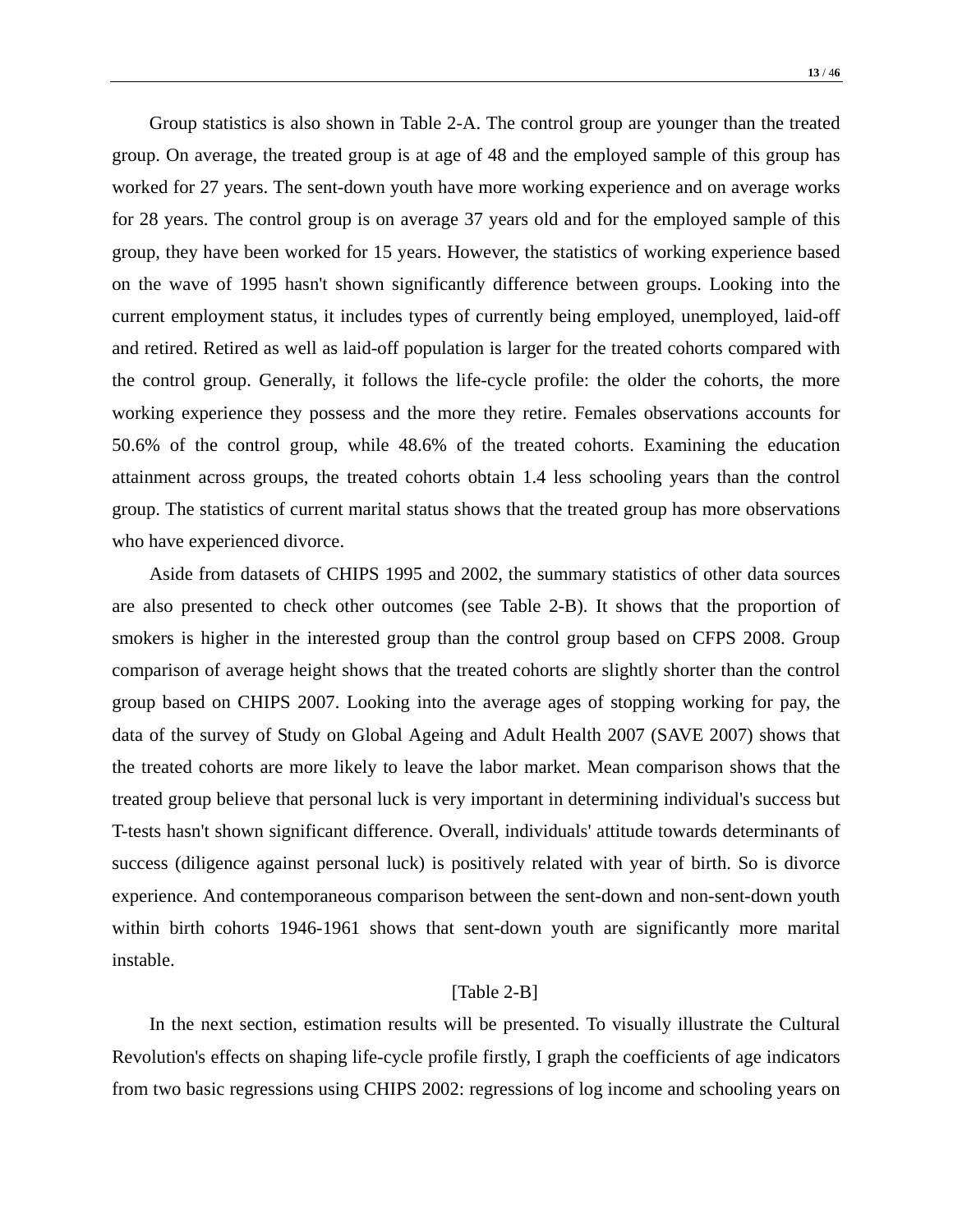Group statistics is also shown in Table 2-A. The control group are younger than the treated group. On average, the treated group is at age of 48 and the employed sample of this group has worked for 27 years. The sent-down youth have more working experience and on average works for 28 years. The control group is on average 37 years old and for the employed sample of this group, they have been worked for 15 years. However, the statistics of working experience based on the wave of 1995 hasn't shown significantly difference between groups. Looking into the current employment status, it includes types of currently being employed, unemployed, laid-off and retired. Retired as well as laid-off population is larger for the treated cohorts compared with the control group. Generally, it follows the life-cycle profile: the older the cohorts, the more working experience they possess and the more they retire. Females observations accounts for 50.6% of the control group, while 48.6% of the treated cohorts. Examining the education attainment across groups, the treated cohorts obtain 1.4 less schooling years than the control group. The statistics of current marital status shows that the treated group has more observations who have experienced divorce.

Aside from datasets of CHIPS 1995 and 2002, the summary statistics of other data sources are also presented to check other outcomes (see Table 2-B). It shows that the proportion of smokers is higher in the interested group than the control group based on CFPS 2008. Group comparison of average height shows that the treated cohorts are slightly shorter than the control group based on CHIPS 2007. Looking into the average ages of stopping working for pay, the data of the survey of Study on Global Ageing and Adult Health 2007 (SAVE 2007) shows that the treated cohorts are more likely to leave the labor market. Mean comparison shows that the treated group believe that personal luck is very important in determining individual's success but T-tests hasn't shown significant difference. Overall, individuals' attitude towards determinants of success (diligence against personal luck) is positively related with year of birth. So is divorce experience. And contemporaneous comparison between the sent-down and non-sent-down youth within birth cohorts 1946-1961 shows that sent-down youth are significantly more marital instable.

[Table 2-B]

In the next section, estimation results will be presented. To visually illustrate the Cultural Revolution's effects on shaping life-cycle profile firstly, I graph the coefficients of age indicators from two basic regressions using CHIPS 2002: regressions of log income and schooling years on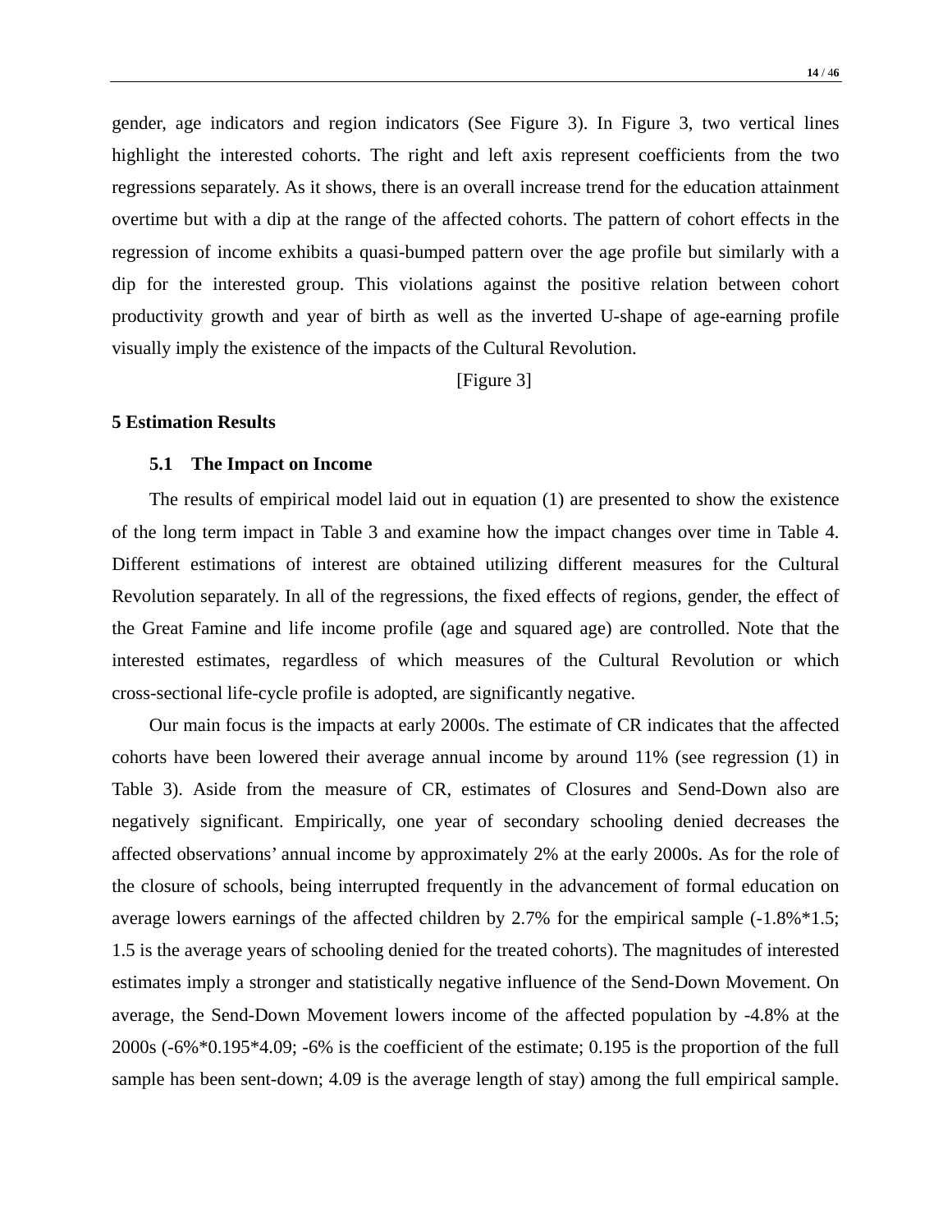gender, age indicators and region indicators (See Figure 3). In Figure 3, two vertical lines highlight the interested cohorts. The right and left axis represent coefficients from the two regressions separately. As it shows, there is an overall increase trend for the education attainment overtime but with a dip at the range of the affected cohorts. The pattern of cohort effects in the regression of income exhibits a quasi-bumped pattern over the age profile but similarly with a dip for the interested group. This violations against the positive relation between cohort productivity growth and year of birth as well as the inverted U-shape of age-earning profile visually imply the existence of the impacts of the Cultural Revolution.

[Figure 3]

## 5 Estimation Results

### 5.1 The Impact on Income

The results of empirical model laid out in equation (1) are presented to show the existence of the long term impact in Table 3 and examine how the impact changes over time in Table 4. Different estimations of interest are obtained utilizing different measures for the Cultural Revolution separately. In all of the regressions, the fixed effects of regions, gender, the effect of the Great Famine and life income profile (age and squared age) are controlled. Note that the interested estimates, regardless of which measures of the Cultural Revolution or which cross-sectional life-cycle profile is adopted, are significantly negative.

Our main focus is the impacts at early 2000s. The estimate of CR indicates that the affected cohorts have been lowered their average annual income by around 11% (see regression (1) in Table 3). Aside from the measure of CR, estimates of Closures and Send-Down also are negatively significant. Empirically, one year of secondary schooling denied decreases the affected observations' annual income by approximately 2% at the early 2000s. As for the role of the closure of schools, being interrupted frequently in the advancement of formal education on average lowers earnings of the affected children by 2.7% for the empirical sample (-1.8%*1.5; 1.5 is the average years of schooling denied for the treated cohorts). The magnitudes of interested estimates imply a stronger and statistically negative influence of the Send-Down Movement. On average, the Send-Down Movement lowers income of the affected population by -4.8% at the 2000s (-6%*0.195*4.09; -6% is the coefficient of the estimate; 0.195 is the proportion of the full sample has been sent-down; 4.09 is the average length of stay) among the full empirical sample.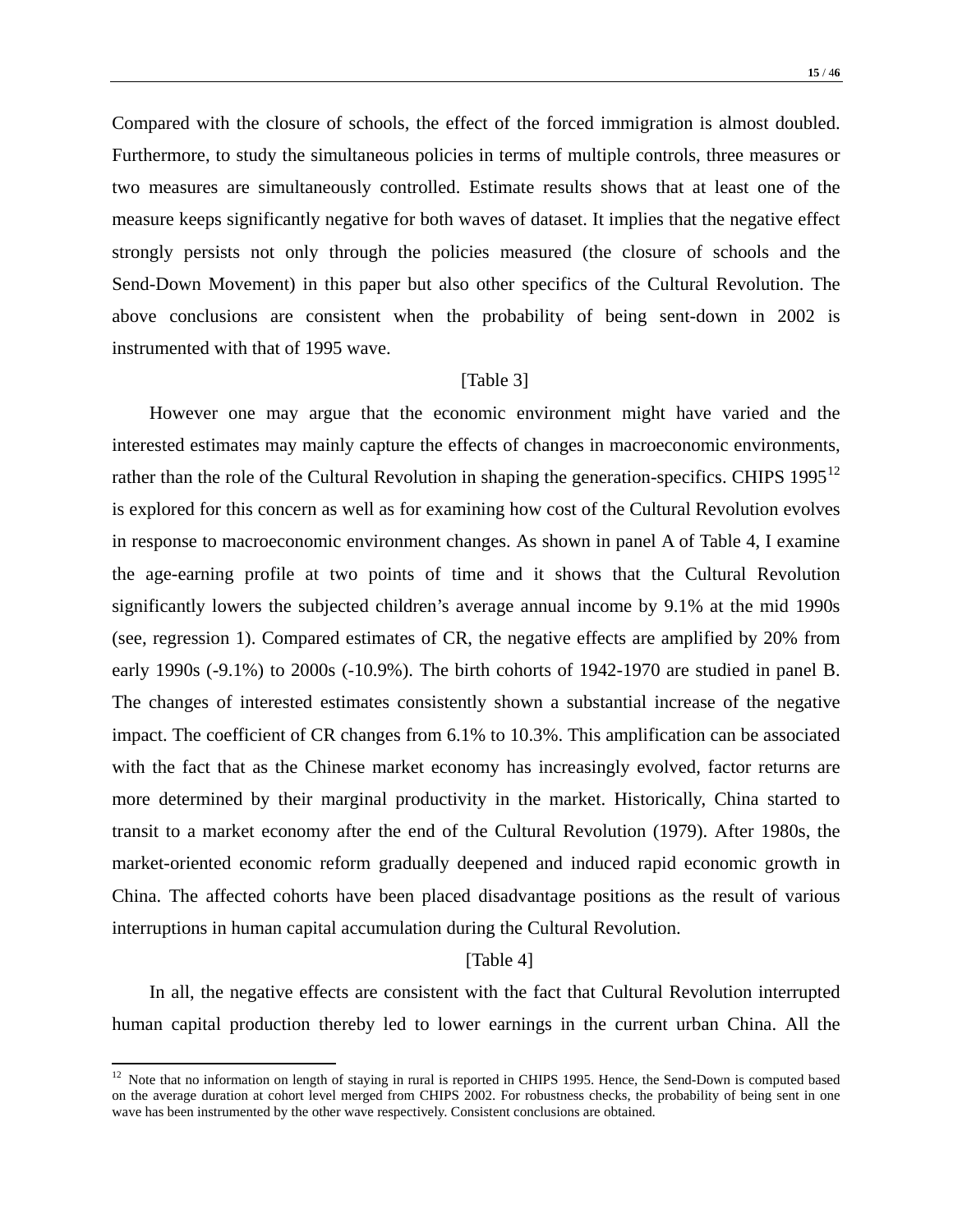Compared with the closure of schools, the effect of the forced immigration is almost doubled. Furthermore, to study the simultaneous policies in terms of multiple controls, three measures or two measures are simultaneously controlled. Estimate results shows that at least one of the measure keeps significantly negative for both waves of dataset. It implies that the negative effect strongly persists not only through the policies measured (the closure of schools and the Send-Down Movement) in this paper but also other specifics of the Cultural Revolution. The above conclusions are consistent when the probability of being sent-down in 2002 is instrumented with that of 1995 wave.

[Table 3]

However one may argue that the economic environment might have varied and the interested estimates may mainly capture the effects of changes in macroeconomic environments, rather than the role of the Cultural Revolution in shaping the generation-specifics. CHIPS 1995[12] is explored for this concern as well as for examining how cost of the Cultural Revolution evolves in response to macroeconomic environment changes. As shown in panel A of Table 4, I examine the age-earning profile at two points of time and it shows that the Cultural Revolution significantly lowers the subjected children's average annual income by 9.1% at the mid 1990s (see, regression 1). Compared estimates of CR, the negative effects are amplified by 20% from early 1990s (-9.1%) to 2000s (-10.9%). The birth cohorts of 1942-1970 are studied in panel B. The changes of interested estimates consistently shown a substantial increase of the negative impact. The coefficient of CR changes from 6.1% to 10.3%. This amplification can be associated with the fact that as the Chinese market economy has increasingly evolved, factor returns are more determined by their marginal productivity in the market. Historically, China started to transit to a market economy after the end of the Cultural Revolution (1979). After 1980s, the market-oriented economic reform gradually deepened and induced rapid economic growth in China. The affected cohorts have been placed disadvantage positions as the result of various interruptions in human capital accumulation during the Cultural Revolution.

[Table 4]

In all, the negative effects are consistent with the fact that Cultural Revolution interrupted human capital production thereby led to lower earnings in the current urban China. All the

[12] Note that no information on length of staying in rural is reported in CHIPS 1995. Hence, the Send-Down is computed based on the average duration at cohort level merged from CHIPS 2002. For robustness checks, the probability of being sent in one wave has been instrumented by the other wave respectively. Consistent conclusions are obtained.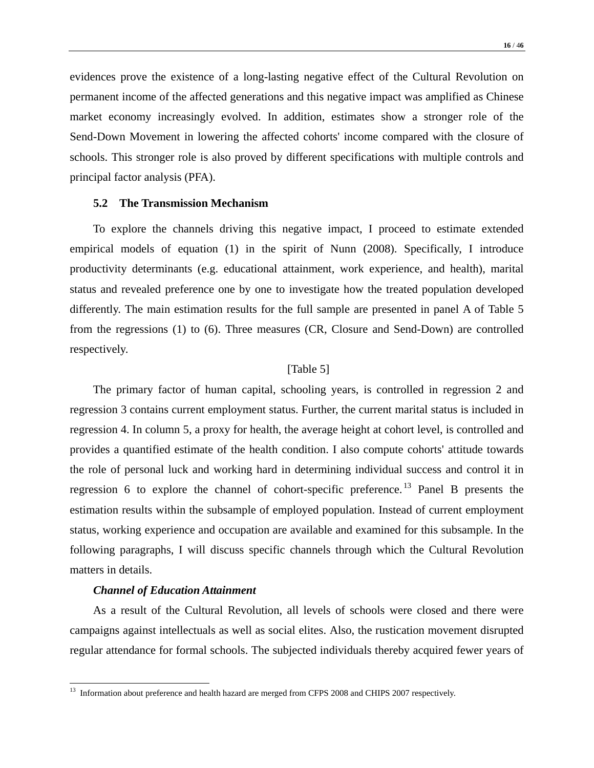evidences prove the existence of a long-lasting negative effect of the Cultural Revolution on permanent income of the affected generations and this negative impact was amplified as Chinese market economy increasingly evolved. In addition, estimates show a stronger role of the Send-Down Movement in lowering the affected cohorts' income compared with the closure of schools. This stronger role is also proved by different specifications with multiple controls and principal factor analysis (PFA).

### 5.2 The Transmission Mechanism

To explore the channels driving this negative impact, I proceed to estimate extended empirical models of equation (1) in the spirit of Nunn (2008). Specifically, I introduce productivity determinants (e.g. educational attainment, work experience, and health), marital status and revealed preference one by one to investigate how the treated population developed differently. The main estimation results for the full sample are presented in panel A of Table 5 from the regressions (1) to (6). Three measures (CR, Closure and Send-Down) are controlled respectively.

[Table 5]

The primary factor of human capital, schooling years, is controlled in regression 2 and regression 3 contains current employment status. Further, the current marital status is included in regression 4. In column 5, a proxy for health, the average height at cohort level, is controlled and provides a quantified estimate of the health condition. I also compute cohorts' attitude towards the role of personal luck and working hard in determining individual success and control it in regression 6 to explore the channel of cohort-specific preference.[13] Panel B presents the estimation results within the subsample of employed population. Instead of current employment status, working experience and occupation are available and examined for this subsample. In the following paragraphs, I will discuss specific channels through which the Cultural Revolution matters in details.

***Channel of Education Attainment***

As a result of the Cultural Revolution, all levels of schools were closed and there were campaigns against intellectuals as well as social elites. Also, the rustication movement disrupted regular attendance for formal schools. The subjected individuals thereby acquired fewer years of

[13] Information about preference and health hazard are merged from CFPS 2008 and CHIPS 2007 respectively.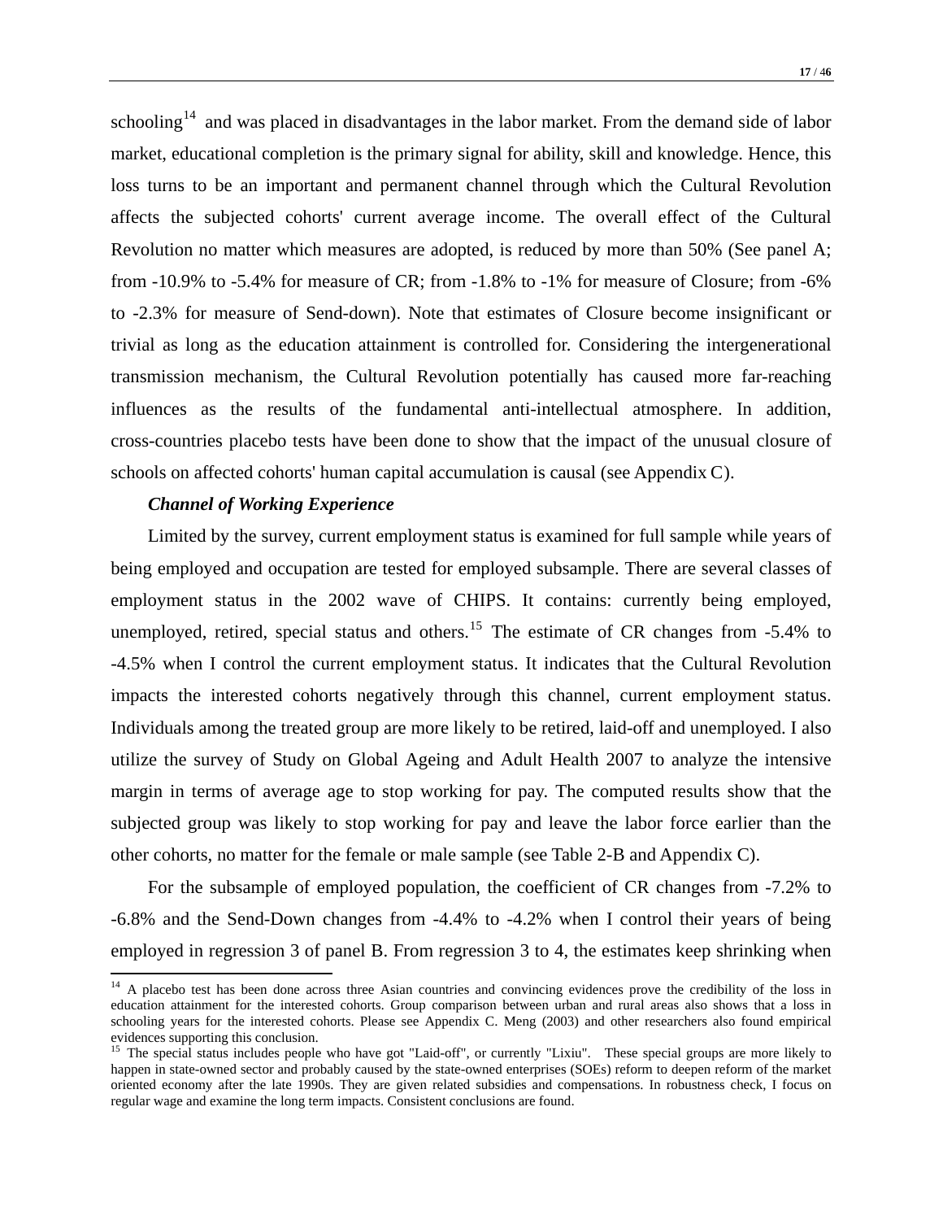schooling[14] and was placed in disadvantages in the labor market. From the demand side of labor market, educational completion is the primary signal for ability, skill and knowledge. Hence, this loss turns to be an important and permanent channel through which the Cultural Revolution affects the subjected cohorts' current average income. The overall effect of the Cultural Revolution no matter which measures are adopted, is reduced by more than 50% (See panel A; from -10.9% to -5.4% for measure of CR; from -1.8% to -1% for measure of Closure; from -6% to -2.3% for measure of Send-down). Note that estimates of Closure become insignificant or trivial as long as the education attainment is controlled for. Considering the intergenerational transmission mechanism, the Cultural Revolution potentially has caused more far-reaching influences as the results of the fundamental anti-intellectual atmosphere. In addition, cross-countries placebo tests have been done to show that the impact of the unusual closure of schools on affected cohorts' human capital accumulation is causal (see Appendix C).

***Channel of Working Experience***

Limited by the survey, current employment status is examined for full sample while years of being employed and occupation are tested for employed subsample. There are several classes of employment status in the 2002 wave of CHIPS. It contains: currently being employed, unemployed, retired, special status and others.[15] The estimate of CR changes from -5.4% to -4.5% when I control the current employment status. It indicates that the Cultural Revolution impacts the interested cohorts negatively through this channel, current employment status. Individuals among the treated group are more likely to be retired, laid-off and unemployed. I also utilize the survey of Study on Global Ageing and Adult Health 2007 to analyze the intensive margin in terms of average age to stop working for pay. The computed results show that the subjected group was likely to stop working for pay and leave the labor force earlier than the other cohorts, no matter for the female or male sample (see Table 2-B and Appendix C).

For the subsample of employed population, the coefficient of CR changes from -7.2% to -6.8% and the Send-Down changes from -4.4% to -4.2% when I control their years of being employed in regression 3 of panel B. From regression 3 to 4, the estimates keep shrinking when

---

[14] A placebo test has been done across three Asian countries and convincing evidences prove the credibility of the loss in education attainment for the interested cohorts. Group comparison between urban and rural areas also shows that a loss in schooling years for the interested cohorts. Please see Appendix C. Meng (2003) and other researchers also found empirical evidences supporting this conclusion.

[15] The special status includes people who have got "Laid-off", or currently "Lixiu". These special groups are more likely to happen in state-owned sector and probably caused by the state-owned enterprises (SOEs) reform to deepen reform of the market oriented economy after the late 1990s. They are given related subsidies and compensations. In robustness check, I focus on regular wage and examine the long term impacts. Consistent conclusions are found.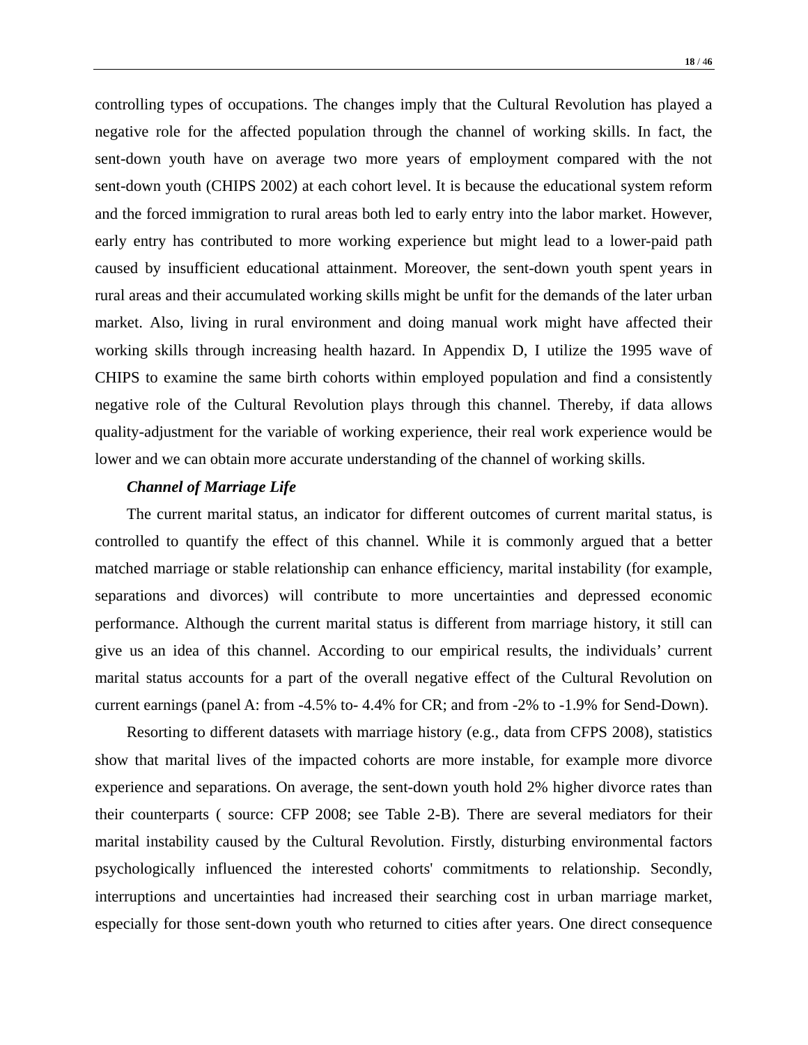controlling types of occupations. The changes imply that the Cultural Revolution has played a negative role for the affected population through the channel of working skills. In fact, the sent-down youth have on average two more years of employment compared with the not sent-down youth (CHIPS 2002) at each cohort level. It is because the educational system reform and the forced immigration to rural areas both led to early entry into the labor market. However, early entry has contributed to more working experience but might lead to a lower-paid path caused by insufficient educational attainment. Moreover, the sent-down youth spent years in rural areas and their accumulated working skills might be unfit for the demands of the later urban market. Also, living in rural environment and doing manual work might have affected their working skills through increasing health hazard. In Appendix D, I utilize the 1995 wave of CHIPS to examine the same birth cohorts within employed population and find a consistently negative role of the Cultural Revolution plays through this channel. Thereby, if data allows quality-adjustment for the variable of working experience, their real work experience would be lower and we can obtain more accurate understanding of the channel of working skills.

***Channel of Marriage Life***

The current marital status, an indicator for different outcomes of current marital status, is controlled to quantify the effect of this channel. While it is commonly argued that a better matched marriage or stable relationship can enhance efficiency, marital instability (for example, separations and divorces) will contribute to more uncertainties and depressed economic performance. Although the current marital status is different from marriage history, it still can give us an idea of this channel. According to our empirical results, the individuals' current marital status accounts for a part of the overall negative effect of the Cultural Revolution on current earnings (panel A: from -4.5% to- 4.4% for CR; and from -2% to -1.9% for Send-Down).

Resorting to different datasets with marriage history (e.g., data from CFPS 2008), statistics show that marital lives of the impacted cohorts are more instable, for example more divorce experience and separations. On average, the sent-down youth hold 2% higher divorce rates than their counterparts ( source: CFP 2008; see Table 2-B). There are several mediators for their marital instability caused by the Cultural Revolution. Firstly, disturbing environmental factors psychologically influenced the interested cohorts' commitments to relationship. Secondly, interruptions and uncertainties had increased their searching cost in urban marriage market, especially for those sent-down youth who returned to cities after years. One direct consequence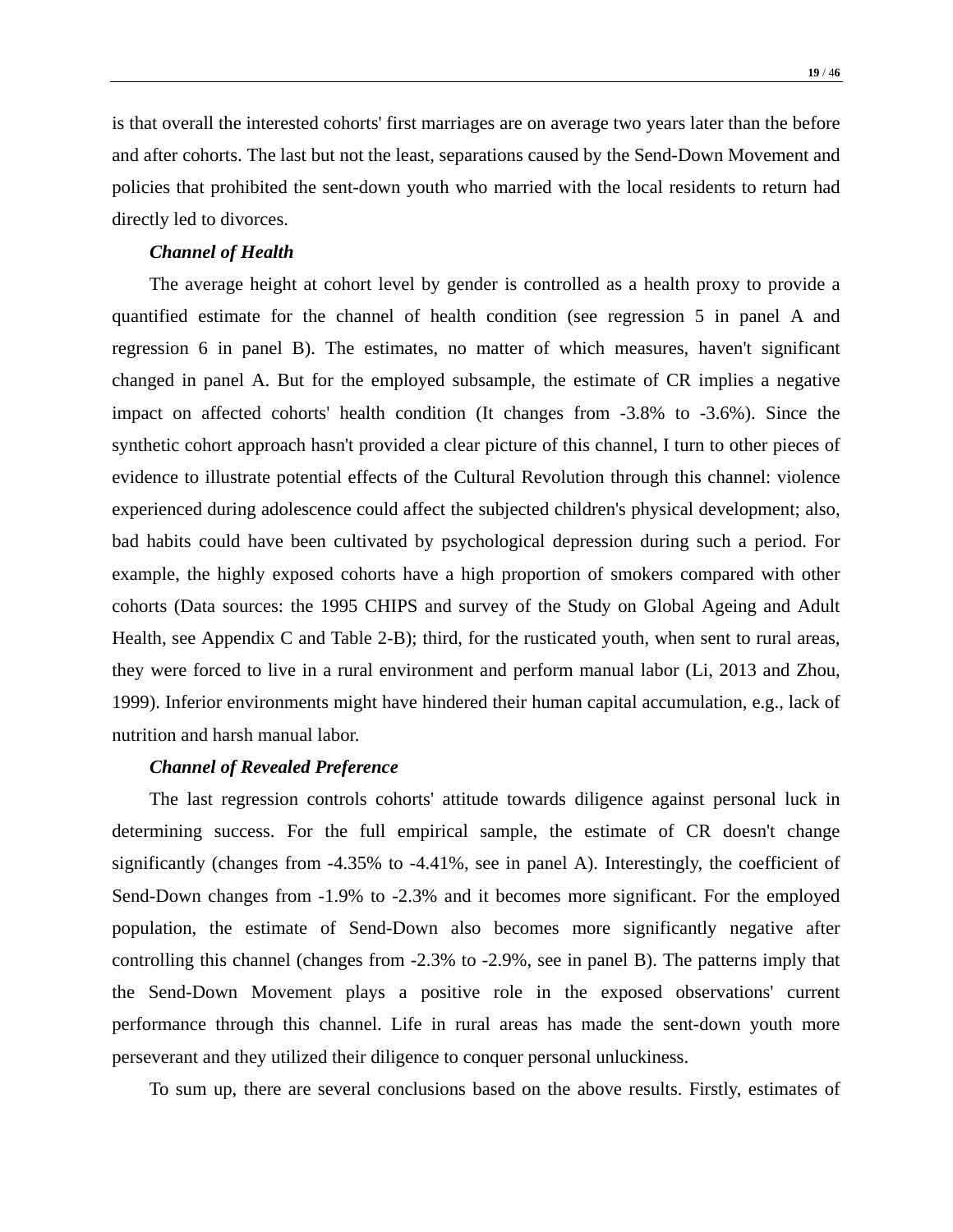is that overall the interested cohorts' first marriages are on average two years later than the before and after cohorts. The last but not the least, separations caused by the Send-Down Movement and policies that prohibited the sent-down youth who married with the local residents to return had directly led to divorces.

***Channel of Health***

The average height at cohort level by gender is controlled as a health proxy to provide a quantified estimate for the channel of health condition (see regression 5 in panel A and regression 6 in panel B). The estimates, no matter of which measures, haven't significant changed in panel A. But for the employed subsample, the estimate of CR implies a negative impact on affected cohorts' health condition (It changes from -3.8% to -3.6%). Since the synthetic cohort approach hasn't provided a clear picture of this channel, I turn to other pieces of evidence to illustrate potential effects of the Cultural Revolution through this channel: violence experienced during adolescence could affect the subjected children's physical development; also, bad habits could have been cultivated by psychological depression during such a period. For example, the highly exposed cohorts have a high proportion of smokers compared with other cohorts (Data sources: the 1995 CHIPS and survey of the Study on Global Ageing and Adult Health, see Appendix C and Table 2-B); third, for the rusticated youth, when sent to rural areas, they were forced to live in a rural environment and perform manual labor (Li, 2013 and Zhou, 1999). Inferior environments might have hindered their human capital accumulation, e.g., lack of nutrition and harsh manual labor.

***Channel of Revealed Preference***

The last regression controls cohorts' attitude towards diligence against personal luck in determining success. For the full empirical sample, the estimate of CR doesn't change significantly (changes from -4.35% to -4.41%, see in panel A). Interestingly, the coefficient of Send-Down changes from -1.9% to -2.3% and it becomes more significant. For the employed population, the estimate of Send-Down also becomes more significantly negative after controlling this channel (changes from -2.3% to -2.9%, see in panel B). The patterns imply that the Send-Down Movement plays a positive role in the exposed observations' current performance through this channel. Life in rural areas has made the sent-down youth more perseverant and they utilized their diligence to conquer personal unluckiness.

To sum up, there are several conclusions based on the above results. Firstly, estimates of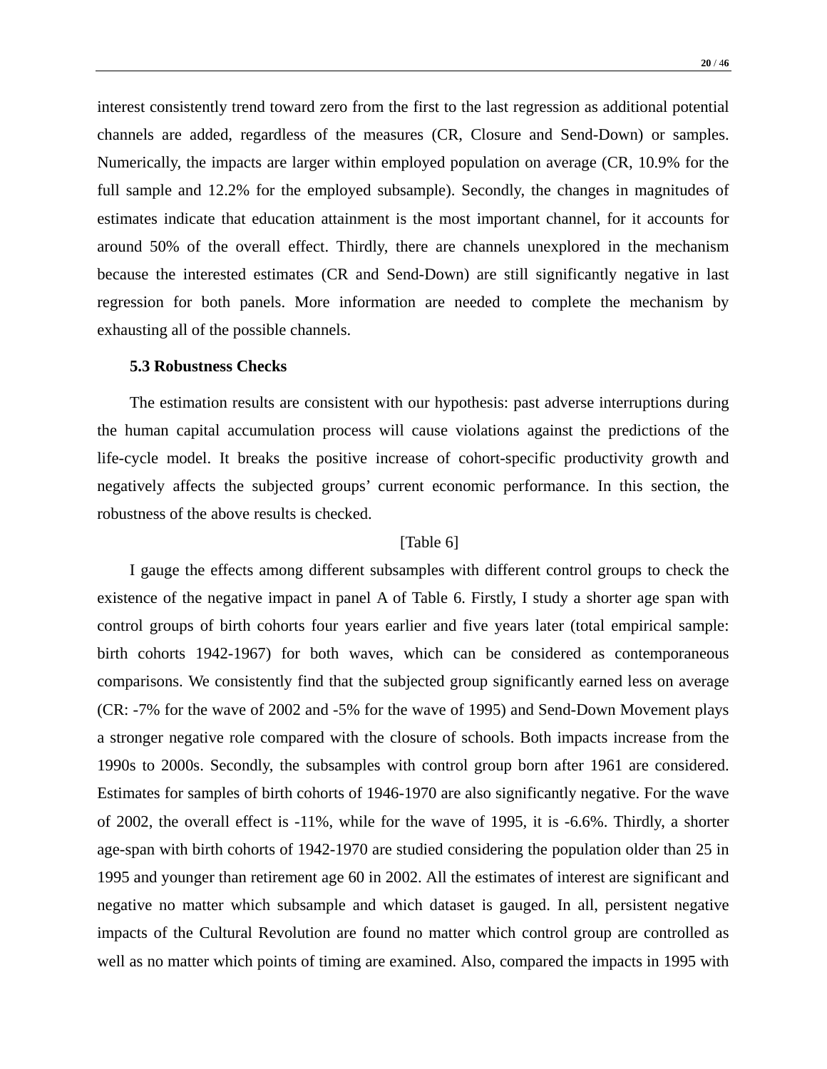interest consistently trend toward zero from the first to the last regression as additional potential channels are added, regardless of the measures (CR, Closure and Send-Down) or samples. Numerically, the impacts are larger within employed population on average (CR, 10.9% for the full sample and 12.2% for the employed subsample). Secondly, the changes in magnitudes of estimates indicate that education attainment is the most important channel, for it accounts for around 50% of the overall effect. Thirdly, there are channels unexplored in the mechanism because the interested estimates (CR and Send-Down) are still significantly negative in last regression for both panels. More information are needed to complete the mechanism by exhausting all of the possible channels.

### 5.3 Robustness Checks

The estimation results are consistent with our hypothesis: past adverse interruptions during the human capital accumulation process will cause violations against the predictions of the life-cycle model. It breaks the positive increase of cohort-specific productivity growth and negatively affects the subjected groups' current economic performance. In this section, the robustness of the above results is checked.

[Table 6]

I gauge the effects among different subsamples with different control groups to check the existence of the negative impact in panel A of Table 6. Firstly, I study a shorter age span with control groups of birth cohorts four years earlier and five years later (total empirical sample: birth cohorts 1942-1967) for both waves, which can be considered as contemporaneous comparisons. We consistently find that the subjected group significantly earned less on average (CR: -7% for the wave of 2002 and -5% for the wave of 1995) and Send-Down Movement plays a stronger negative role compared with the closure of schools. Both impacts increase from the 1990s to 2000s. Secondly, the subsamples with control group born after 1961 are considered. Estimates for samples of birth cohorts of 1946-1970 are also significantly negative. For the wave of 2002, the overall effect is -11%, while for the wave of 1995, it is -6.6%. Thirdly, a shorter age-span with birth cohorts of 1942-1970 are studied considering the population older than 25 in 1995 and younger than retirement age 60 in 2002. All the estimates of interest are significant and negative no matter which subsample and which dataset is gauged. In all, persistent negative impacts of the Cultural Revolution are found no matter which control group are controlled as well as no matter which points of timing are examined. Also, compared the impacts in 1995 with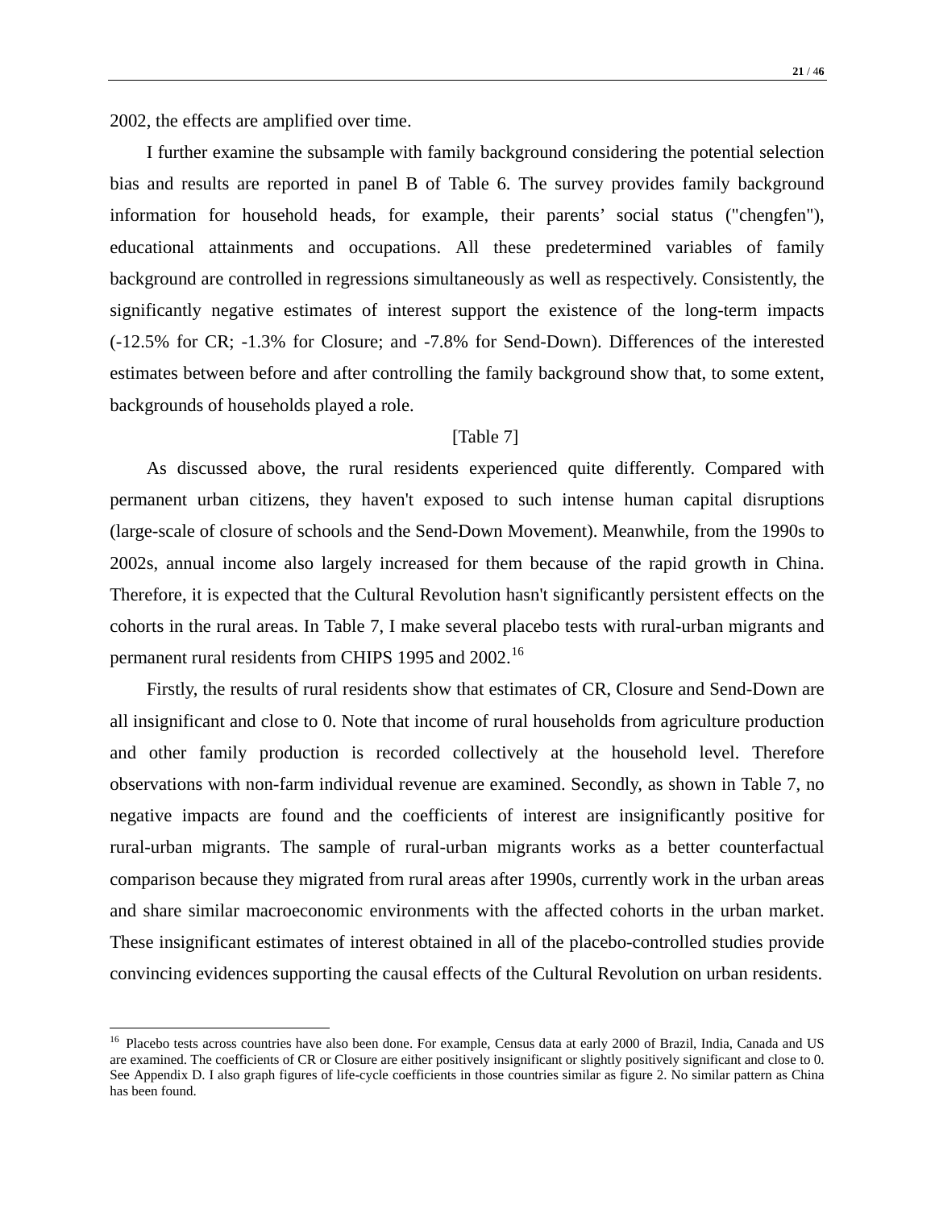2002, the effects are amplified over time.

I further examine the subsample with family background considering the potential selection bias and results are reported in panel B of Table 6. The survey provides family background information for household heads, for example, their parents' social status ("chengfen"), educational attainments and occupations. All these predetermined variables of family background are controlled in regressions simultaneously as well as respectively. Consistently, the significantly negative estimates of interest support the existence of the long-term impacts (-12.5% for CR; -1.3% for Closure; and -7.8% for Send-Down). Differences of the interested estimates between before and after controlling the family background show that, to some extent, backgrounds of households played a role.

[Table 7]

As discussed above, the rural residents experienced quite differently. Compared with permanent urban citizens, they haven't exposed to such intense human capital disruptions (large-scale of closure of schools and the Send-Down Movement). Meanwhile, from the 1990s to 2002s, annual income also largely increased for them because of the rapid growth in China. Therefore, it is expected that the Cultural Revolution hasn't significantly persistent effects on the cohorts in the rural areas. In Table 7, I make several placebo tests with rural-urban migrants and permanent rural residents from CHIPS 1995 and 2002.[16]

Firstly, the results of rural residents show that estimates of CR, Closure and Send-Down are all insignificant and close to 0. Note that income of rural households from agriculture production and other family production is recorded collectively at the household level. Therefore observations with non-farm individual revenue are examined. Secondly, as shown in Table 7, no negative impacts are found and the coefficients of interest are insignificantly positive for rural-urban migrants. The sample of rural-urban migrants works as a better counterfactual comparison because they migrated from rural areas after 1990s, currently work in the urban areas and share similar macroeconomic environments with the affected cohorts in the urban market. These insignificant estimates of interest obtained in all of the placebo-controlled studies provide convincing evidences supporting the causal effects of the Cultural Revolution on urban residents.

---

[16] Placebo tests across countries have also been done. For example, Census data at early 2000 of Brazil, India, Canada and US are examined. The coefficients of CR or Closure are either positively insignificant or slightly positively significant and close to 0. See Appendix D. I also graph figures of life-cycle coefficients in those countries similar as figure 2. No similar pattern as China has been found.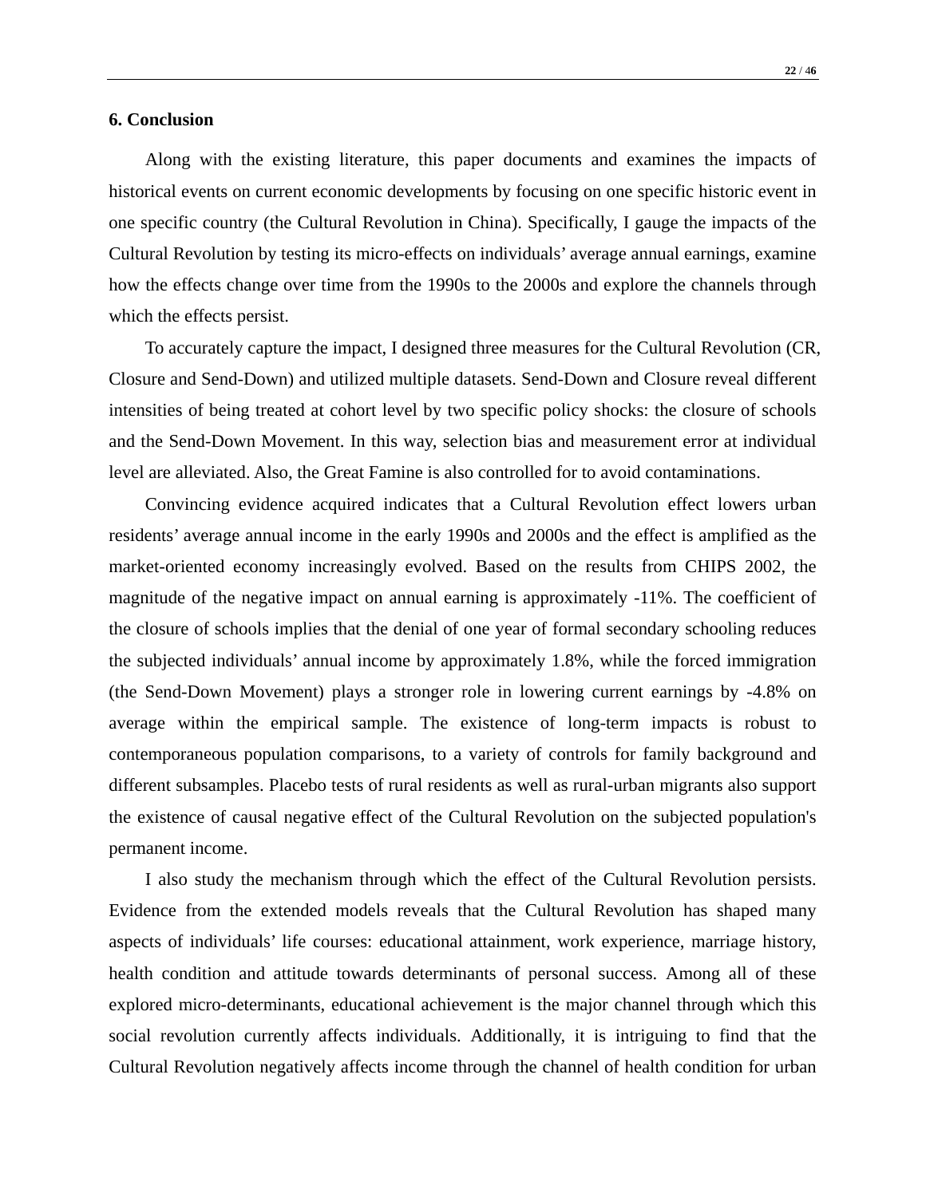## 6. Conclusion

Along with the existing literature, this paper documents and examines the impacts of historical events on current economic developments by focusing on one specific historic event in one specific country (the Cultural Revolution in China). Specifically, I gauge the impacts of the Cultural Revolution by testing its micro-effects on individuals' average annual earnings, examine how the effects change over time from the 1990s to the 2000s and explore the channels through which the effects persist.

To accurately capture the impact, I designed three measures for the Cultural Revolution (CR, Closure and Send-Down) and utilized multiple datasets. Send-Down and Closure reveal different intensities of being treated at cohort level by two specific policy shocks: the closure of schools and the Send-Down Movement. In this way, selection bias and measurement error at individual level are alleviated. Also, the Great Famine is also controlled for to avoid contaminations.

Convincing evidence acquired indicates that a Cultural Revolution effect lowers urban residents' average annual income in the early 1990s and 2000s and the effect is amplified as the market-oriented economy increasingly evolved. Based on the results from CHIPS 2002, the magnitude of the negative impact on annual earning is approximately -11%. The coefficient of the closure of schools implies that the denial of one year of formal secondary schooling reduces the subjected individuals' annual income by approximately 1.8%, while the forced immigration (the Send-Down Movement) plays a stronger role in lowering current earnings by -4.8% on average within the empirical sample. The existence of long-term impacts is robust to contemporaneous population comparisons, to a variety of controls for family background and different subsamples. Placebo tests of rural residents as well as rural-urban migrants also support the existence of causal negative effect of the Cultural Revolution on the subjected population's permanent income.

I also study the mechanism through which the effect of the Cultural Revolution persists. Evidence from the extended models reveals that the Cultural Revolution has shaped many aspects of individuals' life courses: educational attainment, work experience, marriage history, health condition and attitude towards determinants of personal success. Among all of these explored micro-determinants, educational achievement is the major channel through which this social revolution currently affects individuals. Additionally, it is intriguing to find that the Cultural Revolution negatively affects income through the channel of health condition for urban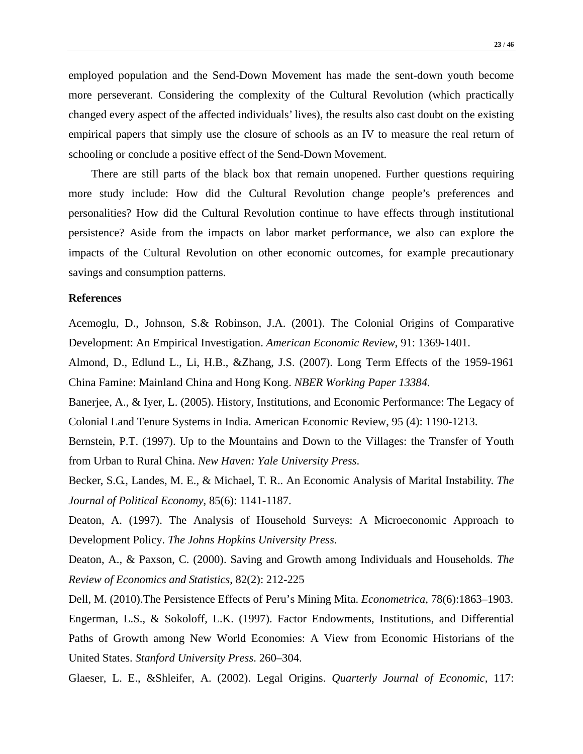employed population and the Send-Down Movement has made the sent-down youth become more perseverant. Considering the complexity of the Cultural Revolution (which practically changed every aspect of the affected individuals' lives), the results also cast doubt on the existing empirical papers that simply use the closure of schools as an IV to measure the real return of schooling or conclude a positive effect of the Send-Down Movement.

There are still parts of the black box that remain unopened. Further questions requiring more study include: How did the Cultural Revolution change people's preferences and personalities? How did the Cultural Revolution continue to have effects through institutional persistence? Aside from the impacts on labor market performance, we also can explore the impacts of the Cultural Revolution on other economic outcomes, for example precautionary savings and consumption patterns.

**References**

Acemoglu, D., Johnson, S.& Robinson, J.A. (2001). The Colonial Origins of Comparative Development: An Empirical Investigation. *American Economic Review*, 91: 1369-1401.

Almond, D., Edlund L., Li, H.B., &Zhang, J.S. (2007). Long Term Effects of the 1959-1961 China Famine: Mainland China and Hong Kong. *NBER Working Paper 13384.*

Banerjee, A., & Iyer, L. (2005). History, Institutions, and Economic Performance: The Legacy of Colonial Land Tenure Systems in India. American Economic Review, 95 (4): 1190-1213.

Bernstein, P.T. (1997). Up to the Mountains and Down to the Villages: the Transfer of Youth from Urban to Rural China. *New Haven: Yale University Press*.

Becker, S.G., Landes, M. E., & Michael, T. R.. An Economic Analysis of Marital Instability. *The Journal of Political Economy*, 85(6): 1141-1187.

Deaton, A. (1997). The Analysis of Household Surveys: A Microeconomic Approach to Development Policy. *The Johns Hopkins University Press*.

Deaton, A., & Paxson, C. (2000). Saving and Growth among Individuals and Households. *The Review of Economics and Statistics*, 82(2): 212-225

Dell, M. (2010).The Persistence Effects of Peru's Mining Mita. *Econometrica*, 78(6):1863–1903.

Engerman, L.S., & Sokoloff, L.K. (1997). Factor Endowments, Institutions, and Differential Paths of Growth among New World Economies: A View from Economic Historians of the United States. *Stanford University Press*. 260–304.

Glaeser, L. E., &Shleifer, A. (2002). Legal Origins. *Quarterly Journal of Economic*, 117: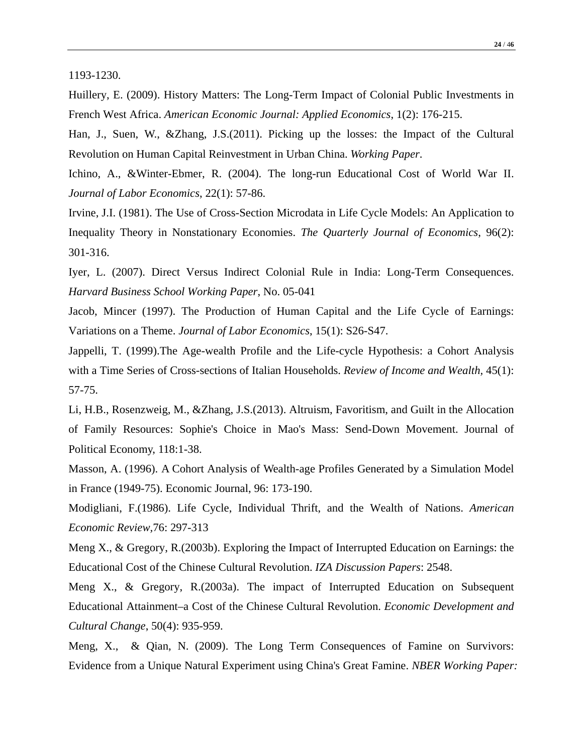1193-1230.

Huillery, E. (2009). History Matters: The Long-Term Impact of Colonial Public Investments in French West Africa. *American Economic Journal: Applied Economics*, 1(2): 176-215.

Han, J., Suen, W., &Zhang, J.S.(2011). Picking up the losses: the Impact of the Cultural Revolution on Human Capital Reinvestment in Urban China. *Working Paper*.

Ichino, A., &Winter-Ebmer, R. (2004). The long-run Educational Cost of World War II. *Journal of Labor Economics*, 22(1): 57-86.

Irvine, J.I. (1981). The Use of Cross-Section Microdata in Life Cycle Models: An Application to Inequality Theory in Nonstationary Economies. *The Quarterly Journal of Economics*, 96(2): 301-316.

Iyer, L. (2007). Direct Versus Indirect Colonial Rule in India: Long-Term Consequences. *Harvard Business School Working Paper*, No. 05-041

Jacob, Mincer (1997). The Production of Human Capital and the Life Cycle of Earnings: Variations on a Theme. *Journal of Labor Economics*, 15(1): S26-S47.

Jappelli, T. (1999).The Age-wealth Profile and the Life-cycle Hypothesis: a Cohort Analysis with a Time Series of Cross-sections of Italian Households. *Review of Income and Wealth*, 45(1): 57-75.

Li, H.B., Rosenzweig, M., &Zhang, J.S.(2013). Altruism, Favoritism, and Guilt in the Allocation of Family Resources: Sophie's Choice in Mao's Mass: Send-Down Movement. Journal of Political Economy, 118:1-38.

Masson, A. (1996). A Cohort Analysis of Wealth-age Profiles Generated by a Simulation Model in France (1949-75). Economic Journal, 96: 173-190.

Modigliani, F.(1986). Life Cycle, Individual Thrift, and the Wealth of Nations. *American Economic Review*,76: 297-313

Meng X., & Gregory, R.(2003b). Exploring the Impact of Interrupted Education on Earnings: the Educational Cost of the Chinese Cultural Revolution. *IZA Discussion Papers*: 2548.

Meng X., & Gregory, R.(2003a). The impact of Interrupted Education on Subsequent Educational Attainment–a Cost of the Chinese Cultural Revolution. *Economic Development and Cultural Change*, 50(4): 935-959.

Meng, X., & Qian, N. (2009). The Long Term Consequences of Famine on Survivors: Evidence from a Unique Natural Experiment using China's Great Famine. *NBER Working Paper:*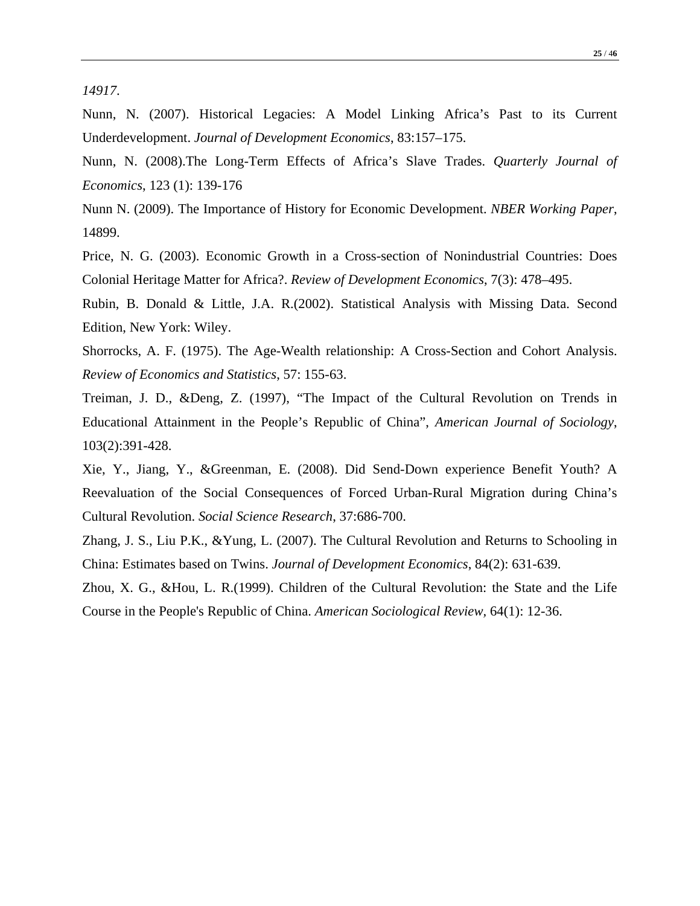*14917*.

Nunn, N. (2007). Historical Legacies: A Model Linking Africa's Past to its Current Underdevelopment. *Journal of Development Economics*, 83:157–175.

Nunn, N. (2008).The Long-Term Effects of Africa's Slave Trades. *Quarterly Journal of Economics*, 123 (1): 139-176

Nunn N. (2009). The Importance of History for Economic Development. *NBER Working Paper*, 14899.

Price, N. G. (2003). Economic Growth in a Cross-section of Nonindustrial Countries: Does Colonial Heritage Matter for Africa?. *Review of Development Economics*, 7(3): 478–495.

Rubin, B. Donald & Little, J.A. R.(2002). Statistical Analysis with Missing Data. Second Edition, New York: Wiley.

Shorrocks, A. F. (1975). The Age-Wealth relationship: A Cross-Section and Cohort Analysis. *Review of Economics and Statistics*, 57: 155-63.

Treiman, J. D., &Deng, Z. (1997), "The Impact of the Cultural Revolution on Trends in Educational Attainment in the People's Republic of China", *American Journal of Sociology*, 103(2):391-428.

Xie, Y., Jiang, Y., &Greenman, E. (2008). Did Send-Down experience Benefit Youth? A Reevaluation of the Social Consequences of Forced Urban-Rural Migration during China's Cultural Revolution. *Social Science Research*, 37:686-700.

Zhang, J. S., Liu P.K., &Yung, L. (2007). The Cultural Revolution and Returns to Schooling in China: Estimates based on Twins. *Journal of Development Economics*, 84(2): 631-639.

Zhou, X. G., &Hou, L. R.(1999). Children of the Cultural Revolution: the State and the Life Course in the People's Republic of China. *American Sociological Review*, 64(1): 12-36.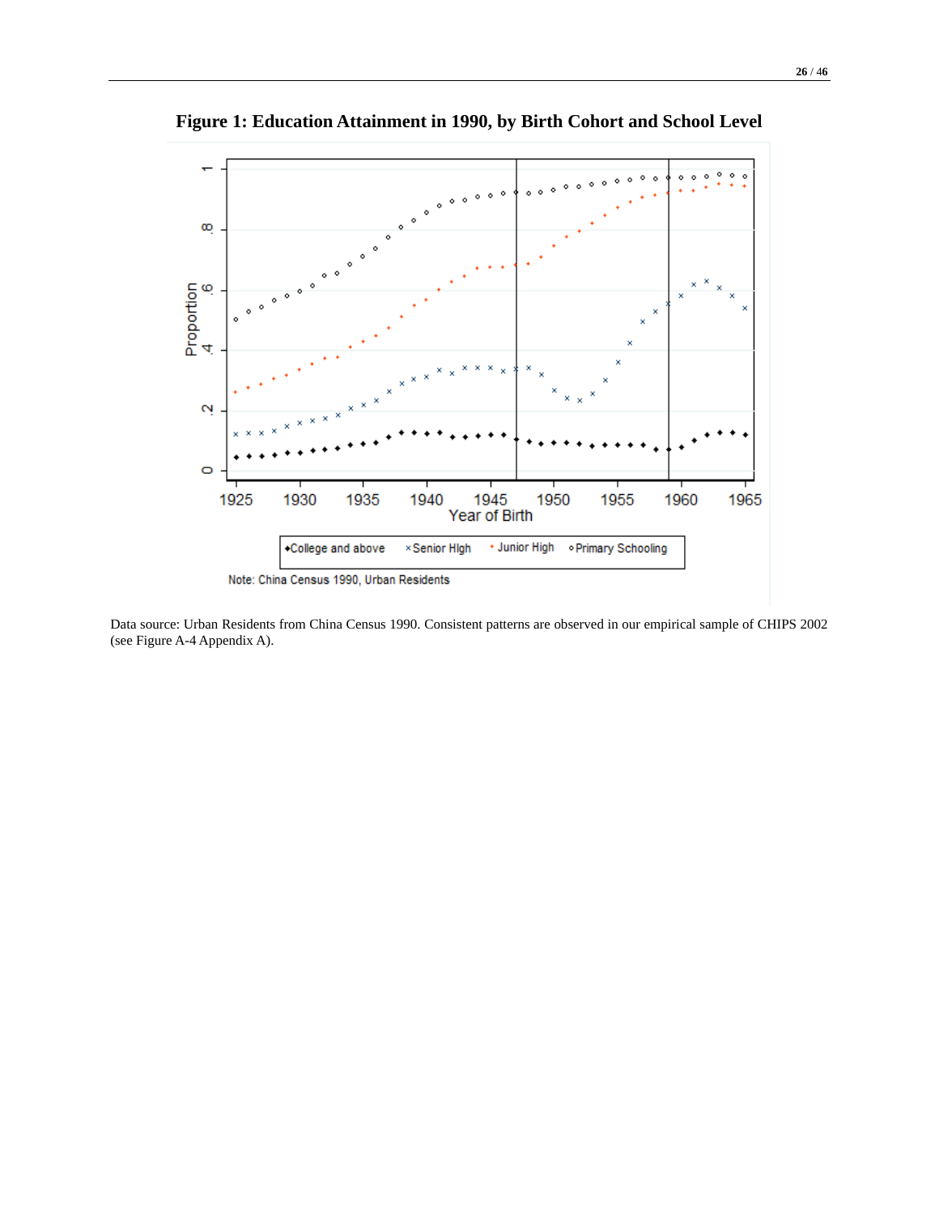**Figure 1: Education Attainment in 1990, by Birth Cohort and School Level**

Data source: Urban Residents from China Census 1990. Consistent patterns are observed in our empirical sample of CHIPS 2002 (see Figure A-4 Appendix A).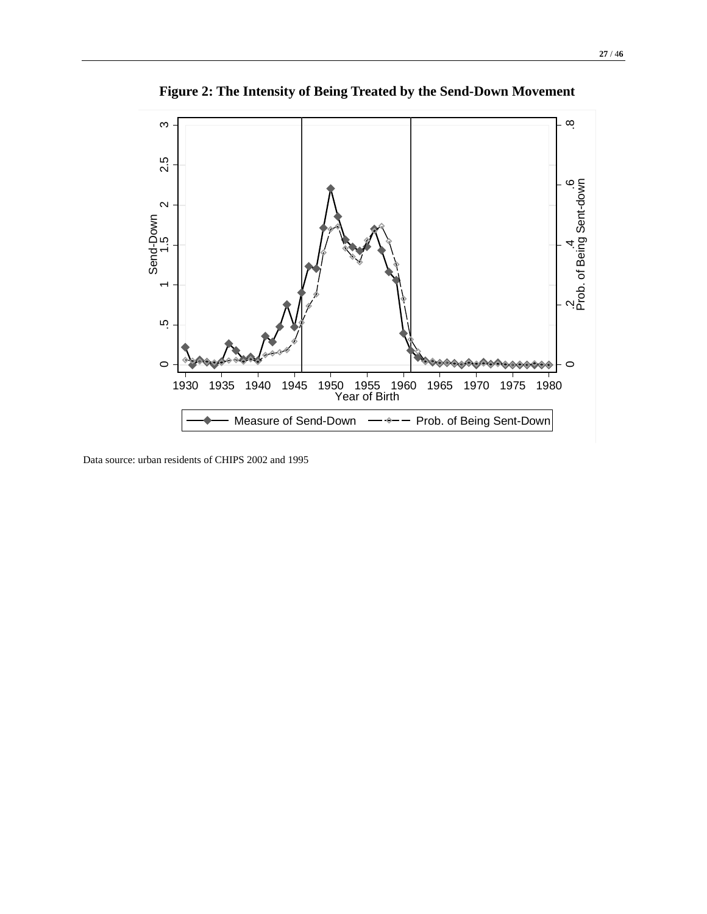**Figure 2: The Intensity of Being Treated by the Send-Down Movement**

Data source: urban residents of CHIPS 2002 and 1995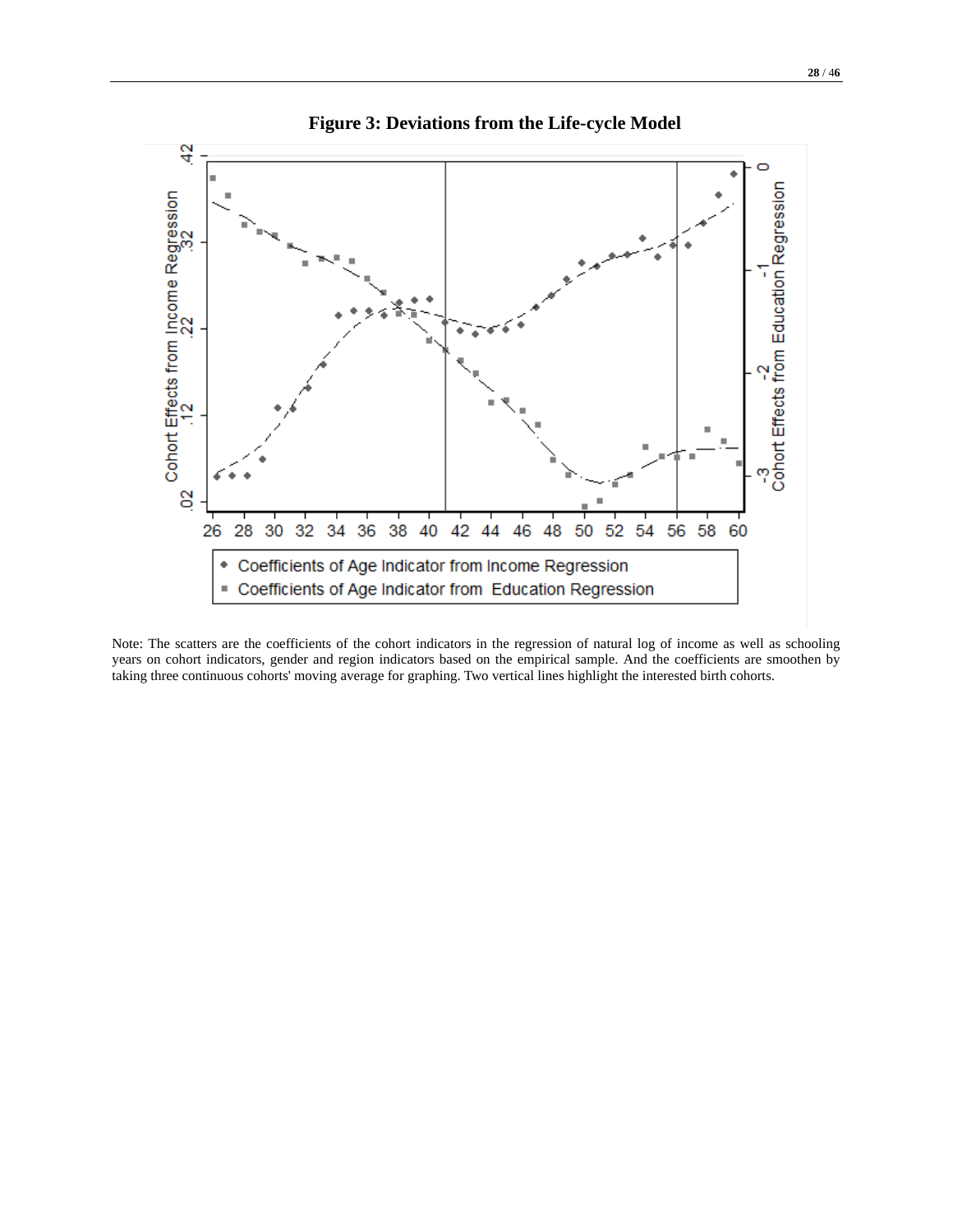**Figure 3: Deviations from the Life-cycle Model**

Note: The scatters are the coefficients of the cohort indicators in the regression of natural log of income as well as schooling years on cohort indicators, gender and region indicators based on the empirical sample. And the coefficients are smoothen by taking three continuous cohorts' moving average for graphing. Two vertical lines highlight the interested birth cohorts.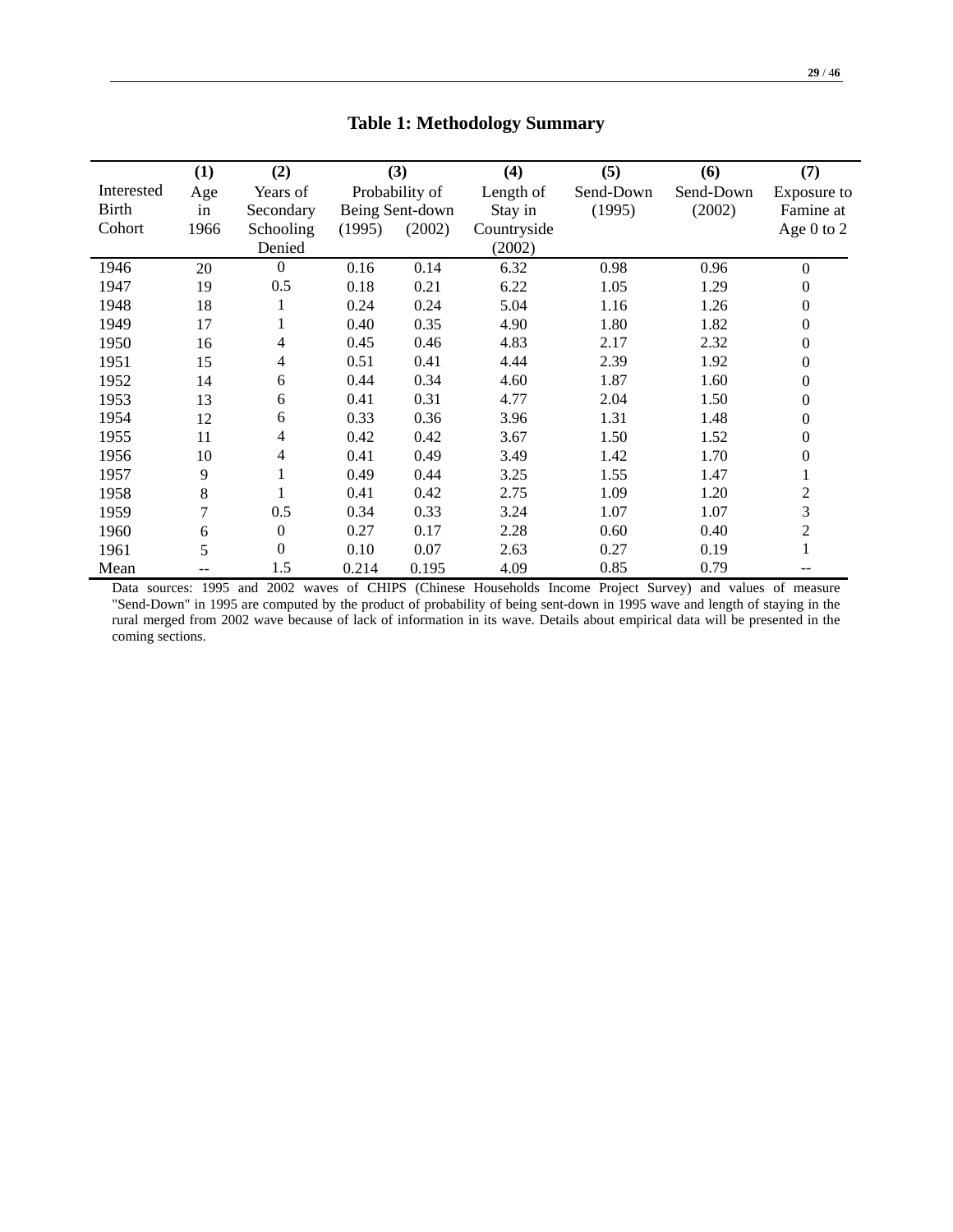**Table 1: Methodology Summary**

| Interested Birth Cohort | (1) Age in 1966 | (2) Years of Secondary Schooling Denied | (3) Probability of Being Sent-down | | (4) Length of Stay in Countryside (2002) | (5) Send-Down (1995) | (6) Send-Down (2002) | (7) Exposure to Famine at Age 0 to 2 |
|---|---|---|---|---|---|---|---|---|
| | | | (1995) | (2002) | | | | |
| 1946 | 20 | 0 | 0.16 | 0.14 | 6.32 | 0.98 | 0.96 | 0 |
| 1947 | 19 | 0.5 | 0.18 | 0.21 | 6.22 | 1.05 | 1.29 | 0 |
| 1948 | 18 | 1 | 0.24 | 0.24 | 5.04 | 1.16 | 1.26 | 0 |
| 1949 | 17 | 1 | 0.40 | 0.35 | 4.90 | 1.80 | 1.82 | 0 |
| 1950 | 16 | 4 | 0.45 | 0.46 | 4.83 | 2.17 | 2.32 | 0 |
| 1951 | 15 | 4 | 0.51 | 0.41 | 4.44 | 2.39 | 1.92 | 0 |
| 1952 | 14 | 6 | 0.44 | 0.34 | 4.60 | 1.87 | 1.60 | 0 |
| 1953 | 13 | 6 | 0.41 | 0.31 | 4.77 | 2.04 | 1.50 | 0 |
| 1954 | 12 | 6 | 0.33 | 0.36 | 3.96 | 1.31 | 1.48 | 0 |
| 1955 | 11 | 4 | 0.42 | 0.42 | 3.67 | 1.50 | 1.52 | 0 |
| 1956 | 10 | 4 | 0.41 | 0.49 | 3.49 | 1.42 | 1.70 | 0 |
| 1957 | 9 | 1 | 0.49 | 0.44 | 3.25 | 1.55 | 1.47 | 1 |
| 1958 | 8 | 1 | 0.41 | 0.42 | 2.75 | 1.09 | 1.20 | 2 |
| 1959 | 7 | 0.5 | 0.34 | 0.33 | 3.24 | 1.07 | 1.07 | 3 |
| 1960 | 6 | 0 | 0.27 | 0.17 | 2.28 | 0.60 | 0.40 | 2 |
| 1961 | 5 | 0 | 0.10 | 0.07 | 2.63 | 0.27 | 0.19 | 1 |
| Mean | -- | 1.5 | 0.214 | 0.195 | 4.09 | 0.85 | 0.79 | -- |

Data sources: 1995 and 2002 waves of CHIPS (Chinese Households Income Project Survey) and values of measure "Send-Down" in 1995 are computed by the product of probability of being sent-down in 1995 wave and length of staying in the rural merged from 2002 wave because of lack of information in its wave. Details about empirical data will be presented in the coming sections.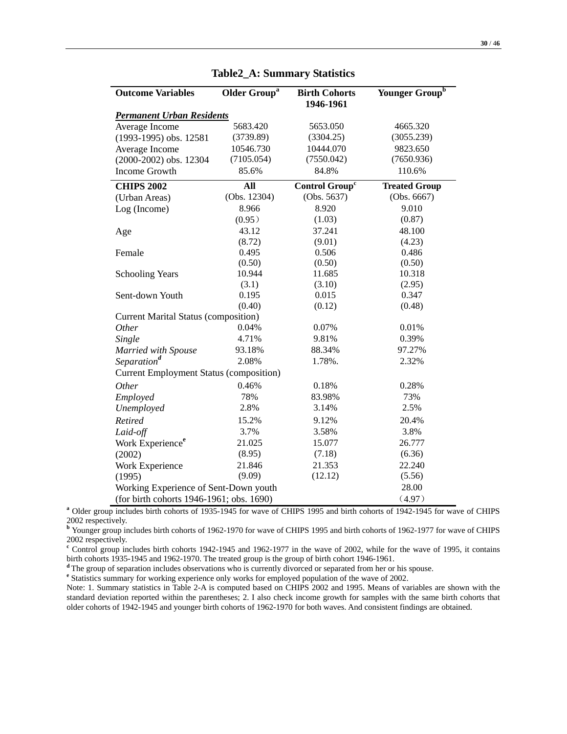**Table2_A: Summary Statistics**

| Outcome Variables | Older Group[a] | Birth Cohorts 1946-1961 | Younger Group[b] |
|---|---|---|---|
| ***Permanent Urban Residents*** | | | |
| Average Income | 5683.420 | 5653.050 | 4665.320 |
| (1993-1995) obs. 12581 | (3739.89) | (3304.25) | (3055.239) |
| Average Income | 10546.730 | 10444.070 | 9823.650 |
| (2000-2002) obs. 12304 | (7105.054) | (7550.042) | (7650.936) |
| Income Growth | 85.6% | 84.8% | 110.6% |
| **CHIPS 2002** | **All** | **Control Group[c]** | **Treated Group** |
| (Urban Areas) | (Obs. 12304) | (Obs. 5637) | (Obs. 6667) |
| Log (Income) | 8.966 | 8.920 | 9.010 |
| | (0.95) | (1.03) | (0.87) |
| Age | 43.12 | 37.241 | 48.100 |
| | (8.72) | (9.01) | (4.23) |
| Female | 0.495 | 0.506 | 0.486 |
| | (0.50) | (0.50) | (0.50) |
| Schooling Years | 10.944 | 11.685 | 10.318 |
| | (3.1) | (3.10) | (2.95) |
| Sent-down Youth | 0.195 | 0.015 | 0.347 |
| | (0.40) | (0.12) | (0.48) |
| Current Marital Status (composition) | | | |
| *Other* | 0.04% | 0.07% | 0.01% |
| *Single* | 4.71% | 9.81% | 0.39% |
| *Married with Spouse* | 93.18% | 88.34% | 97.27% |
| *Separation[d]* | 2.08% | 1.78%. | 2.32% |
| Current Employment Status (composition) | | | |
| *Other* | 0.46% | 0.18% | 0.28% |
| *Employed* | 78% | 83.98% | 73% |
| *Unemployed* | 2.8% | 3.14% | 2.5% |
| *Retired* | 15.2% | 9.12% | 20.4% |
| *Laid-off* | 3.7% | 3.58% | 3.8% |
| Work Experience[e] | 21.025 | 15.077 | 26.777 |
| (2002) | (8.95) | (7.18) | (6.36) |
| Work Experience | 21.846 | 21.353 | 22.240 |
| (1995) | (9.09) | (12.12) | (5.56) |
| Working Experience of Sent-Down youth | | | 28.00 |
| (for birth cohorts 1946-1961; obs. 1690) | | | (4.97) |

[a] Older group includes birth cohorts of 1935-1945 for wave of CHIPS 1995 and birth cohorts of 1942-1945 for wave of CHIPS 2002 respectively.

[b] Younger group includes birth cohorts of 1962-1970 for wave of CHIPS 1995 and birth cohorts of 1962-1977 for wave of CHIPS 2002 respectively.

[c] Control group includes birth cohorts 1942-1945 and 1962-1977 in the wave of 2002, while for the wave of 1995, it contains birth cohorts 1935-1945 and 1962-1970. The treated group is the group of birth cohort 1946-1961.

[d] The group of separation includes observations who is currently divorced or separated from her or his spouse.

[e] Statistics summary for working experience only works for employed population of the wave of 2002.

Note: 1. Summary statistics in Table 2-A is computed based on CHIPS 2002 and 1995. Means of variables are shown with the standard deviation reported within the parentheses; 2. I also check income growth for samples with the same birth cohorts that older cohorts of 1942-1945 and younger birth cohorts of 1962-1970 for both waves. And consistent findings are obtained.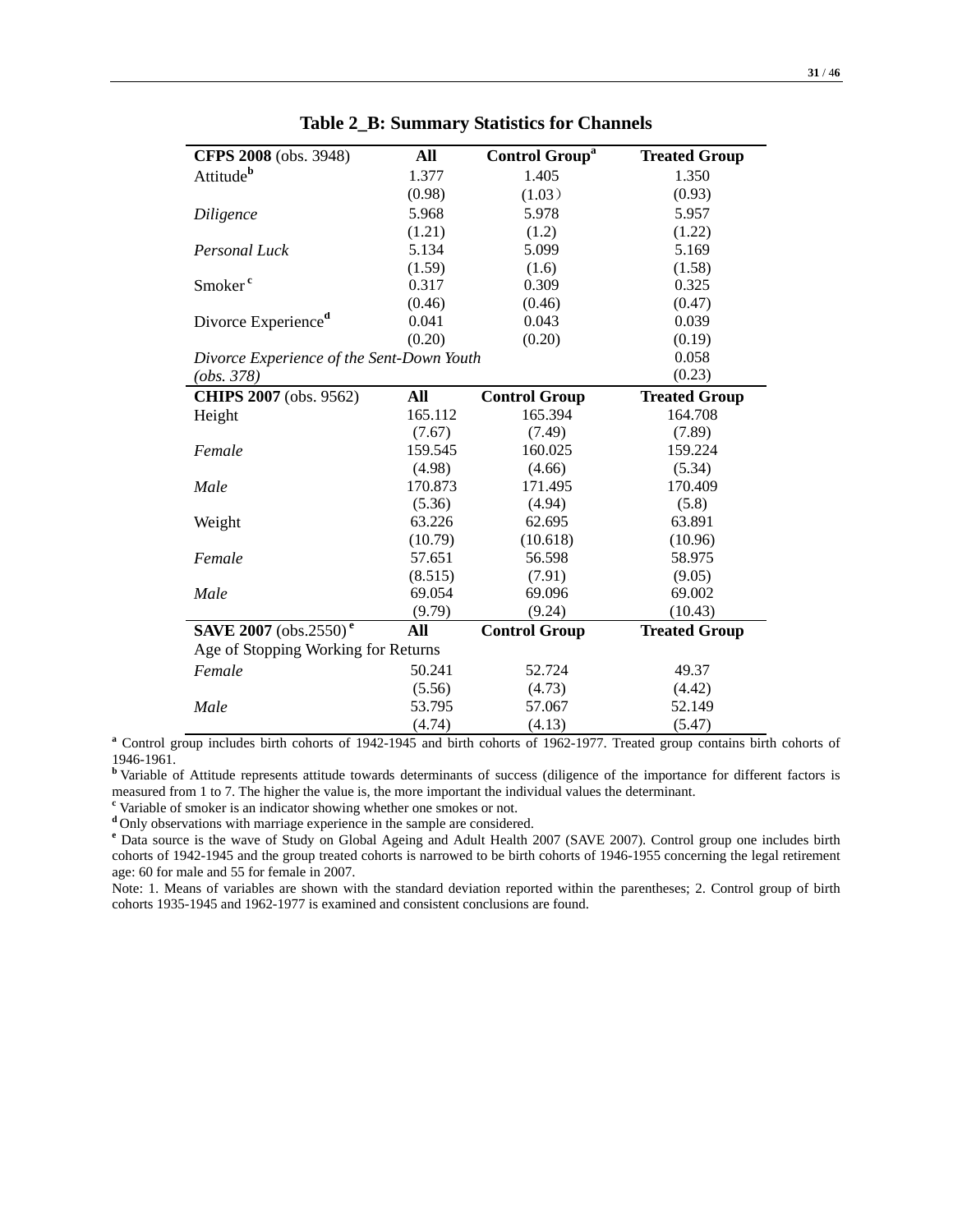**Table 2_B: Summary Statistics for Channels**

| **CFPS 2008** (obs. 3948) | **All** | **Control Group**[a] | **Treated Group** |
|---|---|---|---|
| Attitude[b] | 1.377 | 1.405 | 1.350 |
| | (0.98) | (1.03） | (0.93) |
| *Diligence* | 5.968 | 5.978 | 5.957 |
| | (1.21) | (1.2) | (1.22) |
| *Personal Luck* | 5.134 | 5.099 | 5.169 |
| | (1.59) | (1.6) | (1.58) |
| Smoker[c] | 0.317 | 0.309 | 0.325 |
| | (0.46) | (0.46) | (0.47) |
| Divorce Experience[d] | 0.041 | 0.043 | 0.039 |
| | (0.20) | (0.20) | (0.19) |
| *Divorce Experience of the Sent-Down Youth* | | | 0.058 |
| *(obs. 378)* | | | (0.23) |
| **CHIPS 2007** (obs. 9562) | **All** | **Control Group** | **Treated Group** |
| Height | 165.112 | 165.394 | 164.708 |
| | (7.67) | (7.49) | (7.89) |
| *Female* | 159.545 | 160.025 | 159.224 |
| | (4.98) | (4.66) | (5.34) |
| *Male* | 170.873 | 171.495 | 170.409 |
| | (5.36) | (4.94) | (5.8) |
| Weight | 63.226 | 62.695 | 63.891 |
| | (10.79) | (10.618) | (10.96) |
| *Female* | 57.651 | 56.598 | 58.975 |
| | (8.515) | (7.91) | (9.05) |
| *Male* | 69.054 | 69.096 | 69.002 |
| | (9.79) | (9.24) | (10.43) |
| **SAVE 2007** (obs.2550)[e] | **All** | **Control Group** | **Treated Group** |
| Age of Stopping Working for Returns | | | |
| *Female* | 50.241 | 52.724 | 49.37 |
| | (5.56) | (4.73) | (4.42) |
| *Male* | 53.795 | 57.067 | 52.149 |
| | (4.74) | (4.13) | (5.47) |

[a] Control group includes birth cohorts of 1942-1945 and birth cohorts of 1962-1977. Treated group contains birth cohorts of 1946-1961.

[b] Variable of Attitude represents attitude towards determinants of success (diligence of the importance for different factors is measured from 1 to 7. The higher the value is, the more important the individual values the determinant.

[c] Variable of smoker is an indicator showing whether one smokes or not.

[d] Only observations with marriage experience in the sample are considered.

[e] Data source is the wave of Study on Global Ageing and Adult Health 2007 (SAVE 2007). Control group one includes birth cohorts of 1942-1945 and the group treated cohorts is narrowed to be birth cohorts of 1946-1955 concerning the legal retirement age: 60 for male and 55 for female in 2007.

Note: 1. Means of variables are shown with the standard deviation reported within the parentheses; 2. Control group of birth cohorts 1935-1945 and 1962-1977 is examined and consistent conclusions are found.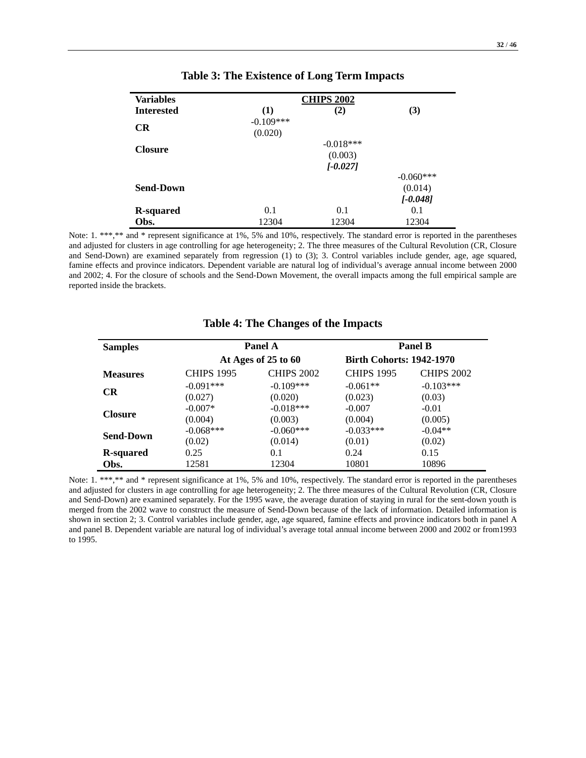**Table 3: The Existence of Long Term Impacts**

| Variables Interested | CHIPS 2002 (1) | (2) | (3) |
|---|---|---|---|
| CR | -0.109*** | | |
| | (0.020) | | |
| Closure | | -0.018*** | |
| | | (0.003) | |
| | | ***[-0.027]*** | |
| Send-Down | | | -0.060*** |
| | | | (0.014) |
| | | | ***[-0.048]*** |
| R-squared | 0.1 | 0.1 | 0.1 |
| Obs. | 12304 | 12304 | 12304 |

Note: 1. ***,** and * represent significance at 1%, 5% and 10%, respectively. The standard error is reported in the parentheses and adjusted for clusters in age controlling for age heterogeneity; 2. The three measures of the Cultural Revolution (CR, Closure and Send-Down) are examined separately from regression (1) to (3); 3. Control variables include gender, age, age squared, famine effects and province indicators. Dependent variable are natural log of individual's average annual income between 2000 and 2002; 4. For the closure of schools and the Send-Down Movement, the overall impacts among the full empirical sample are reported inside the brackets.

**Table 4: The Changes of the Impacts**

| Samples | Panel A At Ages of 25 to 60 | | Panel B Birth Cohorts: 1942-1970 | |
|---|---|---|---|---|
| Measures | CHIPS 1995 | CHIPS 2002 | CHIPS 1995 | CHIPS 2002 |
| CR | -0.091*** | -0.109*** | -0.061** | -0.103*** |
| | (0.027) | (0.020) | (0.023) | (0.03) |
| Closure | -0.007* | -0.018*** | -0.007 | -0.01 |
| | (0.004) | (0.003) | (0.004) | (0.005) |
| Send-Down | -0.068*** | -0.060*** | -0.033*** | -0.04** |
| | (0.02) | (0.014) | (0.01) | (0.02) |
| R-squared | 0.25 | 0.1 | 0.24 | 0.15 |
| Obs. | 12581 | 12304 | 10801 | 10896 |

Note: 1. ***,** and * represent significance at 1%, 5% and 10%, respectively. The standard error is reported in the parentheses and adjusted for clusters in age controlling for age heterogeneity; 2. The three measures of the Cultural Revolution (CR, Closure and Send-Down) are examined separately. For the 1995 wave, the average duration of staying in rural for the sent-down youth is merged from the 2002 wave to construct the measure of Send-Down because of the lack of information. Detailed information is shown in section 2; 3. Control variables include gender, age, age squared, famine effects and province indicators both in panel A and panel B. Dependent variable are natural log of individual's average total annual income between 2000 and 2002 or from1993 to 1995.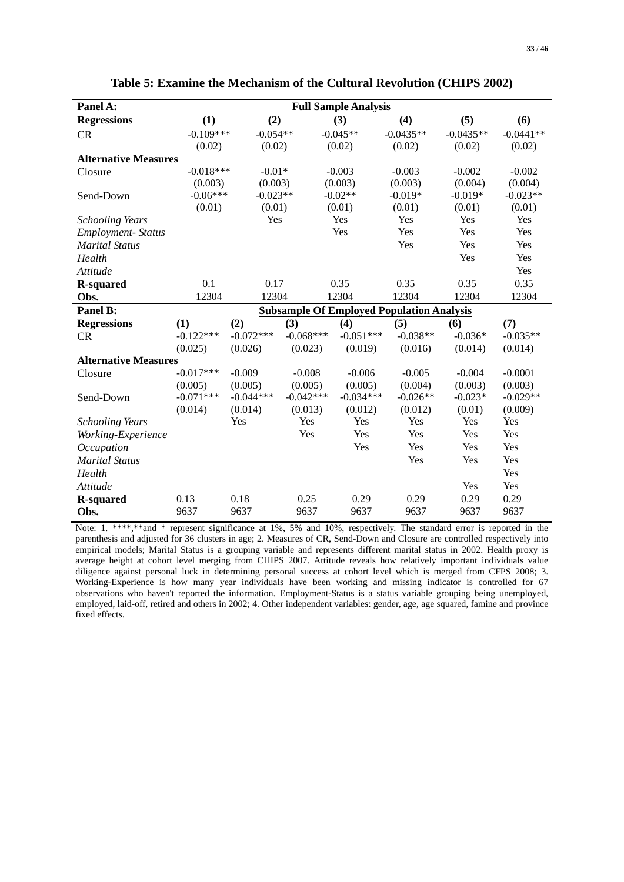**Table 5: Examine the Mechanism of the Cultural Revolution (CHIPS 2002)**

| Panel A: | Full Sample Analysis | | | | | |
|---|---|---|---|---|---|---|
| **Regressions** | **(1)** | **(2)** | **(3)** | **(4)** | **(5)** | **(6)** |
| CR | -0.109*** | -0.054** | -0.045** | -0.0435** | -0.0435** | -0.0441** |
| | (0.02) | (0.02) | (0.02) | (0.02) | (0.02) | (0.02) |
| **Alternative Measures** | | | | | | |
| Closure | -0.018*** | -0.01* | -0.003 | -0.003 | -0.002 | -0.002 |
| | (0.003) | (0.003) | (0.003) | (0.003) | (0.004) | (0.004) |
| Send-Down | -0.06*** | -0.023** | -0.02** | -0.019* | -0.019* | -0.023** |
| | (0.01) | (0.01) | (0.01) | (0.01) | (0.01) | (0.01) |
| *Schooling Years* | | Yes | Yes | Yes | Yes | Yes |
| *Employment- Status* | | | Yes | Yes | Yes | Yes |
| *Marital Status* | | | | Yes | Yes | Yes |
| *Health* | | | | | Yes | Yes |
| *Attitude* | | | | | | Yes |
| **R-squared** | 0.1 | 0.17 | 0.35 | 0.35 | 0.35 | 0.35 |
| **Obs.** | 12304 | 12304 | 12304 | 12304 | 12304 | 12304 |

| Panel B: | Subsample Of Employed Population Analysis | | | | | | |
|---|---|---|---|---|---|---|---|
| **Regressions** | **(1)** | **(2)** | **(3)** | **(4)** | **(5)** | **(6)** | **(7)** |
| CR | -0.122*** | -0.072*** | -0.068*** | -0.051*** | -0.038** | -0.036* | -0.035** |
| | (0.025) | (0.026) | (0.023) | (0.019) | (0.016) | (0.014) | (0.014) |
| **Alternative Measures** | | | | | | | |
| Closure | -0.017*** | -0.009 | -0.008 | -0.006 | -0.005 | -0.004 | -0.0001 |
| | (0.005) | (0.005) | (0.005) | (0.005) | (0.004) | (0.003) | (0.003) |
| Send-Down | -0.071*** | -0.044*** | -0.042*** | -0.034*** | -0.026** | -0.023* | -0.029** |
| | (0.014) | (0.014) | (0.013) | (0.012) | (0.012) | (0.01) | (0.009) |
| *Schooling Years* | | Yes | Yes | Yes | Yes | Yes | Yes |
| *Working-Experience* | | | Yes | Yes | Yes | Yes | Yes |
| *Occupation* | | | | Yes | Yes | Yes | Yes |
| *Marital Status* | | | | | Yes | Yes | Yes |
| *Health* | | | | | | | Yes |
| *Attitude* | | | | | | Yes | Yes |
| **R-squared** | 0.13 | 0.18 | 0.25 | 0.29 | 0.29 | 0.29 | 0.29 |
| **Obs.** | 9637 | 9637 | 9637 | 9637 | 9637 | 9637 | 9637 |

Note: 1. ****,**and * represent significance at 1%, 5% and 10%, respectively. The standard error is reported in the parenthesis and adjusted for 36 clusters in age; 2. Measures of CR, Send-Down and Closure are controlled respectively into empirical models; Marital Status is a grouping variable and represents different marital status in 2002. Health proxy is average height at cohort level merging from CHIPS 2007. Attitude reveals how relatively important individuals value diligence against personal luck in determining personal success at cohort level which is merged from CFPS 2008; 3. Working-Experience is how many year individuals have been working and missing indicator is controlled for 67 observations who haven't reported the information. Employment-Status is a status variable grouping being unemployed, employed, laid-off, retired and others in 2002; 4. Other independent variables: gender, age, age squared, famine and province fixed effects.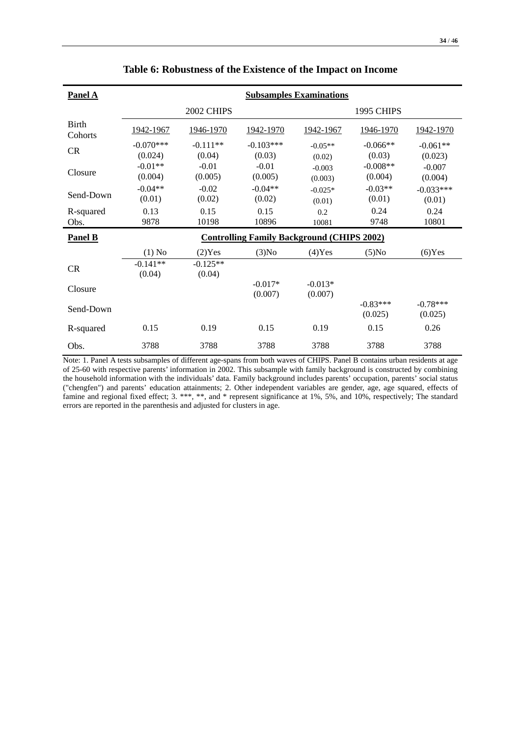### Table 6: Robustness of the Existence of the Impact on Income

| **Panel A** | **Subsamples Examinations** | | | | | |
|---|---|---|---|---|---|---|
| | 2002 CHIPS | | | 1995 CHIPS | | |
| Birth Cohorts | 1942-1967 | 1946-1970 | 1942-1970 | 1942-1967 | 1946-1970 | 1942-1970 |
| CR | -0.070*** | -0.111** | -0.103*** | -0.05** | -0.066** | -0.061** |
| | (0.024) | (0.04) | (0.03) | (0.02) | (0.03) | (0.023) |
| Closure | -0.01** | -0.01 | -0.01 | -0.003 | -0.008** | -0.007 |
| | (0.004) | (0.005) | (0.005) | (0.003) | (0.004) | (0.004) |
| Send-Down | -0.04** | -0.02 | -0.04** | -0.025* | -0.03** | -0.033*** |
| | (0.01) | (0.02) | (0.02) | (0.01) | (0.01) | (0.01) |
| R-squared | 0.13 | 0.15 | 0.15 | 0.2 | 0.24 | 0.24 |
| Obs. | 9878 | 10198 | 10896 | 10081 | 9748 | 10801 |
| **Panel B** | **Controlling Family Background (CHIPS 2002)** | | | | | |
| | (1) No | (2)Yes | (3)No | (4)Yes | (5)No | (6)Yes |
| CR | -0.141** | -0.125** | | | | |
| | (0.04) | (0.04) | | | | |
| Closure | | | -0.017* | -0.013* | | |
| | | | (0.007) | (0.007) | | |
| Send-Down | | | | | -0.83*** | -0.78*** |
| | | | | | (0.025) | (0.025) |
| R-squared | 0.15 | 0.19 | 0.15 | 0.19 | 0.15 | 0.26 |
| Obs. | 3788 | 3788 | 3788 | 3788 | 3788 | 3788 |

Note: 1. Panel A tests subsamples of different age-spans from both waves of CHIPS. Panel B contains urban residents at age of 25-60 with respective parents' information in 2002. This subsample with family background is constructed by combining the household information with the individuals' data. Family background includes parents' occupation, parents' social status ("chengfen") and parents' education attainments; 2. Other independent variables are gender, age, age squared, effects of famine and regional fixed effect; 3. ***, **, and * represent significance at 1%, 5%, and 10%, respectively; The standard errors are reported in the parenthesis and adjusted for clusters in age.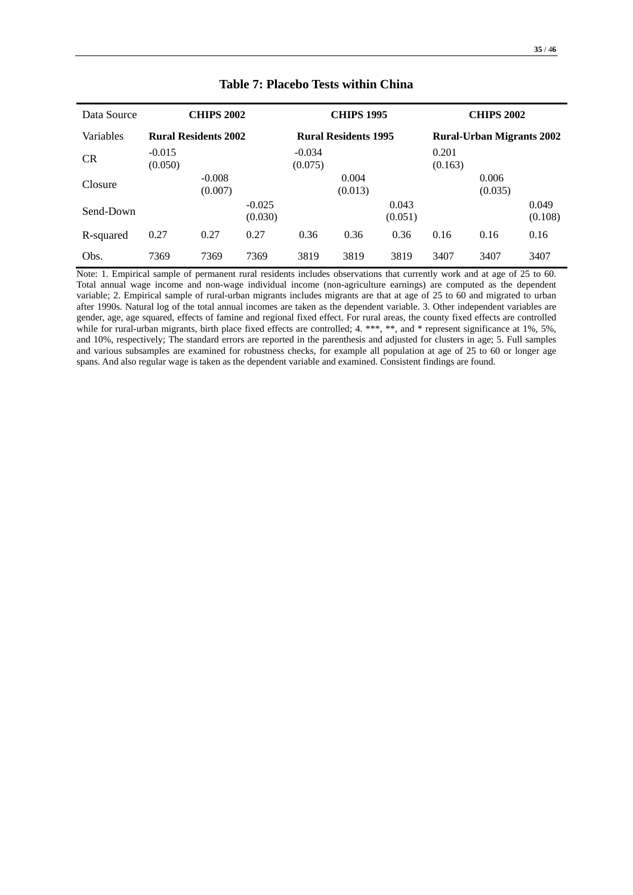# Table 7: Placebo Tests within China

| Data Source | CHIPS 2002 | | | CHIPS 1995 | | | CHIPS 2002 | | |
|---|---|---|---|---|---|---|---|---|---|
| Variables | Rural Residents 2002 | | | Rural Residents 1995 | | | Rural-Urban Migrants 2002 | | |
| CR | -0.015<br>(0.050) | | | -0.034<br>(0.075) | | | 0.201<br>(0.163) | | |
| Closure | | -0.008<br>(0.007) | | | 0.004<br>(0.013) | | | 0.006<br>(0.035) | |
| Send-Down | | | -0.025<br>(0.030) | | | 0.043<br>(0.051) | | | 0.049<br>(0.108) |
| R-squared | 0.27 | 0.27 | 0.27 | 0.36 | 0.36 | 0.36 | 0.16 | 0.16 | 0.16 |
| Obs. | 7369 | 7369 | 7369 | 3819 | 3819 | 3819 | 3407 | 3407 | 3407 |

Note: 1. Empirical sample of permanent rural residents includes observations that currently work and at age of 25 to 60. Total annual wage income and non-wage individual income (non-agriculture earnings) are computed as the dependent variable; 2. Empirical sample of rural-urban migrants includes migrants are that at age of 25 to 60 and migrated to urban after 1990s. Natural log of the total annual incomes are taken as the dependent variable. 3. Other independent variables are gender, age, age squared, effects of famine and regional fixed effect. For rural areas, the county fixed effects are controlled while for rural-urban migrants, birth place fixed effects are controlled; 4. ***, **, and * represent significance at 1%, 5%, and 10%, respectively; The standard errors are reported in the parenthesis and adjusted for clusters in age; 5. Full samples and various subsamples are examined for robustness checks, for example all population at age of 25 to 60 or longer age spans. And also regular wage is taken as the dependent variable and examined. Consistent findings are found.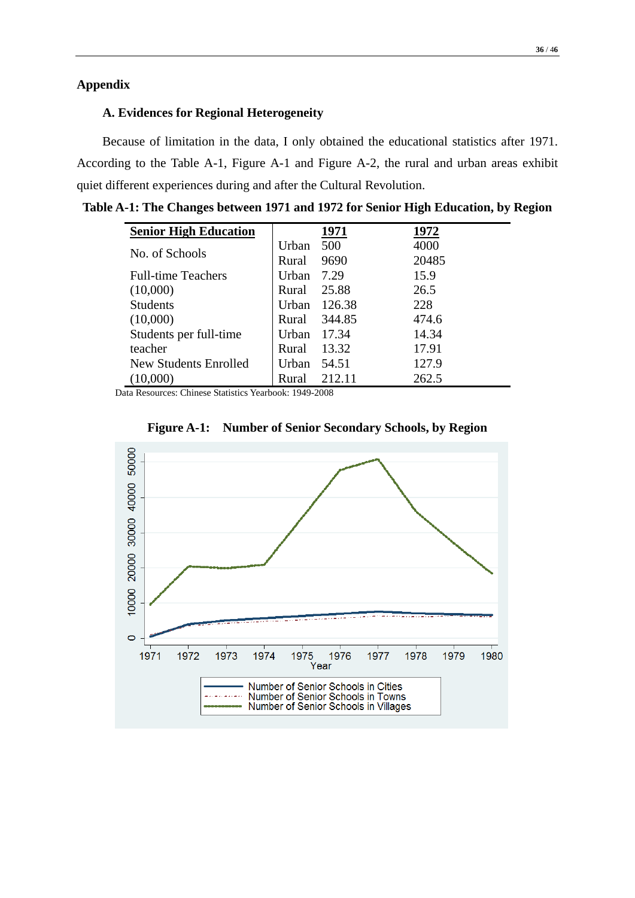## Appendix

### A. Evidences for Regional Heterogeneity

Because of limitation in the data, I only obtained the educational statistics after 1971. According to the Table A-1, Figure A-1 and Figure A-2, the rural and urban areas exhibit quiet different experiences during and after the Cultural Revolution.

**Table A-1: The Changes between 1971 and 1972 for Senior High Education, by Region**

| Senior High Education | | 1971 | 1972 |
|---|---|---|---|
| No. of Schools | Urban | 500 | 4000 |
| | Rural | 9690 | 20485 |
| Full-time Teachers (10,000) | Urban | 7.29 | 15.9 |
| | Rural | 25.88 | 26.5 |
| Students (10,000) | Urban | 126.38 | 228 |
| | Rural | 344.85 | 474.6 |
| Students per full-time teacher | Urban | 17.34 | 14.34 |
| | Rural | 13.32 | 17.91 |
| New Students Enrolled (10,000) | Urban | 54.51 | 127.9 |
| | Rural | 212.11 | 262.5 |

Data Resources: Chinese Statistics Yearbook: 1949-2008

**Figure A-1: Number of Senior Secondary Schools, by Region**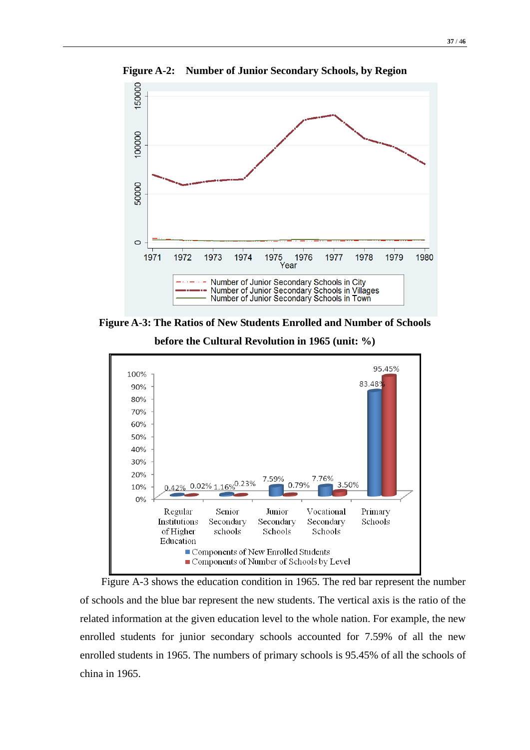**Figure A-2: Number of Junior Secondary Schools, by Region**

**Figure A-3: The Ratios of New Students Enrolled and Number of Schools before the Cultural Revolution in 1965 (unit: %)**

Figure A-3 shows the education condition in 1965. The red bar represent the number of schools and the blue bar represent the new students. The vertical axis is the ratio of the related information at the given education level to the whole nation. For example, the new enrolled students for junior secondary schools accounted for 7.59% of all the new enrolled students in 1965. The numbers of primary schools is 95.45% of all the schools of china in 1965.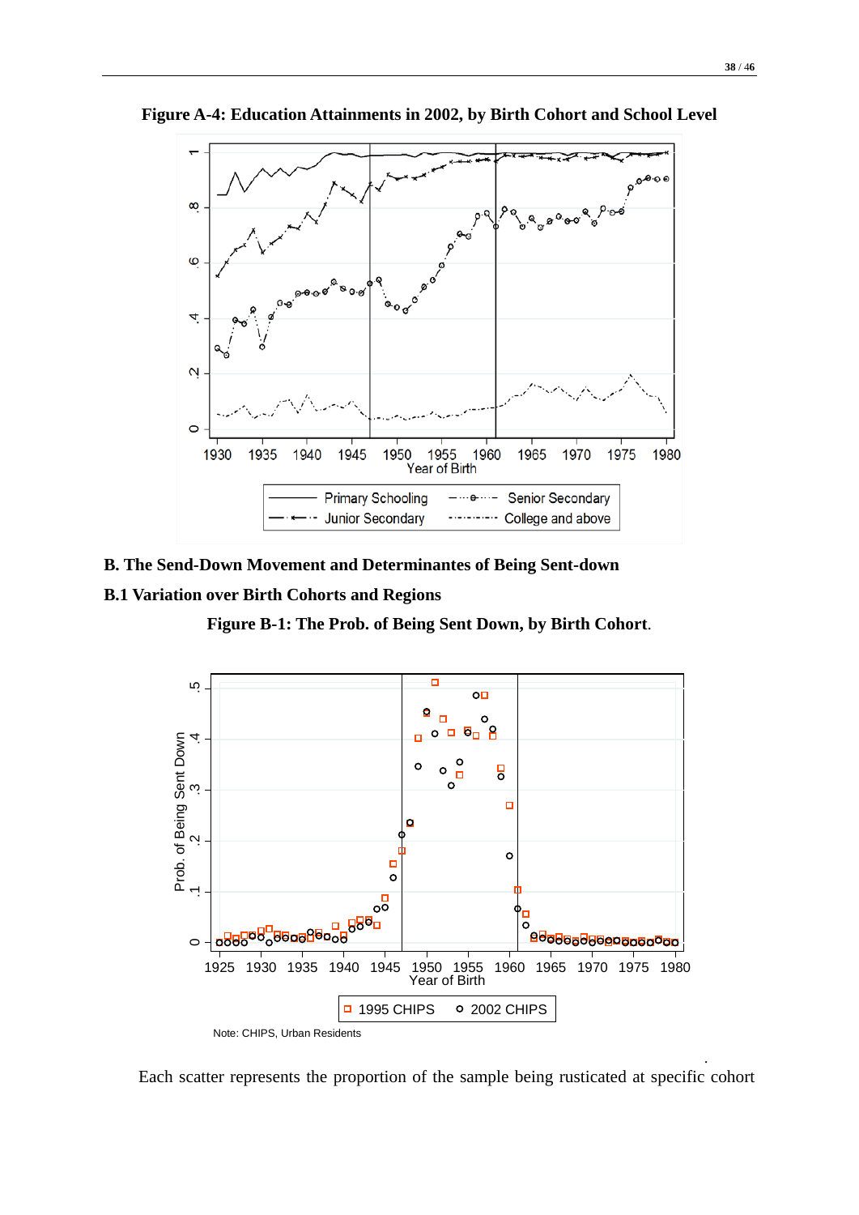**Figure A-4: Education Attainments in 2002, by Birth Cohort and School Level**

## B. The Send-Down Movement and Determinantes of Being Sent-down

### B.1 Variation over Birth Cohorts and Regions

**Figure B-1: The Prob. of Being Sent Down, by Birth Cohort.**

Note: CHIPS, Urban Residents

Each scatter represents the proportion of the sample being rusticated at specific cohort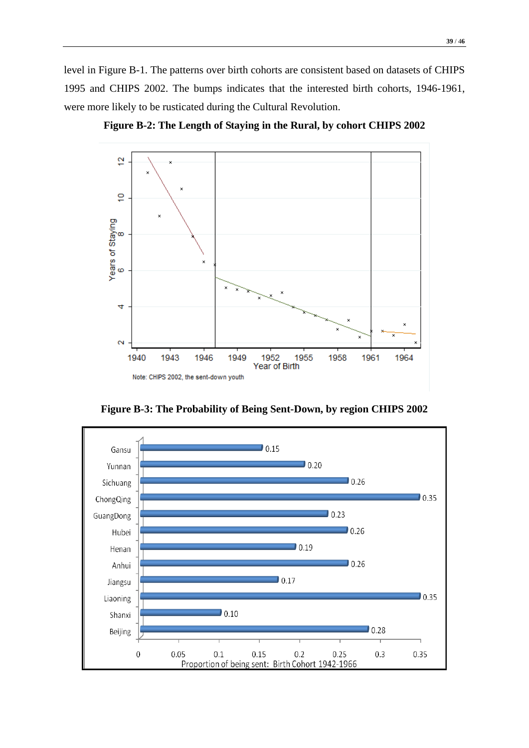level in Figure B-1. The patterns over birth cohorts are consistent based on datasets of CHIPS 1995 and CHIPS 2002. The bumps indicates that the interested birth cohorts, 1946-1961, were more likely to be rusticated during the Cultural Revolution.

**Figure B-2: The Length of Staying in the Rural, by cohort CHIPS 2002**

Note: CHIPS 2002, the sent-down youth

**Figure B-3: The Probability of Being Sent-Down, by region CHIPS 2002**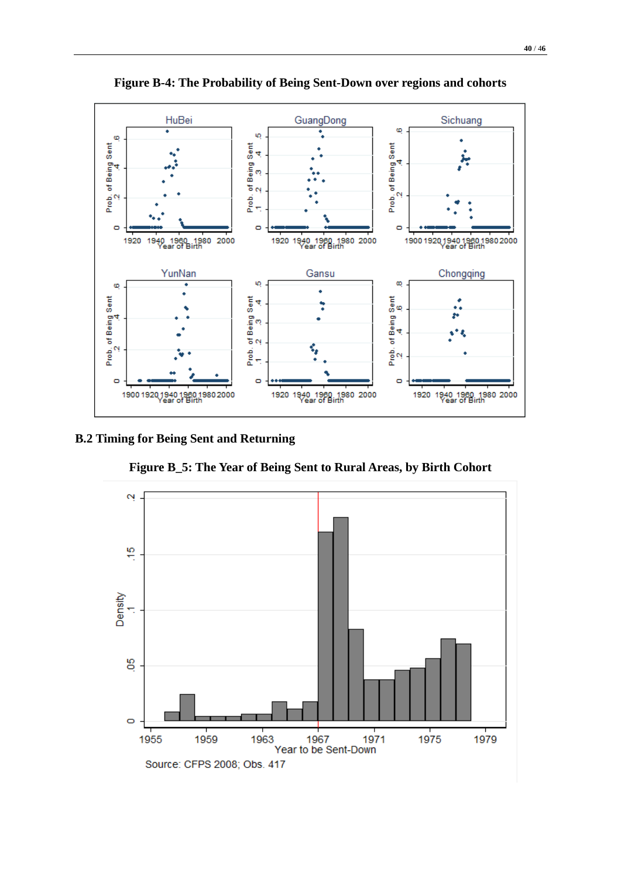**Figure B-4: The Probability of Being Sent-Down over regions and cohorts**

## B.2 Timing for Being Sent and Returning

**Figure B_5: The Year of Being Sent to Rural Areas, by Birth Cohort**

Source: CFPS 2008; Obs. 417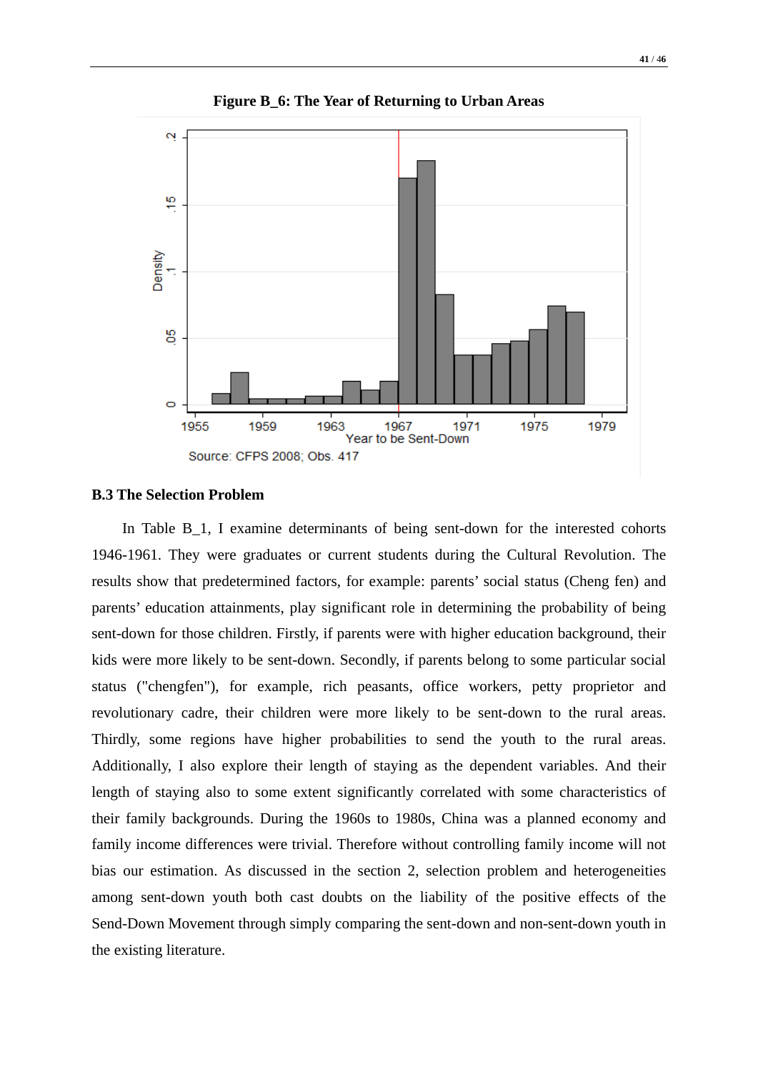**Figure B_6: The Year of Returning to Urban Areas**

Source: CFPS 2008; Obs. 417

### B.3 The Selection Problem

In Table B_1, I examine determinants of being sent-down for the interested cohorts 1946-1961. They were graduates or current students during the Cultural Revolution. The results show that predetermined factors, for example: parents' social status (Cheng fen) and parents' education attainments, play significant role in determining the probability of being sent-down for those children. Firstly, if parents were with higher education background, their kids were more likely to be sent-down. Secondly, if parents belong to some particular social status ("chengfen"), for example, rich peasants, office workers, petty proprietor and revolutionary cadre, their children were more likely to be sent-down to the rural areas. Thirdly, some regions have higher probabilities to send the youth to the rural areas. Additionally, I also explore their length of staying as the dependent variables. And their length of staying also to some extent significantly correlated with some characteristics of their family backgrounds. During the 1960s to 1980s, China was a planned economy and family income differences were trivial. Therefore without controlling family income will not bias our estimation. As discussed in the section 2, selection problem and heterogeneities among sent-down youth both cast doubts on the liability of the positive effects of the Send-Down Movement through simply comparing the sent-down and non-sent-down youth in the existing literature.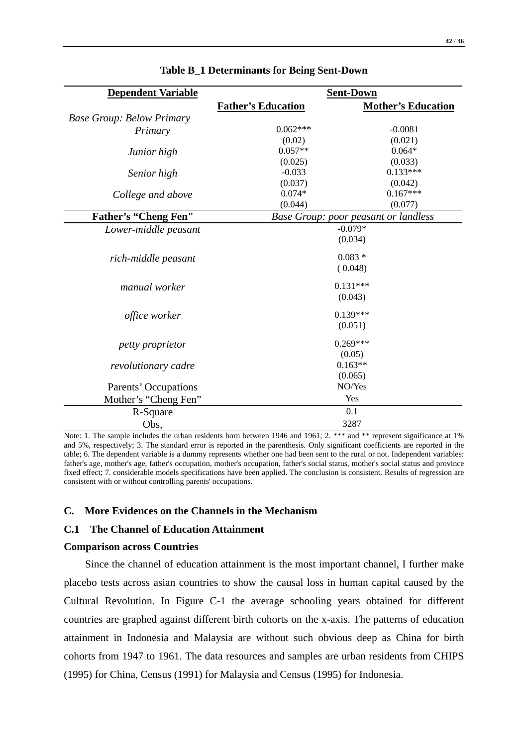**Table B_1 Determinants for Being Sent-Down**

| Dependent Variable | Sent-Down | |
|---|---|---|
| | **Father's Education** | **Mother's Education** |
| *Base Group: Below Primary* | | |
| *Primary* | 0.062*** | -0.0081 |
| | (0.02) | (0.021) |
| *Junior high* | 0.057** | 0.064* |
| | (0.025) | (0.033) |
| *Senior high* | -0.033 | 0.133*** |
| | (0.037) | (0.042) |
| *College and above* | 0.074* | 0.167*** |
| | (0.044) | (0.077) |
| **Father's "Cheng Fen"** | *Base Group: poor peasant or landless* | |
| *Lower-middle peasant* | -0.079* | |
| | (0.034) | |
| *rich-middle peasant* | 0.083 * | |
| | ( 0.048) | |
| *manual worker* | 0.131*** | |
| | (0.043) | |
| *office worker* | 0.139*** | |
| | (0.051) | |
| *petty proprietor* | 0.269*** | |
| | (0.05) | |
| *revolutionary cadre* | 0.163** | |
| | (0.065) | |
| Parents' Occupations | NO/Yes | |
| Mother's "Cheng Fen" | Yes | |
| R-Square | 0.1 | |
| Obs, | 3287 | |

Note: 1. The sample includes the urban residents born between 1946 and 1961; 2. *** and ** represent significance at 1% and 5%, respectively; 3. The standard error is reported in the parenthesis. Only significant coefficients are reported in the table; 6. The dependent variable is a dummy represents whether one had been sent to the rural or not. Independent variables: father's age, mother's age, father's occupation, mother's occupation, father's social status, mother's social status and province fixed effect; 7. considerable models specifications have been applied. The conclusion is consistent. Results of regression are consistent with or without controlling parents' occupations.

## C. More Evidences on the Channels in the Mechanism

### C.1 The Channel of Education Attainment

**Comparison across Countries**

Since the channel of education attainment is the most important channel, I further make placebo tests across asian countries to show the causal loss in human capital caused by the Cultural Revolution. In Figure C-1 the average schooling years obtained for different countries are graphed against different birth cohorts on the x-axis. The patterns of education attainment in Indonesia and Malaysia are without such obvious deep as China for birth cohorts from 1947 to 1961. The data resources and samples are urban residents from CHIPS (1995) for China, Census (1991) for Malaysia and Census (1995) for Indonesia.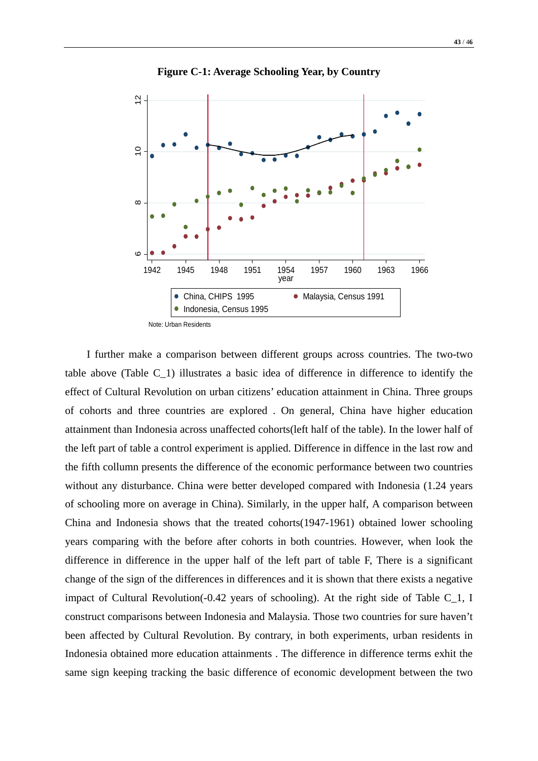**Figure C-1: Average Schooling Year, by Country**

Note: Urban Residents

I further make a comparison between different groups across countries. The two-two table above (Table C_1) illustrates a basic idea of difference in difference to identify the effect of Cultural Revolution on urban citizens' education attainment in China. Three groups of cohorts and three countries are explored . On general, China have higher education attainment than Indonesia across unaffected cohorts(left half of the table). In the lower half of the left part of table a control experiment is applied. Difference in diffence in the last row and the fifth collumn presents the difference of the economic performance between two countries without any disturbance. China were better developed compared with Indonesia (1.24 years of schooling more on average in China). Similarly, in the upper half, A comparison between China and Indonesia shows that the treated cohorts(1947-1961) obtained lower schooling years comparing with the before after cohorts in both countries. However, when look the difference in difference in the upper half of the left part of table F, There is a significant change of the sign of the differences in differences and it is shown that there exists a negative impact of Cultural Revolution(-0.42 years of schooling). At the right side of Table C_1, I construct comparisons between Indonesia and Malaysia. Those two countries for sure haven't been affected by Cultural Revolution. By contrary, in both experiments, urban residents in Indonesia obtained more education attainments . The difference in difference terms exhit the same sign keeping tracking the basic difference of economic development between the two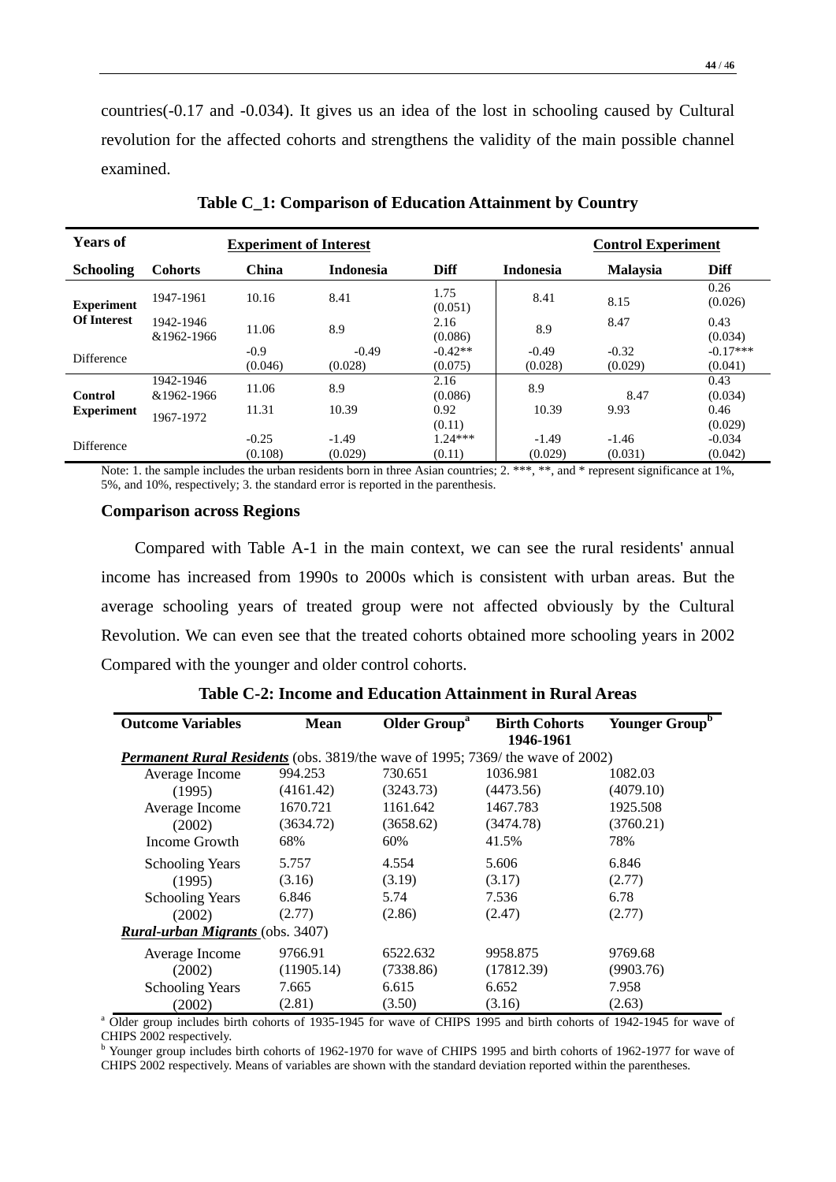countries(-0.17 and -0.034). It gives us an idea of the lost in schooling caused by Cultural revolution for the affected cohorts and strengthens the validity of the main possible channel examined.

**Table C_1: Comparison of Education Attainment by Country**

| Years of | | Experiment of Interest | | | Control Experiment | | |
|---|---|---|---|---|---|---|---|
| **Schooling** | **Cohorts** | **China** | **Indonesia** | **Diff** | **Indonesia** | **Malaysia** | **Diff** |
| **Experiment Of Interest** | 1947-1961 | 10.16 | 8.41 | 1.75 (0.051) | 8.41 | 8.15 | 0.26 (0.026) |
| | 1942-1946 &1962-1966 | 11.06 | 8.9 | 2.16 (0.086) | 8.9 | 8.47 | 0.43 (0.034) |
| Difference | | -0.9 (0.046) | -0.49 (0.028) | -0.42** (0.075) | -0.49 (0.028) | -0.32 (0.029) | -0.17*** (0.041) |
| **Control Experiment** | 1942-1946 &1962-1966 | 11.06 | 8.9 | 2.16 (0.086) | 8.9 | 8.47 | 0.43 (0.034) |
| | 1967-1972 | 11.31 | 10.39 | 0.92 (0.11) | 10.39 | 9.93 | 0.46 (0.029) |
| Difference | | -0.25 (0.108) | -1.49 (0.029) | 1.24*** (0.11) | -1.49 (0.029) | -1.46 (0.031) | -0.034 (0.042) |

Note: 1. the sample includes the urban residents born in three Asian countries; 2. ***, **, and * represent significance at 1%, 5%, and 10%, respectively; 3. the standard error is reported in the parenthesis.

**Comparison across Regions**

Compared with Table A-1 in the main context, we can see the rural residents' annual income has increased from 1990s to 2000s which is consistent with urban areas. But the average schooling years of treated group were not affected obviously by the Cultural Revolution. We can even see that the treated cohorts obtained more schooling years in 2002 Compared with the younger and older control cohorts.

**Table C-2: Income and Education Attainment in Rural Areas**

| Outcome Variables | Mean | Older Group[a] | Birth Cohorts 1946-1961 | Younger Group[b] |
|---|---|---|---|---|
| ***Permanent Rural Residents*** (obs. 3819/the wave of 1995; 7369/ the wave of 2002) | | | | |
| Average Income | 994.253 | 730.651 | 1036.981 | 1082.03 |
| (1995) | (4161.42) | (3243.73) | (4473.56) | (4079.10) |
| Average Income | 1670.721 | 1161.642 | 1467.783 | 1925.508 |
| (2002) | (3634.72) | (3658.62) | (3474.78) | (3760.21) |
| Income Growth | 68% | 60% | 41.5% | 78% |
| Schooling Years | 5.757 | 4.554 | 5.606 | 6.846 |
| (1995) | (3.16) | (3.19) | (3.17) | (2.77) |
| Schooling Years | 6.846 | 5.74 | 7.536 | 6.78 |
| (2002) | (2.77) | (2.86) | (2.47) | (2.77) |
| ***Rural-urban Migrants*** (obs. 3407) | | | | |
| Average Income | 9766.91 | 6522.632 | 9958.875 | 9769.68 |
| (2002) | (11905.14) | (7338.86) | (17812.39) | (9903.76) |
| Schooling Years | 7.665 | 6.615 | 6.652 | 7.958 |
| (2002) | (2.81) | (3.50) | (3.16) | (2.63) |

[a] Older group includes birth cohorts of 1935-1945 for wave of CHIPS 1995 and birth cohorts of 1942-1945 for wave of CHIPS 2002 respectively.

[b] Younger group includes birth cohorts of 1962-1970 for wave of CHIPS 1995 and birth cohorts of 1962-1977 for wave of CHIPS 2002 respectively. Means of variables are shown with the standard deviation reported within the parentheses.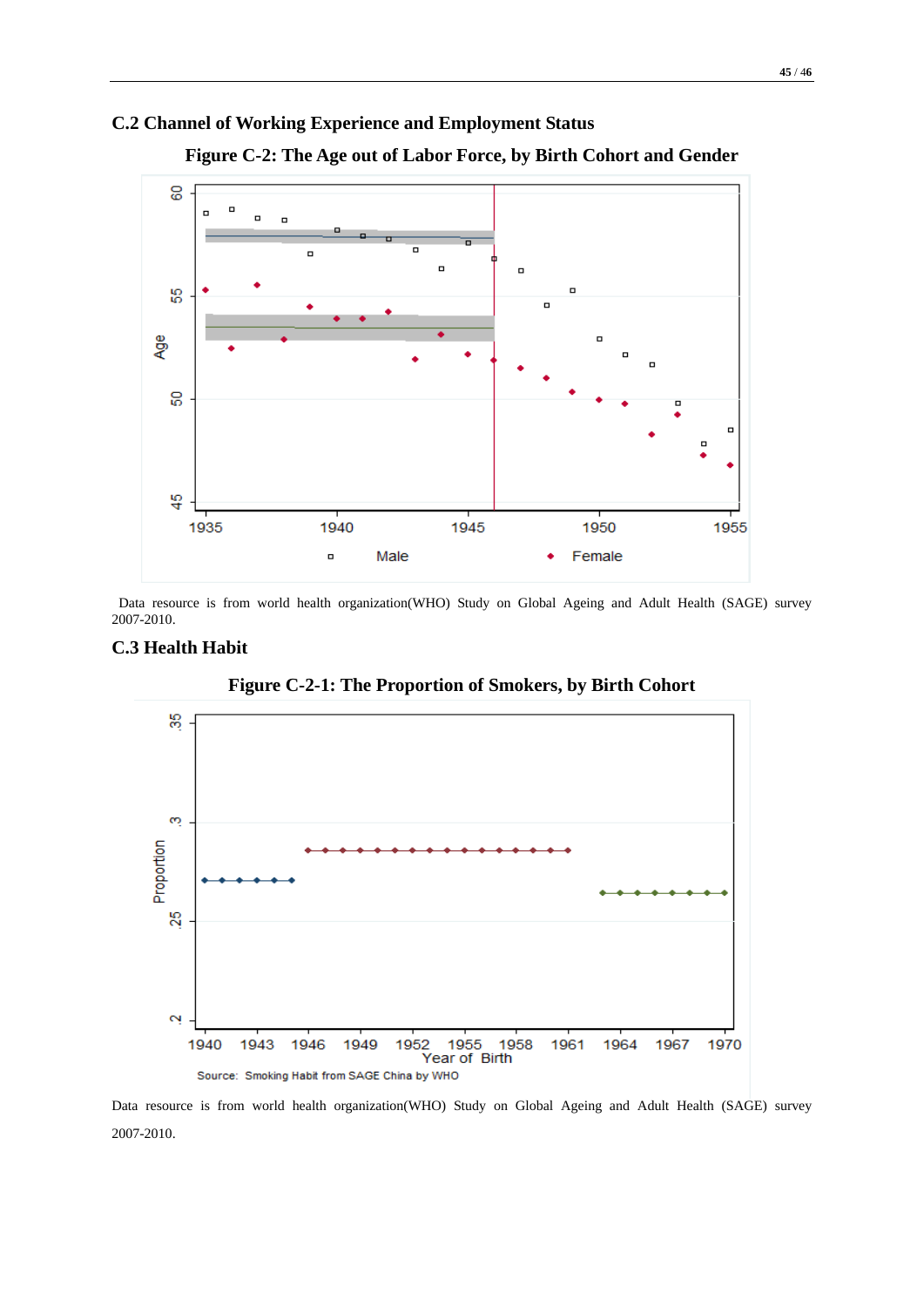## C.2 Channel of Working Experience and Employment Status

**Figure C-2: The Age out of Labor Force, by Birth Cohort and Gender**

Data resource is from world health organization(WHO) Study on Global Ageing and Adult Health (SAGE) survey 2007-2010.

## C.3 Health Habit

**Figure C-2-1: The Proportion of Smokers, by Birth Cohort**

Data resource is from world health organization(WHO) Study on Global Ageing and Adult Health (SAGE) survey 2007-2010.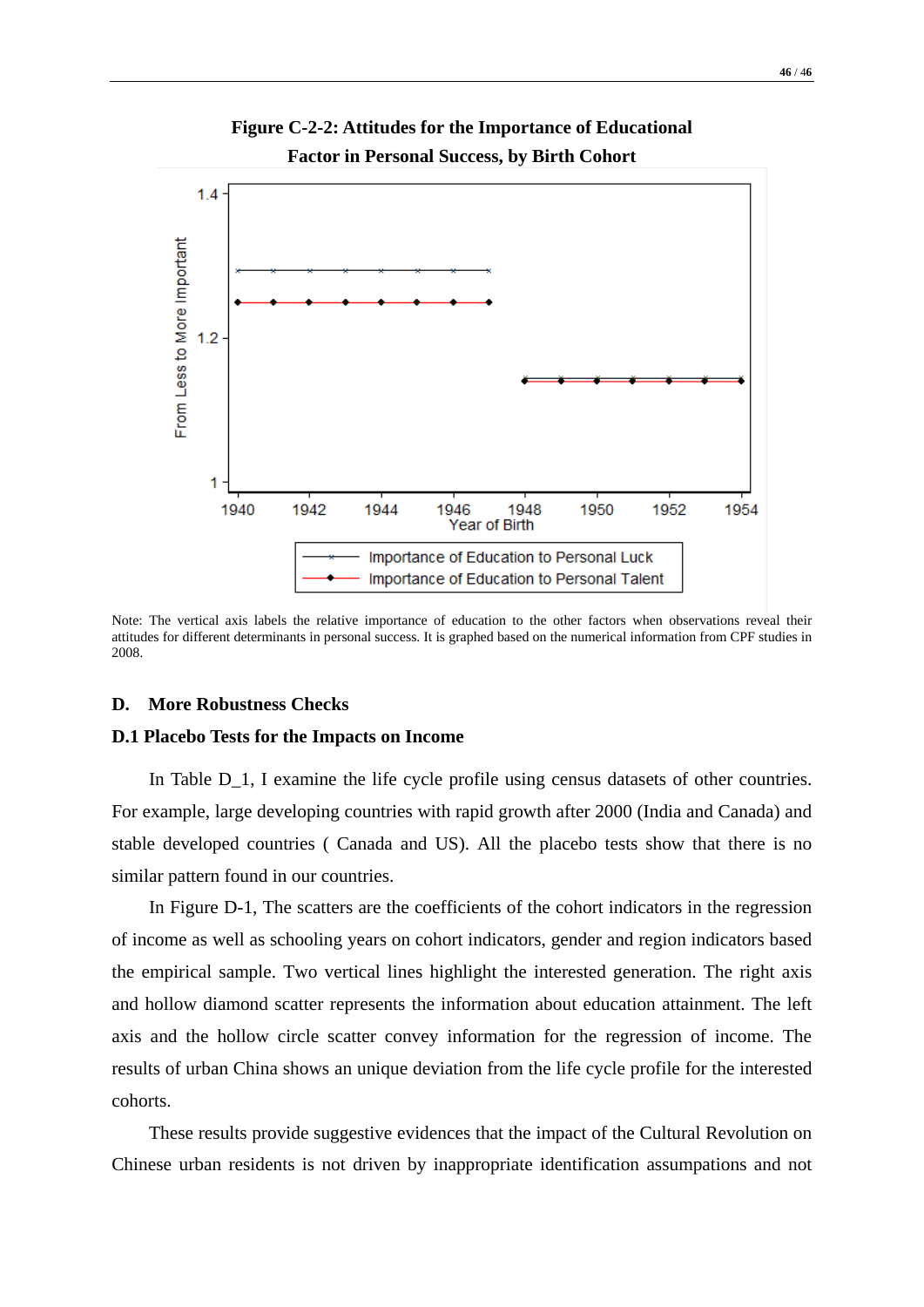**Figure C-2-2: Attitudes for the Importance of Educational Factor in Personal Success, by Birth Cohort**

Note: The vertical axis labels the relative importance of education to the other factors when observations reveal their attitudes for different determinants in personal success. It is graphed based on the numerical information from CPF studies in 2008.

## D. More Robustness Checks

### D.1 Placebo Tests for the Impacts on Income

In Table D_1, I examine the life cycle profile using census datasets of other countries. For example, large developing countries with rapid growth after 2000 (India and Canada) and stable developed countries ( Canada and US). All the placebo tests show that there is no similar pattern found in our countries.

In Figure D-1, The scatters are the coefficients of the cohort indicators in the regression of income as well as schooling years on cohort indicators, gender and region indicators based the empirical sample. Two vertical lines highlight the interested generation. The right axis and hollow diamond scatter represents the information about education attainment. The left axis and the hollow circle scatter convey information for the regression of income. The results of urban China shows an unique deviation from the life cycle profile for the interested cohorts.

These results provide suggestive evidences that the impact of the Cultural Revolution on Chinese urban residents is not driven by inappropriate identification assumpations and not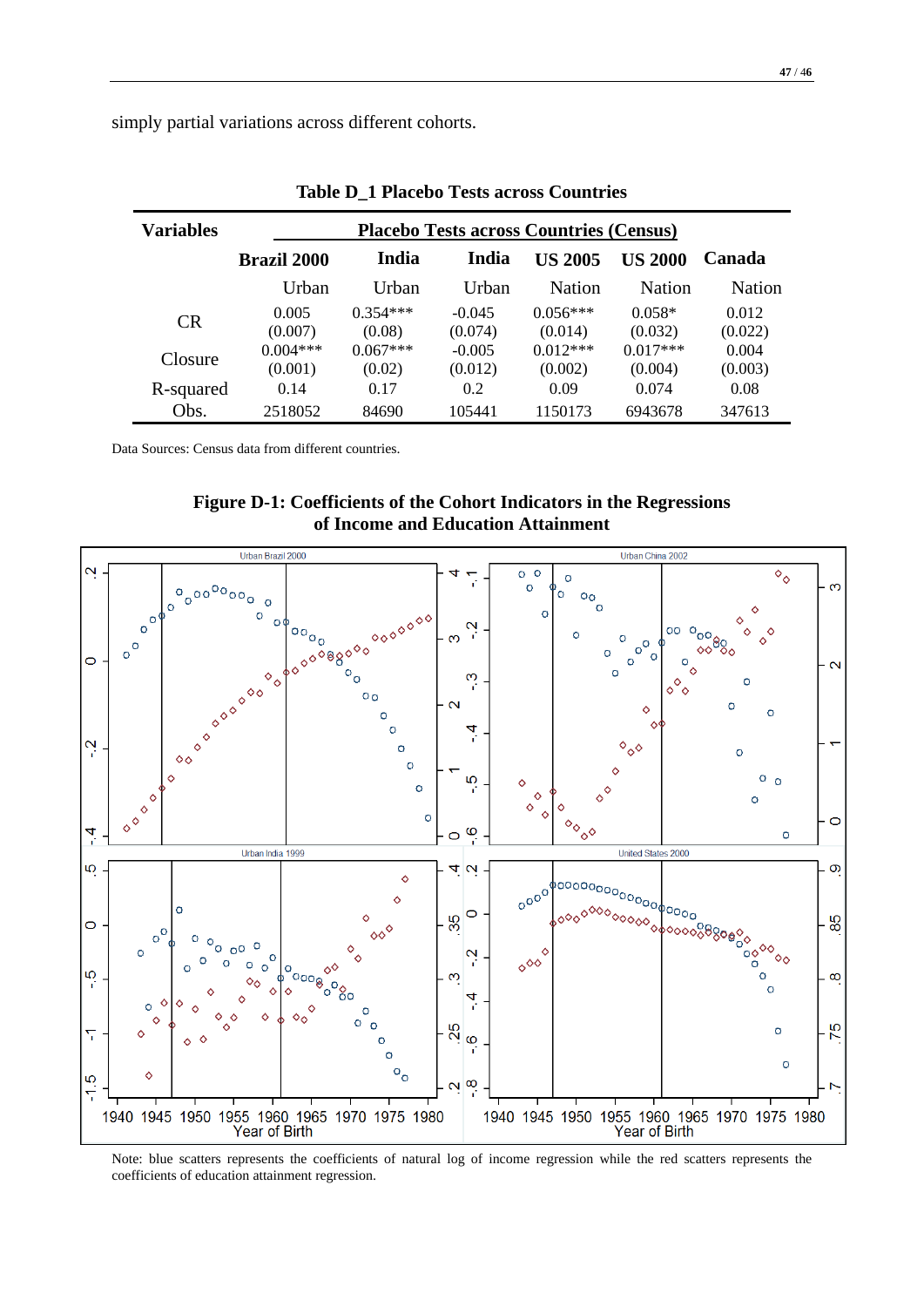simply partial variations across different cohorts.

**Table D_1 Placebo Tests across Countries**

| Variables | Placebo Tests across Countries (Census) | | | | | |
|---|---|---|---|---|---|---|
| | **Brazil 2000** | **India** | **India** | **US 2005** | **US 2000** | **Canada** |
| | Urban | Urban | Urban | Nation | Nation | Nation |
| CR | 0.005 | 0.354*** | -0.045 | 0.056*** | 0.058* | 0.012 |
| | (0.007) | (0.08) | (0.074) | (0.014) | (0.032) | (0.022) |
| Closure | 0.004*** | 0.067*** | -0.005 | 0.012*** | 0.017*** | 0.004 |
| | (0.001) | (0.02) | (0.012) | (0.002) | (0.004) | (0.003) |
| R-squared | 0.14 | 0.17 | 0.2 | 0.09 | 0.074 | 0.08 |
| Obs. | 2518052 | 84690 | 105441 | 1150173 | 6943678 | 347613 |

Data Sources: Census data from different countries.

**Figure D-1: Coefficients of the Cohort Indicators in the Regressions of Income and Education Attainment**

Note: blue scatters represents the coefficients of natural log of income regression while the red scatters represents the coefficients of education attainment regression.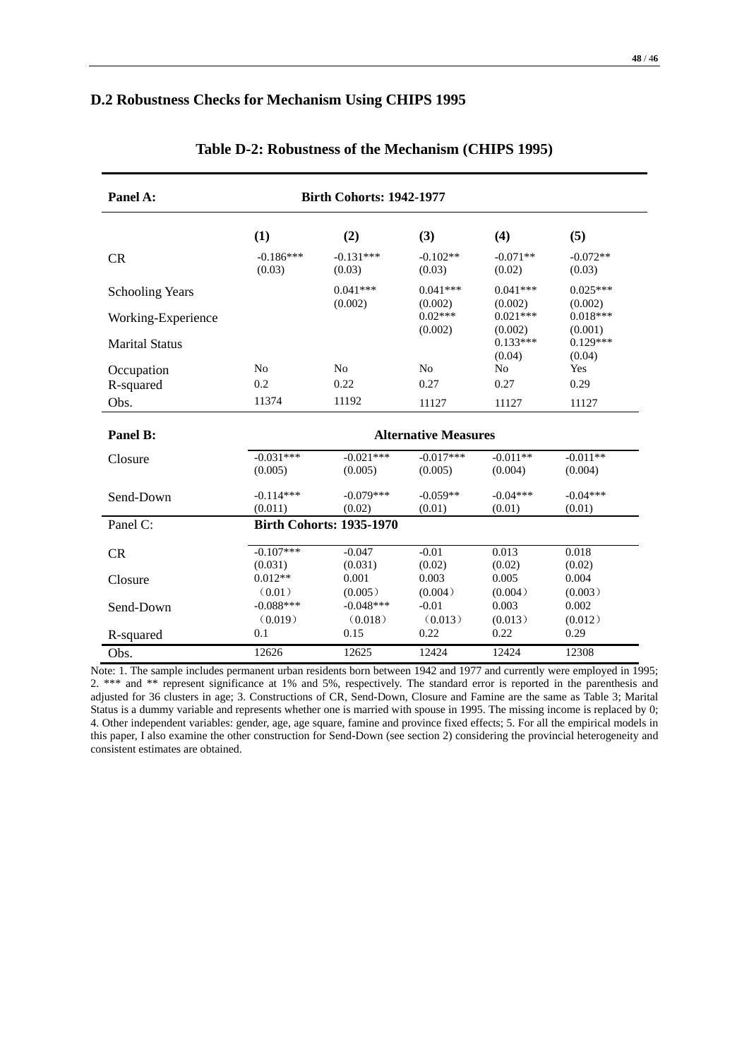## D.2 Robustness Checks for Mechanism Using CHIPS 1995

### Table D-2: Robustness of the Mechanism (CHIPS 1995)

| Panel A: | Birth Cohorts: 1942-1977 | | | | |
|---|---|---|---|---|---|
| | **(1)** | **(2)** | **(3)** | **(4)** | **(5)** |
| CR | -0.186*** (0.03) | -0.131*** (0.03) | -0.102** (0.03) | -0.071** (0.02) | -0.072** (0.03) |
| Schooling Years | | 0.041*** (0.002) | 0.041*** (0.002) | 0.041*** (0.002) | 0.025*** (0.002) |
| Working-Experience | | | 0.02*** (0.002) | 0.021*** (0.002) | 0.018*** (0.001) |
| Marital Status | | | | 0.133*** (0.04) | 0.129*** (0.04) |
| Occupation | No | No | No | No | Yes |
| R-squared | 0.2 | 0.22 | 0.27 | 0.27 | 0.29 |
| Obs. | 11374 | 11192 | 11127 | 11127 | 11127 |
| **Panel B:** | **Alternative Measures** | | | | |
| Closure | -0.031*** (0.005) | -0.021*** (0.005) | -0.017*** (0.005) | -0.011** (0.004) | -0.011** (0.004) |
| Send-Down | -0.114*** (0.011) | -0.079*** (0.02) | -0.059** (0.01) | -0.04*** (0.01) | -0.04*** (0.01) |
| Panel C: | **Birth Cohorts: 1935-1970** | | | | |
| CR | -0.107*** (0.031) | -0.047 (0.031) | -0.01 (0.02) | 0.013 (0.02) | 0.018 (0.02) |
| Closure | 0.012** （0.01） | 0.001 (0.005） | 0.003 (0.004） | 0.005 (0.004） | 0.004 (0.003） |
| Send-Down | -0.088*** （0.019） | -0.048*** （0.018） | -0.01 （0.013） | 0.003 (0.013） | 0.002 (0.012） |
| R-squared | 0.1 | 0.15 | 0.22 | 0.22 | 0.29 |
| Obs. | 12626 | 12625 | 12424 | 12424 | 12308 |

Note: 1. The sample includes permanent urban residents born between 1942 and 1977 and currently were employed in 1995; 2. *** and ** represent significance at 1% and 5%, respectively. The standard error is reported in the parenthesis and adjusted for 36 clusters in age; 3. Constructions of CR, Send-Down, Closure and Famine are the same as Table 3; Marital Status is a dummy variable and represents whether one is married with spouse in 1995. The missing income is replaced by 0; 4. Other independent variables: gender, age, age square, famine and province fixed effects; 5. For all the empirical models in this paper, I also examine the other construction for Send-Down (see section 2) considering the provincial heterogeneity and consistent estimates are obtained.